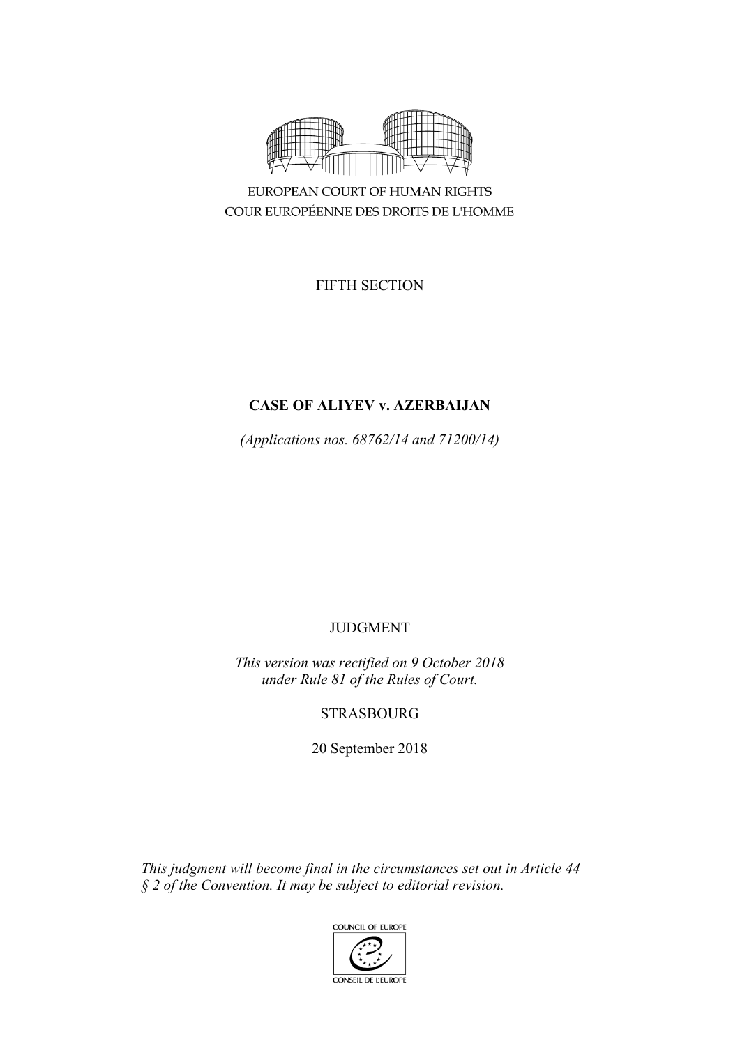EUROPEAN COURT OF HUMAN RIGHTS

COUR EUROPÉENNE DES DROITS DE L'HOMME

FIFTH SECTION

# CASE OF ALIYEV v. AZERBAIJAN

*(Applications nos. 68762/14 and 71200/14)*

JUDGMENT

*This version was rectified on 9 October 2018 under Rule 81 of the Rules of Court.*

STRASBOURG

20 September 2018

*This judgment will become final in the circumstances set out in Article 44 § 2 of the Convention. It may be subject to editorial revision.*

COUNCIL OF EUROPE

CONSEIL DE L'EUROPE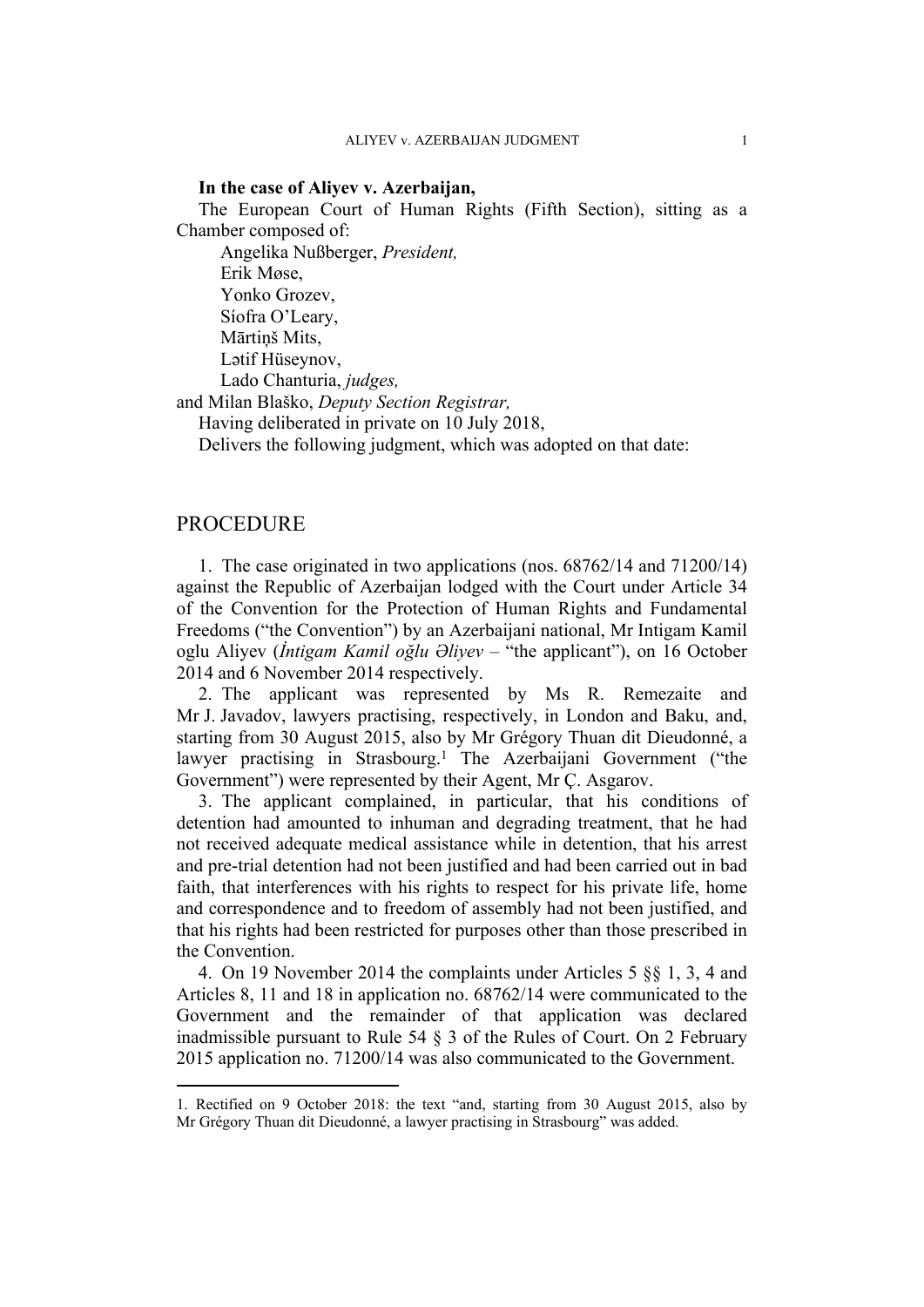**In the case of Aliyev v. Azerbaijan,**

The European Court of Human Rights (Fifth Section), sitting as a Chamber composed of:

Angelika Nußberger, *President,*
Erik Møse,
Yonko Grozev,
Síofra O'Leary,
Mārtiņš Mits,
Lətif Hüseynov,
Lado Chanturia, *judges,*
and Milan Blaško, *Deputy Section Registrar,*

Having deliberated in private on 10 July 2018,

Delivers the following judgment, which was adopted on that date:

# PROCEDURE

1. The case originated in two applications (nos. 68762/14 and 71200/14) against the Republic of Azerbaijan lodged with the Court under Article 34 of the Convention for the Protection of Human Rights and Fundamental Freedoms ("the Convention") by an Azerbaijani national, Mr Intigam Kamil oglu Aliyev (*İntigam Kamil oğlu Əliyev* – "the applicant"), on 16 October 2014 and 6 November 2014 respectively.

2. The applicant was represented by Ms R. Remezaite and Mr J. Javadov, lawyers practising, respectively, in London and Baku, and, starting from 30 August 2015, also by Mr Grégory Thuan dit Dieudonné, a lawyer practising in Strasbourg.[1] The Azerbaijani Government ("the Government") were represented by their Agent, Mr Ç. Asgarov.

3. The applicant complained, in particular, that his conditions of detention had amounted to inhuman and degrading treatment, that he had not received adequate medical assistance while in detention, that his arrest and pre-trial detention had not been justified and had been carried out in bad faith, that interferences with his rights to respect for his private life, home and correspondence and to freedom of assembly had not been justified, and that his rights had been restricted for purposes other than those prescribed in the Convention.

4. On 19 November 2014 the complaints under Articles 5 §§ 1, 3, 4 and Articles 8, 11 and 18 in application no. 68762/14 were communicated to the Government and the remainder of that application was declared inadmissible pursuant to Rule 54 § 3 of the Rules of Court. On 2 February 2015 application no. 71200/14 was also communicated to the Government.

[1] Rectified on 9 October 2018: the text "and, starting from 30 August 2015, also by Mr Grégory Thuan dit Dieudonné, a lawyer practising in Strasbourg" was added.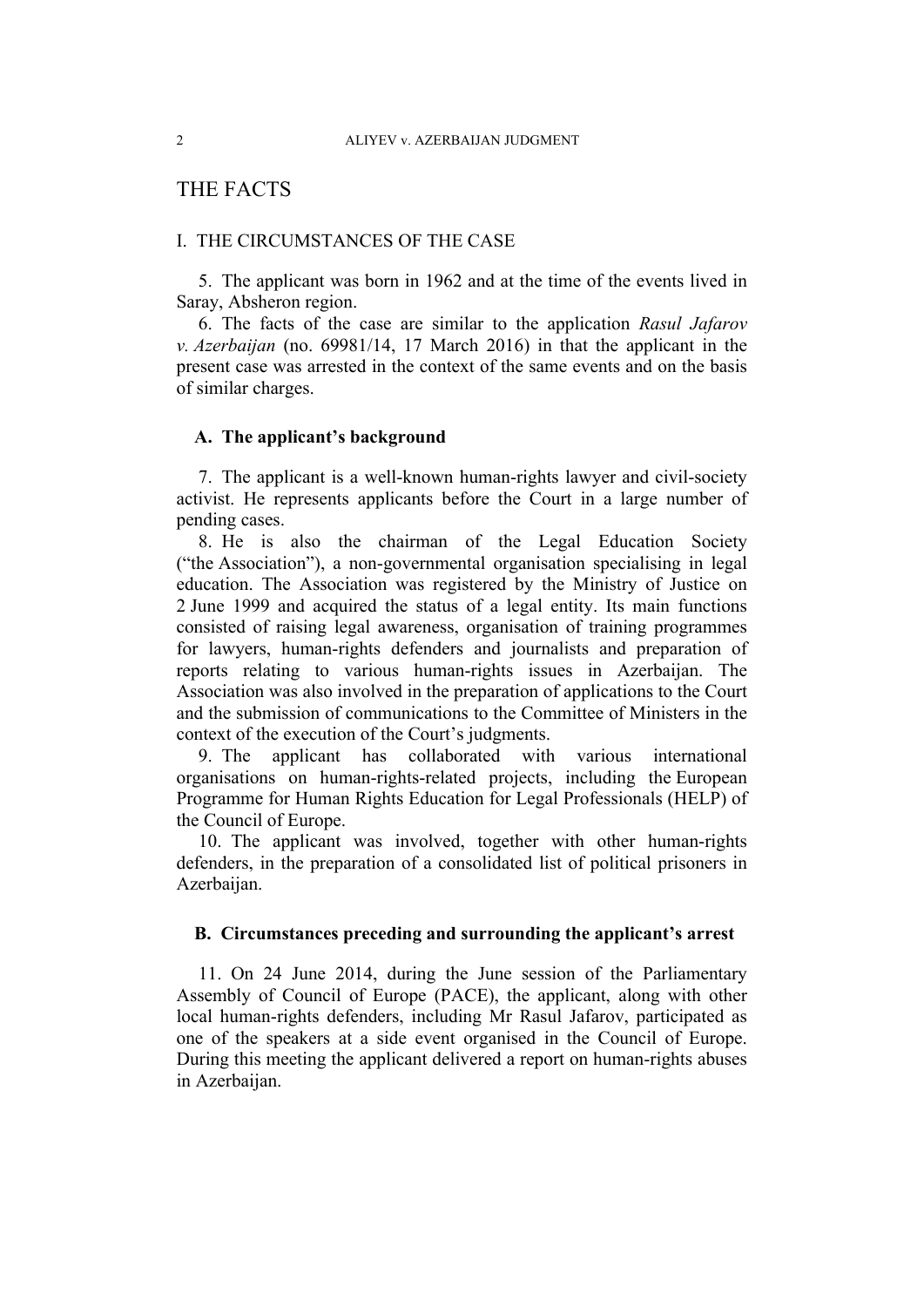# THE FACTS

## I. THE CIRCUMSTANCES OF THE CASE

5. The applicant was born in 1962 and at the time of the events lived in Saray, Absheron region.

6. The facts of the case are similar to the application *Rasul Jafarov v. Azerbaijan* (no. 69981/14, 17 March 2016) in that the applicant in the present case was arrested in the context of the same events and on the basis of similar charges.

### A. The applicant's background

7. The applicant is a well-known human-rights lawyer and civil-society activist. He represents applicants before the Court in a large number of pending cases.

8. He is also the chairman of the Legal Education Society ("the Association"), a non-governmental organisation specialising in legal education. The Association was registered by the Ministry of Justice on 2 June 1999 and acquired the status of a legal entity. Its main functions consisted of raising legal awareness, organisation of training programmes for lawyers, human-rights defenders and journalists and preparation of reports relating to various human-rights issues in Azerbaijan. The Association was also involved in the preparation of applications to the Court and the submission of communications to the Committee of Ministers in the context of the execution of the Court's judgments.

9. The applicant has collaborated with various international organisations on human-rights-related projects, including the European Programme for Human Rights Education for Legal Professionals (HELP) of the Council of Europe.

10. The applicant was involved, together with other human-rights defenders, in the preparation of a consolidated list of political prisoners in Azerbaijan.

### B. Circumstances preceding and surrounding the applicant's arrest

11. On 24 June 2014, during the June session of the Parliamentary Assembly of Council of Europe (PACE), the applicant, along with other local human-rights defenders, including Mr Rasul Jafarov, participated as one of the speakers at a side event organised in the Council of Europe. During this meeting the applicant delivered a report on human-rights abuses in Azerbaijan.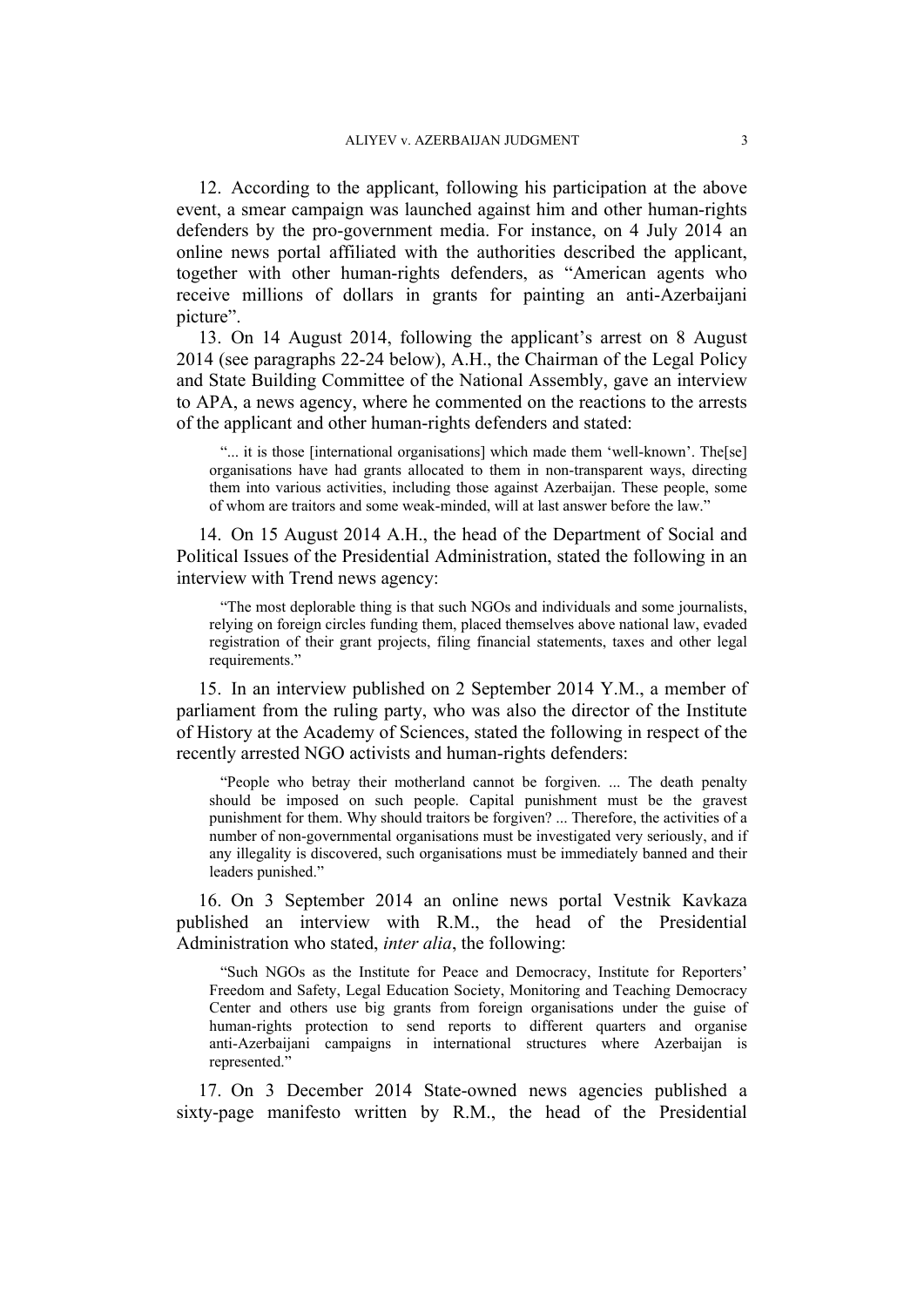12. According to the applicant, following his participation at the above event, a smear campaign was launched against him and other human-rights defenders by the pro-government media. For instance, on 4 July 2014 an online news portal affiliated with the authorities described the applicant, together with other human-rights defenders, as "American agents who receive millions of dollars in grants for painting an anti-Azerbaijani picture".

13. On 14 August 2014, following the applicant's arrest on 8 August 2014 (see paragraphs 22-24 below), A.H., the Chairman of the Legal Policy and State Building Committee of the National Assembly, gave an interview to APA, a news agency, where he commented on the reactions to the arrests of the applicant and other human-rights defenders and stated:

> "... it is those [international organisations] which made them 'well-known'. The[se] organisations have had grants allocated to them in non-transparent ways, directing them into various activities, including those against Azerbaijan. These people, some of whom are traitors and some weak-minded, will at last answer before the law."

14. On 15 August 2014 A.H., the head of the Department of Social and Political Issues of the Presidential Administration, stated the following in an interview with Trend news agency:

> "The most deplorable thing is that such NGOs and individuals and some journalists, relying on foreign circles funding them, placed themselves above national law, evaded registration of their grant projects, filing financial statements, taxes and other legal requirements."

15. In an interview published on 2 September 2014 Y.M., a member of parliament from the ruling party, who was also the director of the Institute of History at the Academy of Sciences, stated the following in respect of the recently arrested NGO activists and human-rights defenders:

> "People who betray their motherland cannot be forgiven. ... The death penalty should be imposed on such people. Capital punishment must be the gravest punishment for them. Why should traitors be forgiven? ... Therefore, the activities of a number of non-governmental organisations must be investigated very seriously, and if any illegality is discovered, such organisations must be immediately banned and their leaders punished."

16. On 3 September 2014 an online news portal Vestnik Kavkaza published an interview with R.M., the head of the Presidential Administration who stated, *inter alia*, the following:

> "Such NGOs as the Institute for Peace and Democracy, Institute for Reporters' Freedom and Safety, Legal Education Society, Monitoring and Teaching Democracy Center and others use big grants from foreign organisations under the guise of human-rights protection to send reports to different quarters and organise anti-Azerbaijani campaigns in international structures where Azerbaijan is represented."

17. On 3 December 2014 State-owned news agencies published a sixty-page manifesto written by R.M., the head of the Presidential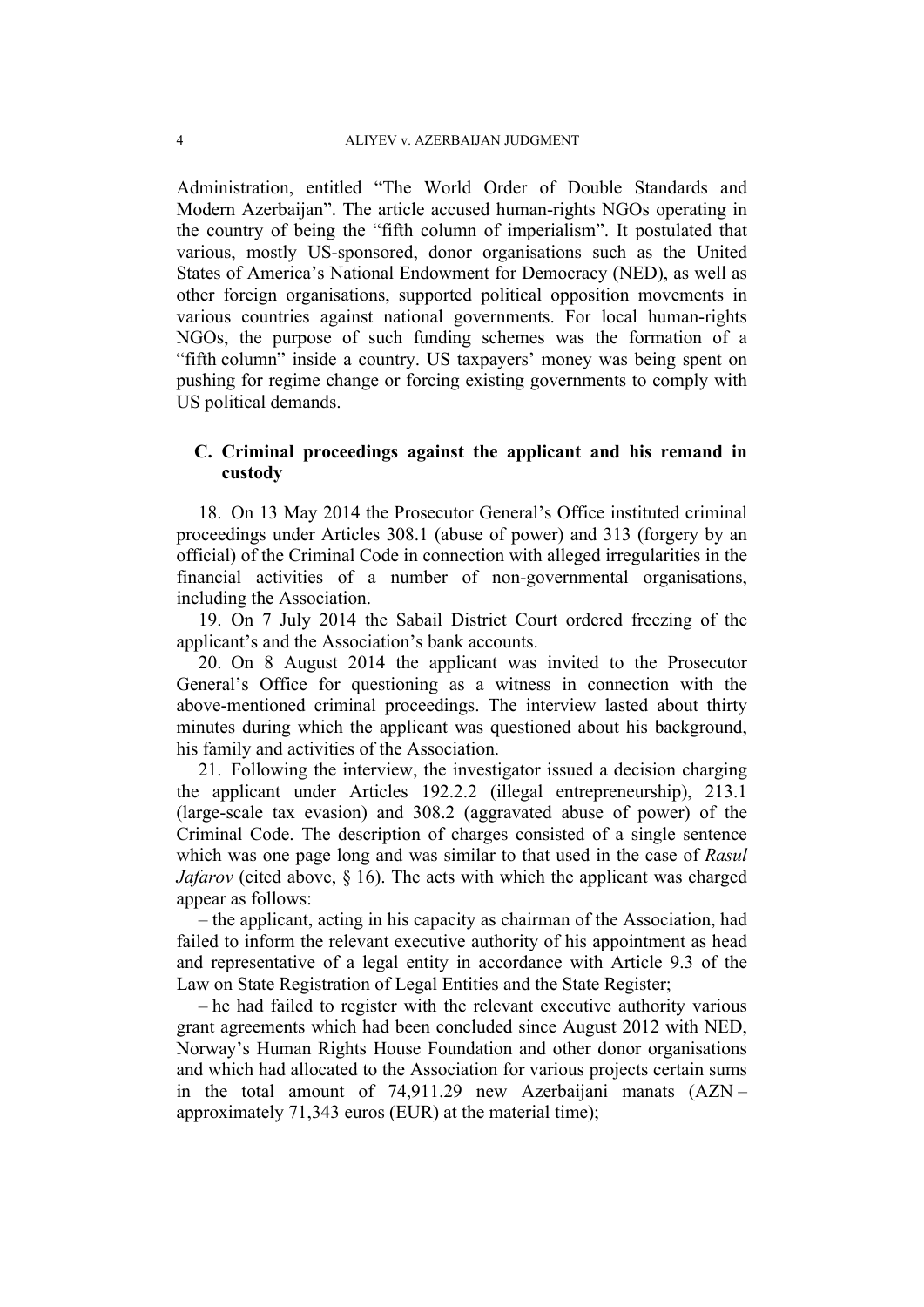Administration, entitled "The World Order of Double Standards and Modern Azerbaijan". The article accused human-rights NGOs operating in the country of being the "fifth column of imperialism". It postulated that various, mostly US-sponsored, donor organisations such as the United States of America's National Endowment for Democracy (NED), as well as other foreign organisations, supported political opposition movements in various countries against national governments. For local human-rights NGOs, the purpose of such funding schemes was the formation of a "fifth column" inside a country. US taxpayers' money was being spent on pushing for regime change or forcing existing governments to comply with US political demands.

### C. Criminal proceedings against the applicant and his remand in custody

18. On 13 May 2014 the Prosecutor General's Office instituted criminal proceedings under Articles 308.1 (abuse of power) and 313 (forgery by an official) of the Criminal Code in connection with alleged irregularities in the financial activities of a number of non-governmental organisations, including the Association.

19. On 7 July 2014 the Sabail District Court ordered freezing of the applicant's and the Association's bank accounts.

20. On 8 August 2014 the applicant was invited to the Prosecutor General's Office for questioning as a witness in connection with the above-mentioned criminal proceedings. The interview lasted about thirty minutes during which the applicant was questioned about his background, his family and activities of the Association.

21. Following the interview, the investigator issued a decision charging the applicant under Articles 192.2.2 (illegal entrepreneurship), 213.1 (large-scale tax evasion) and 308.2 (aggravated abuse of power) of the Criminal Code. The description of charges consisted of a single sentence which was one page long and was similar to that used in the case of *Rasul Jafarov* (cited above, § 16). The acts with which the applicant was charged appear as follows:

– the applicant, acting in his capacity as chairman of the Association, had failed to inform the relevant executive authority of his appointment as head and representative of a legal entity in accordance with Article 9.3 of the Law on State Registration of Legal Entities and the State Register;

– he had failed to register with the relevant executive authority various grant agreements which had been concluded since August 2012 with NED, Norway's Human Rights House Foundation and other donor organisations and which had allocated to the Association for various projects certain sums in the total amount of 74,911.29 new Azerbaijani manats (AZN – approximately 71,343 euros (EUR) at the material time);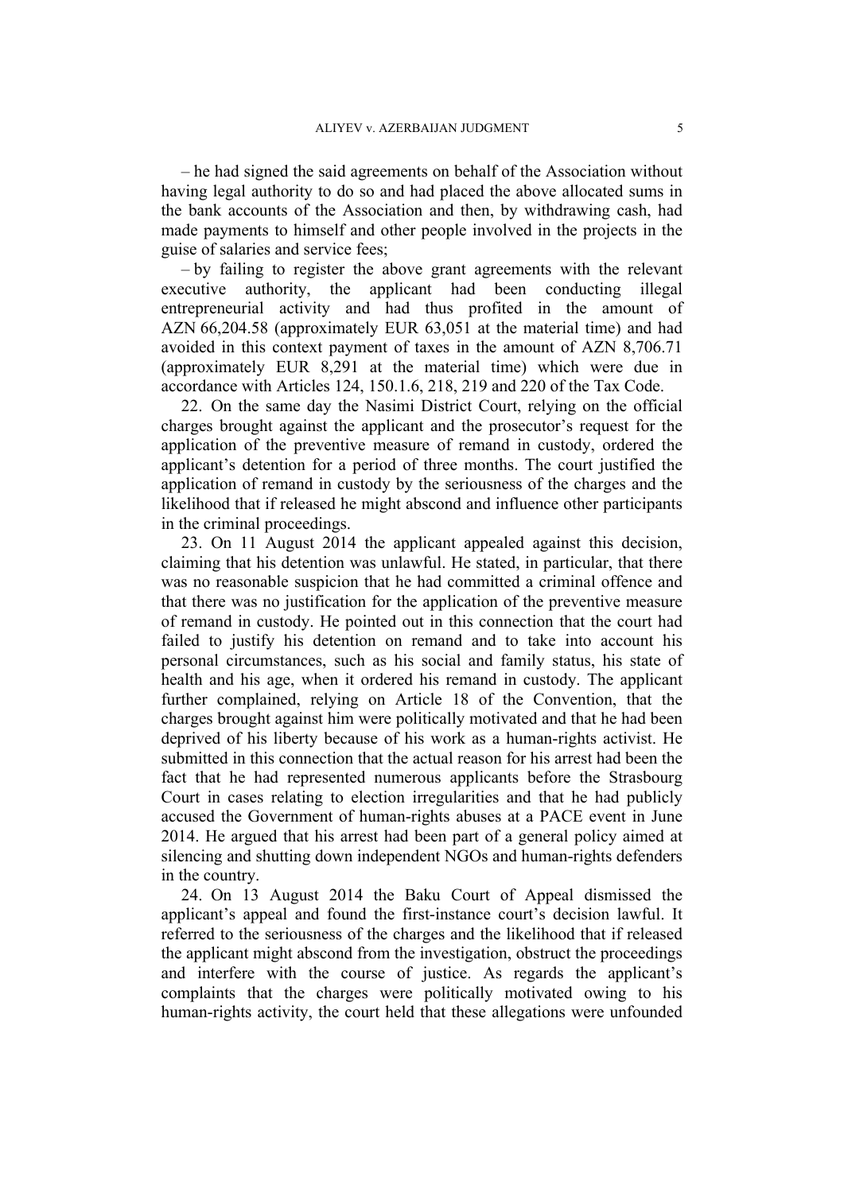– he had signed the said agreements on behalf of the Association without having legal authority to do so and had placed the above allocated sums in the bank accounts of the Association and then, by withdrawing cash, had made payments to himself and other people involved in the projects in the guise of salaries and service fees;

– by failing to register the above grant agreements with the relevant executive authority, the applicant had been conducting illegal entrepreneurial activity and had thus profited in the amount of AZN 66,204.58 (approximately EUR 63,051 at the material time) and had avoided in this context payment of taxes in the amount of AZN 8,706.71 (approximately EUR 8,291 at the material time) which were due in accordance with Articles 124, 150.1.6, 218, 219 and 220 of the Tax Code.

22. On the same day the Nasimi District Court, relying on the official charges brought against the applicant and the prosecutor's request for the application of the preventive measure of remand in custody, ordered the applicant's detention for a period of three months. The court justified the application of remand in custody by the seriousness of the charges and the likelihood that if released he might abscond and influence other participants in the criminal proceedings.

23. On 11 August 2014 the applicant appealed against this decision, claiming that his detention was unlawful. He stated, in particular, that there was no reasonable suspicion that he had committed a criminal offence and that there was no justification for the application of the preventive measure of remand in custody. He pointed out in this connection that the court had failed to justify his detention on remand and to take into account his personal circumstances, such as his social and family status, his state of health and his age, when it ordered his remand in custody. The applicant further complained, relying on Article 18 of the Convention, that the charges brought against him were politically motivated and that he had been deprived of his liberty because of his work as a human-rights activist. He submitted in this connection that the actual reason for his arrest had been the fact that he had represented numerous applicants before the Strasbourg Court in cases relating to election irregularities and that he had publicly accused the Government of human-rights abuses at a PACE event in June 2014. He argued that his arrest had been part of a general policy aimed at silencing and shutting down independent NGOs and human-rights defenders in the country.

24. On 13 August 2014 the Baku Court of Appeal dismissed the applicant's appeal and found the first-instance court's decision lawful. It referred to the seriousness of the charges and the likelihood that if released the applicant might abscond from the investigation, obstruct the proceedings and interfere with the course of justice. As regards the applicant's complaints that the charges were politically motivated owing to his human-rights activity, the court held that these allegations were unfounded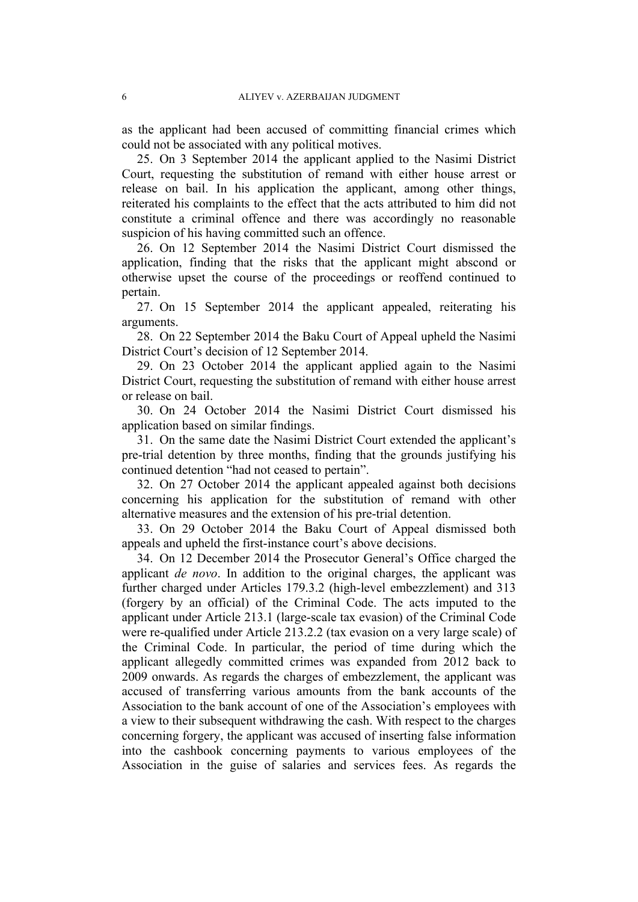as the applicant had been accused of committing financial crimes which could not be associated with any political motives.

25. On 3 September 2014 the applicant applied to the Nasimi District Court, requesting the substitution of remand with either house arrest or release on bail. In his application the applicant, among other things, reiterated his complaints to the effect that the acts attributed to him did not constitute a criminal offence and there was accordingly no reasonable suspicion of his having committed such an offence.

26. On 12 September 2014 the Nasimi District Court dismissed the application, finding that the risks that the applicant might abscond or otherwise upset the course of the proceedings or reoffend continued to pertain.

27. On 15 September 2014 the applicant appealed, reiterating his arguments.

28. On 22 September 2014 the Baku Court of Appeal upheld the Nasimi District Court's decision of 12 September 2014.

29. On 23 October 2014 the applicant applied again to the Nasimi District Court, requesting the substitution of remand with either house arrest or release on bail.

30. On 24 October 2014 the Nasimi District Court dismissed his application based on similar findings.

31. On the same date the Nasimi District Court extended the applicant's pre-trial detention by three months, finding that the grounds justifying his continued detention "had not ceased to pertain".

32. On 27 October 2014 the applicant appealed against both decisions concerning his application for the substitution of remand with other alternative measures and the extension of his pre-trial detention.

33. On 29 October 2014 the Baku Court of Appeal dismissed both appeals and upheld the first-instance court's above decisions.

34. On 12 December 2014 the Prosecutor General's Office charged the applicant *de novo*. In addition to the original charges, the applicant was further charged under Articles 179.3.2 (high-level embezzlement) and 313 (forgery by an official) of the Criminal Code. The acts imputed to the applicant under Article 213.1 (large-scale tax evasion) of the Criminal Code were re-qualified under Article 213.2.2 (tax evasion on a very large scale) of the Criminal Code. In particular, the period of time during which the applicant allegedly committed crimes was expanded from 2012 back to 2009 onwards. As regards the charges of embezzlement, the applicant was accused of transferring various amounts from the bank accounts of the Association to the bank account of one of the Association's employees with a view to their subsequent withdrawing the cash. With respect to the charges concerning forgery, the applicant was accused of inserting false information into the cashbook concerning payments to various employees of the Association in the guise of salaries and services fees. As regards the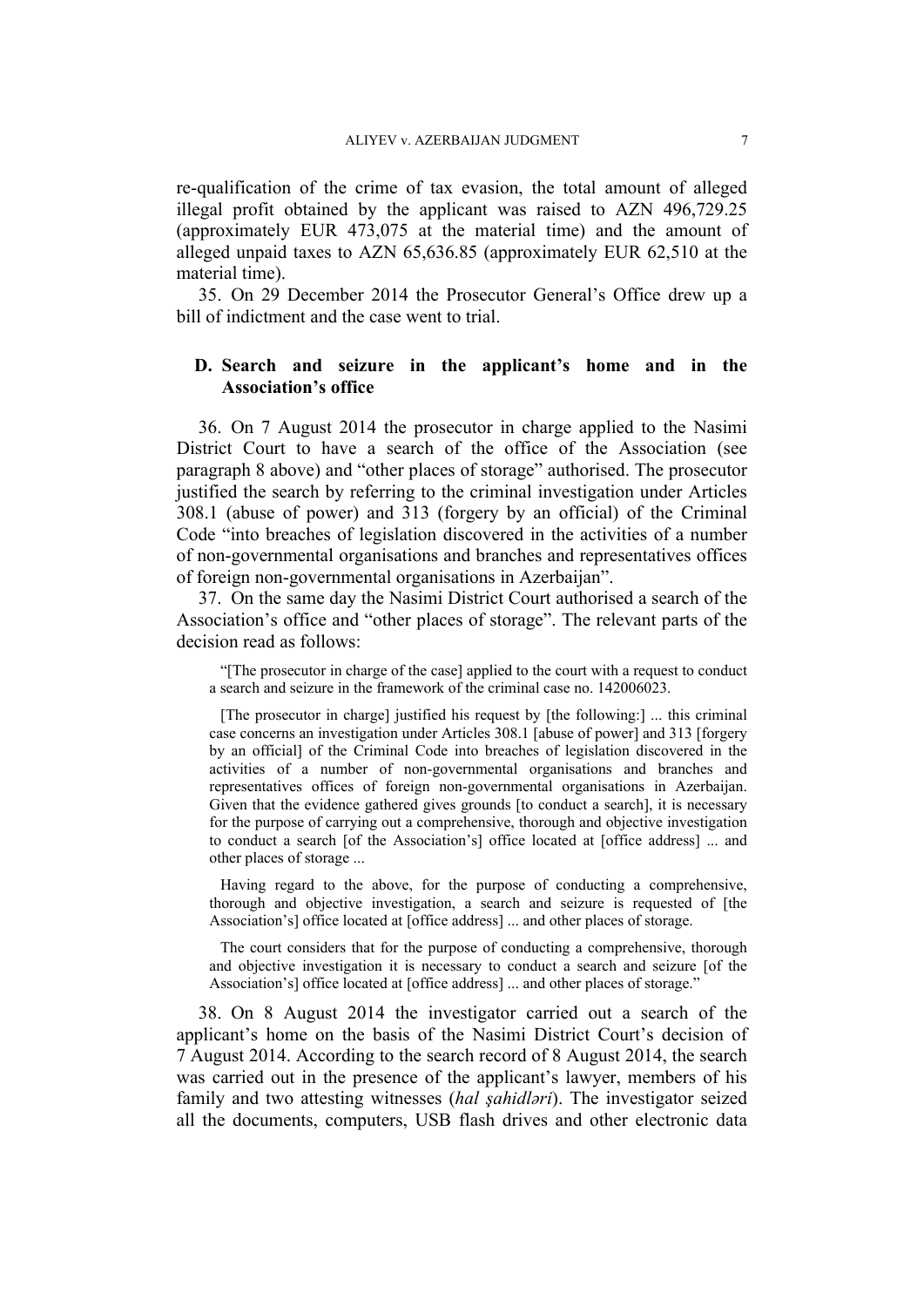re-qualification of the crime of tax evasion, the total amount of alleged illegal profit obtained by the applicant was raised to AZN 496,729.25 (approximately EUR 473,075 at the material time) and the amount of alleged unpaid taxes to AZN 65,636.85 (approximately EUR 62,510 at the material time).

35. On 29 December 2014 the Prosecutor General's Office drew up a bill of indictment and the case went to trial.

### D. Search and seizure in the applicant's home and in the Association's office

36. On 7 August 2014 the prosecutor in charge applied to the Nasimi District Court to have a search of the office of the Association (see paragraph 8 above) and "other places of storage" authorised. The prosecutor justified the search by referring to the criminal investigation under Articles 308.1 (abuse of power) and 313 (forgery by an official) of the Criminal Code "into breaches of legislation discovered in the activities of a number of non-governmental organisations and branches and representatives offices of foreign non-governmental organisations in Azerbaijan".

37. On the same day the Nasimi District Court authorised a search of the Association's office and "other places of storage". The relevant parts of the decision read as follows:

> "[The prosecutor in charge of the case] applied to the court with a request to conduct a search and seizure in the framework of the criminal case no. 142006023.
>
> [The prosecutor in charge] justified his request by [the following:] ... this criminal case concerns an investigation under Articles 308.1 [abuse of power] and 313 [forgery by an official] of the Criminal Code into breaches of legislation discovered in the activities of a number of non-governmental organisations and branches and representatives offices of foreign non-governmental organisations in Azerbaijan. Given that the evidence gathered gives grounds [to conduct a search], it is necessary for the purpose of carrying out a comprehensive, thorough and objective investigation to conduct a search [of the Association's] office located at [office address] ... and other places of storage ...
>
> Having regard to the above, for the purpose of conducting a comprehensive, thorough and objective investigation, a search and seizure is requested of [the Association's] office located at [office address] ... and other places of storage.
>
> The court considers that for the purpose of conducting a comprehensive, thorough and objective investigation it is necessary to conduct a search and seizure [of the Association's] office located at [office address] ... and other places of storage."

38. On 8 August 2014 the investigator carried out a search of the applicant's home on the basis of the Nasimi District Court's decision of 7 August 2014. According to the search record of 8 August 2014, the search was carried out in the presence of the applicant's lawyer, members of his family and two attesting witnesses (*hal şahidləri*). The investigator seized all the documents, computers, USB flash drives and other electronic data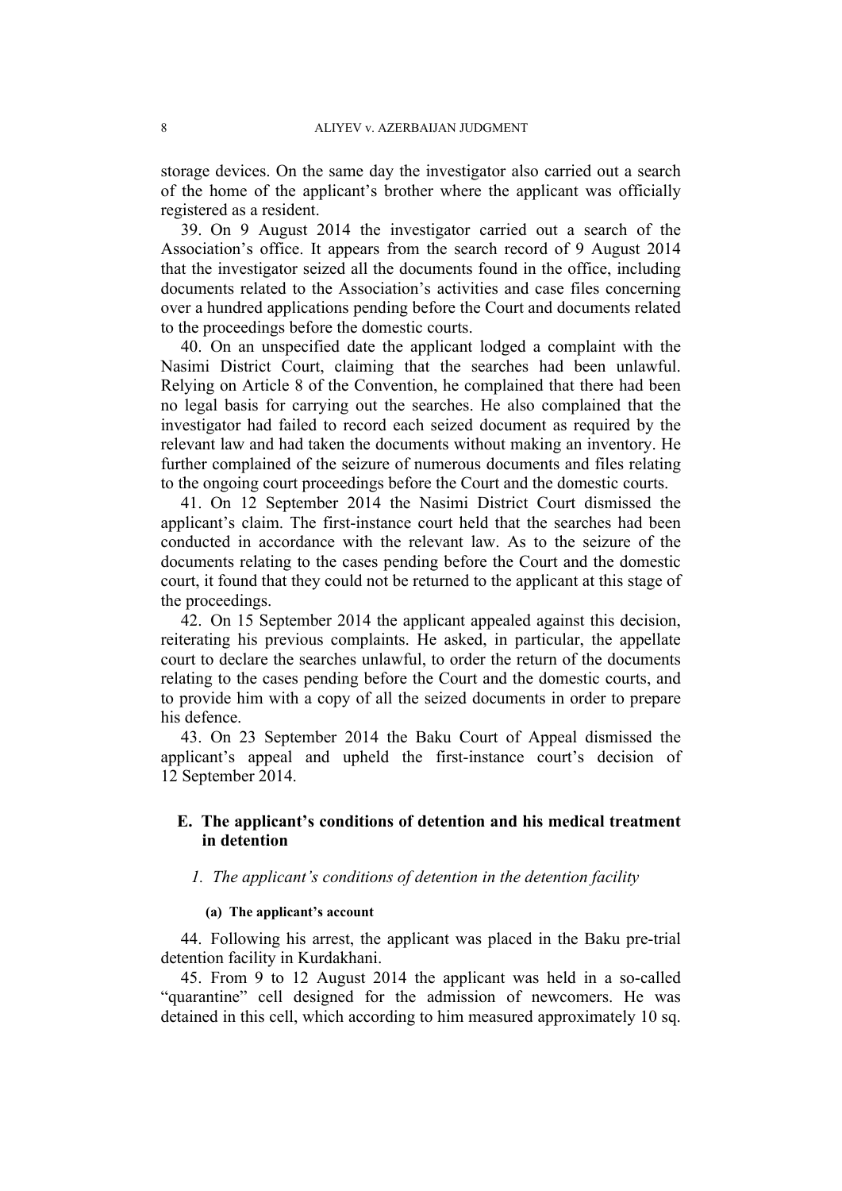storage devices. On the same day the investigator also carried out a search of the home of the applicant's brother where the applicant was officially registered as a resident.

39. On 9 August 2014 the investigator carried out a search of the Association's office. It appears from the search record of 9 August 2014 that the investigator seized all the documents found in the office, including documents related to the Association's activities and case files concerning over a hundred applications pending before the Court and documents related to the proceedings before the domestic courts.

40. On an unspecified date the applicant lodged a complaint with the Nasimi District Court, claiming that the searches had been unlawful. Relying on Article 8 of the Convention, he complained that there had been no legal basis for carrying out the searches. He also complained that the investigator had failed to record each seized document as required by the relevant law and had taken the documents without making an inventory. He further complained of the seizure of numerous documents and files relating to the ongoing court proceedings before the Court and the domestic courts.

41. On 12 September 2014 the Nasimi District Court dismissed the applicant's claim. The first-instance court held that the searches had been conducted in accordance with the relevant law. As to the seizure of the documents relating to the cases pending before the Court and the domestic court, it found that they could not be returned to the applicant at this stage of the proceedings.

42. On 15 September 2014 the applicant appealed against this decision, reiterating his previous complaints. He asked, in particular, the appellate court to declare the searches unlawful, to order the return of the documents relating to the cases pending before the Court and the domestic courts, and to provide him with a copy of all the seized documents in order to prepare his defence.

43. On 23 September 2014 the Baku Court of Appeal dismissed the applicant's appeal and upheld the first-instance court's decision of 12 September 2014.

## E. The applicant's conditions of detention and his medical treatment in detention

### *1. The applicant's conditions of detention in the detention facility*

#### (a) The applicant's account

44. Following his arrest, the applicant was placed in the Baku pre-trial detention facility in Kurdakhani.

45. From 9 to 12 August 2014 the applicant was held in a so-called "quarantine" cell designed for the admission of newcomers. He was detained in this cell, which according to him measured approximately 10 sq.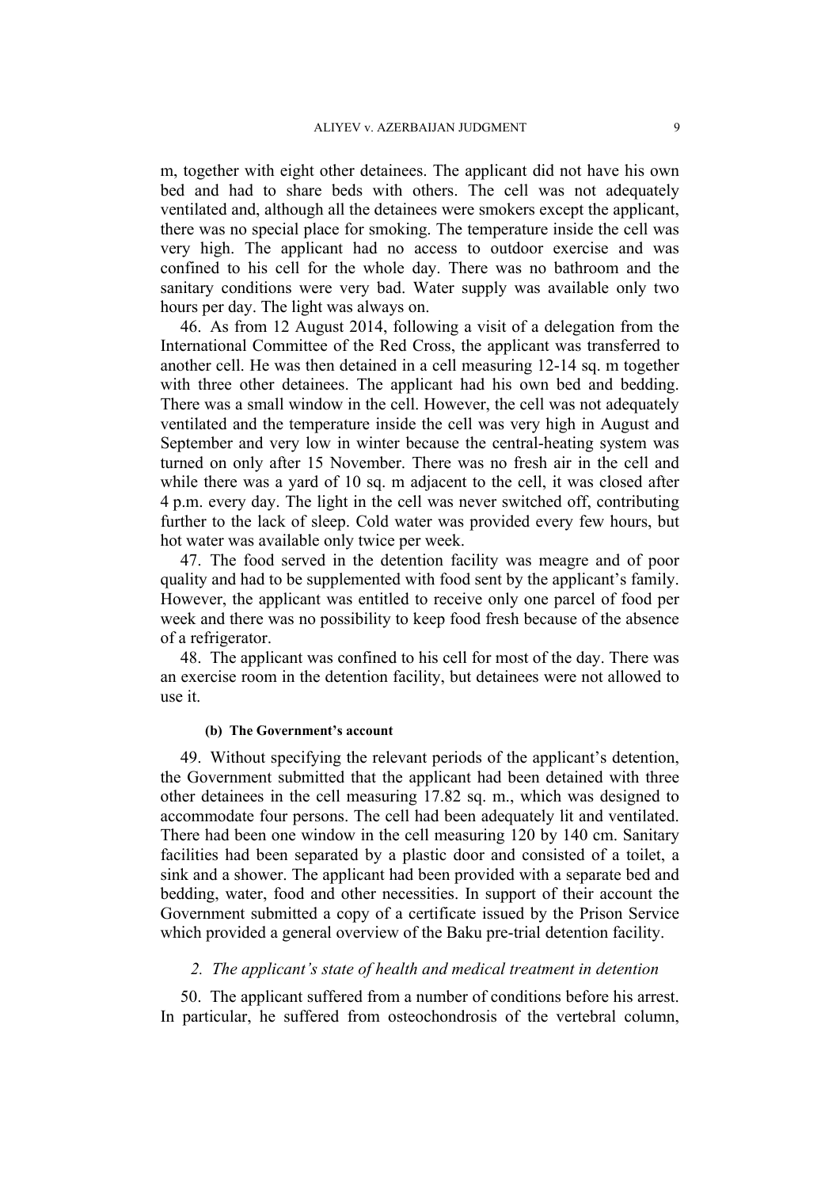m, together with eight other detainees. The applicant did not have his own bed and had to share beds with others. The cell was not adequately ventilated and, although all the detainees were smokers except the applicant, there was no special place for smoking. The temperature inside the cell was very high. The applicant had no access to outdoor exercise and was confined to his cell for the whole day. There was no bathroom and the sanitary conditions were very bad. Water supply was available only two hours per day. The light was always on.

46. As from 12 August 2014, following a visit of a delegation from the International Committee of the Red Cross, the applicant was transferred to another cell. He was then detained in a cell measuring 12-14 sq. m together with three other detainees. The applicant had his own bed and bedding. There was a small window in the cell. However, the cell was not adequately ventilated and the temperature inside the cell was very high in August and September and very low in winter because the central-heating system was turned on only after 15 November. There was no fresh air in the cell and while there was a yard of 10 sq. m adjacent to the cell, it was closed after 4 p.m. every day. The light in the cell was never switched off, contributing further to the lack of sleep. Cold water was provided every few hours, but hot water was available only twice per week.

47. The food served in the detention facility was meagre and of poor quality and had to be supplemented with food sent by the applicant's family. However, the applicant was entitled to receive only one parcel of food per week and there was no possibility to keep food fresh because of the absence of a refrigerator.

48. The applicant was confined to his cell for most of the day. There was an exercise room in the detention facility, but detainees were not allowed to use it.

##### (b) The Government's account

49. Without specifying the relevant periods of the applicant's detention, the Government submitted that the applicant had been detained with three other detainees in the cell measuring 17.82 sq. m., which was designed to accommodate four persons. The cell had been adequately lit and ventilated. There had been one window in the cell measuring 120 by 140 cm. Sanitary facilities had been separated by a plastic door and consisted of a toilet, a sink and a shower. The applicant had been provided with a separate bed and bedding, water, food and other necessities. In support of their account the Government submitted a copy of a certificate issued by the Prison Service which provided a general overview of the Baku pre-trial detention facility.

#### *2. The applicant's state of health and medical treatment in detention*

50. The applicant suffered from a number of conditions before his arrest. In particular, he suffered from osteochondrosis of the vertebral column,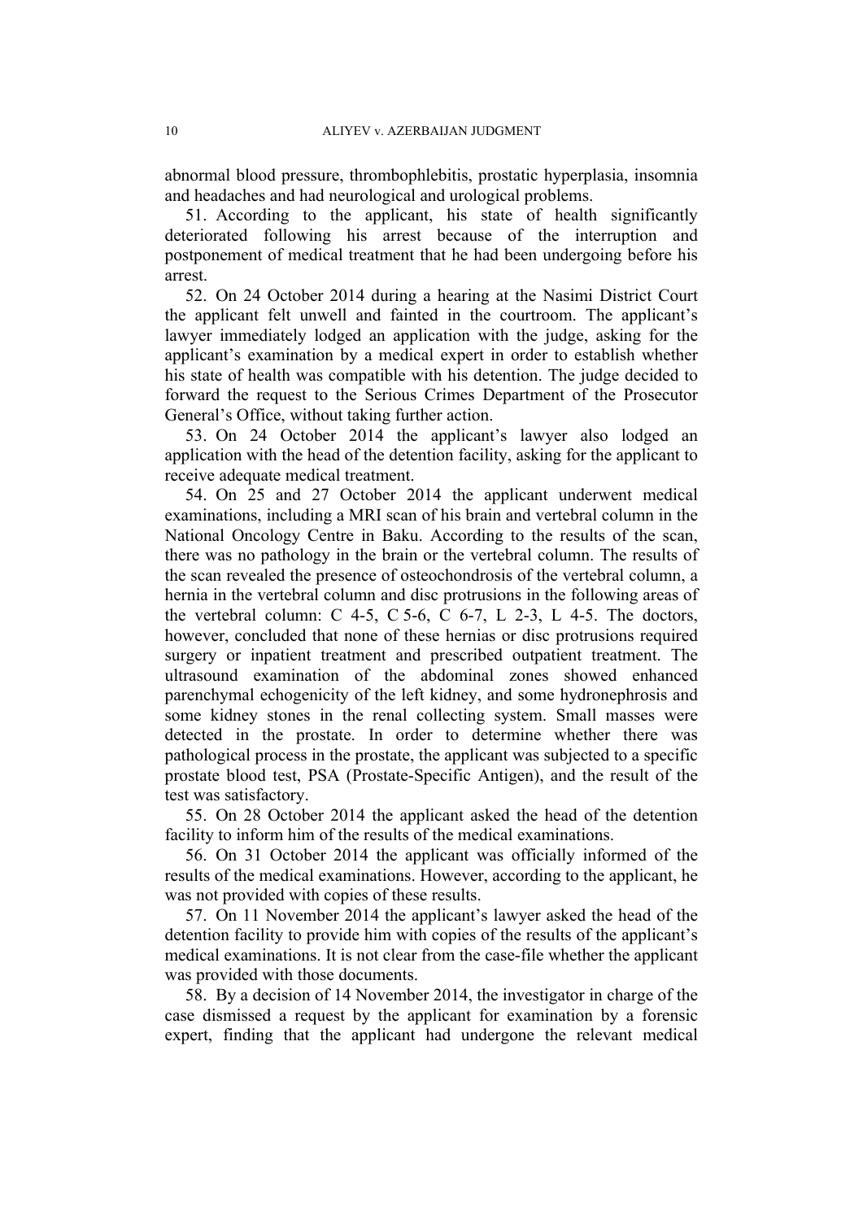abnormal blood pressure, thrombophlebitis, prostatic hyperplasia, insomnia and headaches and had neurological and urological problems.

51. According to the applicant, his state of health significantly deteriorated following his arrest because of the interruption and postponement of medical treatment that he had been undergoing before his arrest.

52. On 24 October 2014 during a hearing at the Nasimi District Court the applicant felt unwell and fainted in the courtroom. The applicant's lawyer immediately lodged an application with the judge, asking for the applicant's examination by a medical expert in order to establish whether his state of health was compatible with his detention. The judge decided to forward the request to the Serious Crimes Department of the Prosecutor General's Office, without taking further action.

53. On 24 October 2014 the applicant's lawyer also lodged an application with the head of the detention facility, asking for the applicant to receive adequate medical treatment.

54. On 25 and 27 October 2014 the applicant underwent medical examinations, including a MRI scan of his brain and vertebral column in the National Oncology Centre in Baku. According to the results of the scan, there was no pathology in the brain or the vertebral column. The results of the scan revealed the presence of osteochondrosis of the vertebral column, a hernia in the vertebral column and disc protrusions in the following areas of the vertebral column: C 4-5, C 5-6, C 6-7, L 2-3, L 4-5. The doctors, however, concluded that none of these hernias or disc protrusions required surgery or inpatient treatment and prescribed outpatient treatment. The ultrasound examination of the abdominal zones showed enhanced parenchymal echogenicity of the left kidney, and some hydronephrosis and some kidney stones in the renal collecting system. Small masses were detected in the prostate. In order to determine whether there was pathological process in the prostate, the applicant was subjected to a specific prostate blood test, PSA (Prostate-Specific Antigen), and the result of the test was satisfactory.

55. On 28 October 2014 the applicant asked the head of the detention facility to inform him of the results of the medical examinations.

56. On 31 October 2014 the applicant was officially informed of the results of the medical examinations. However, according to the applicant, he was not provided with copies of these results.

57. On 11 November 2014 the applicant's lawyer asked the head of the detention facility to provide him with copies of the results of the applicant's medical examinations. It is not clear from the case-file whether the applicant was provided with those documents.

58. By a decision of 14 November 2014, the investigator in charge of the case dismissed a request by the applicant for examination by a forensic expert, finding that the applicant had undergone the relevant medical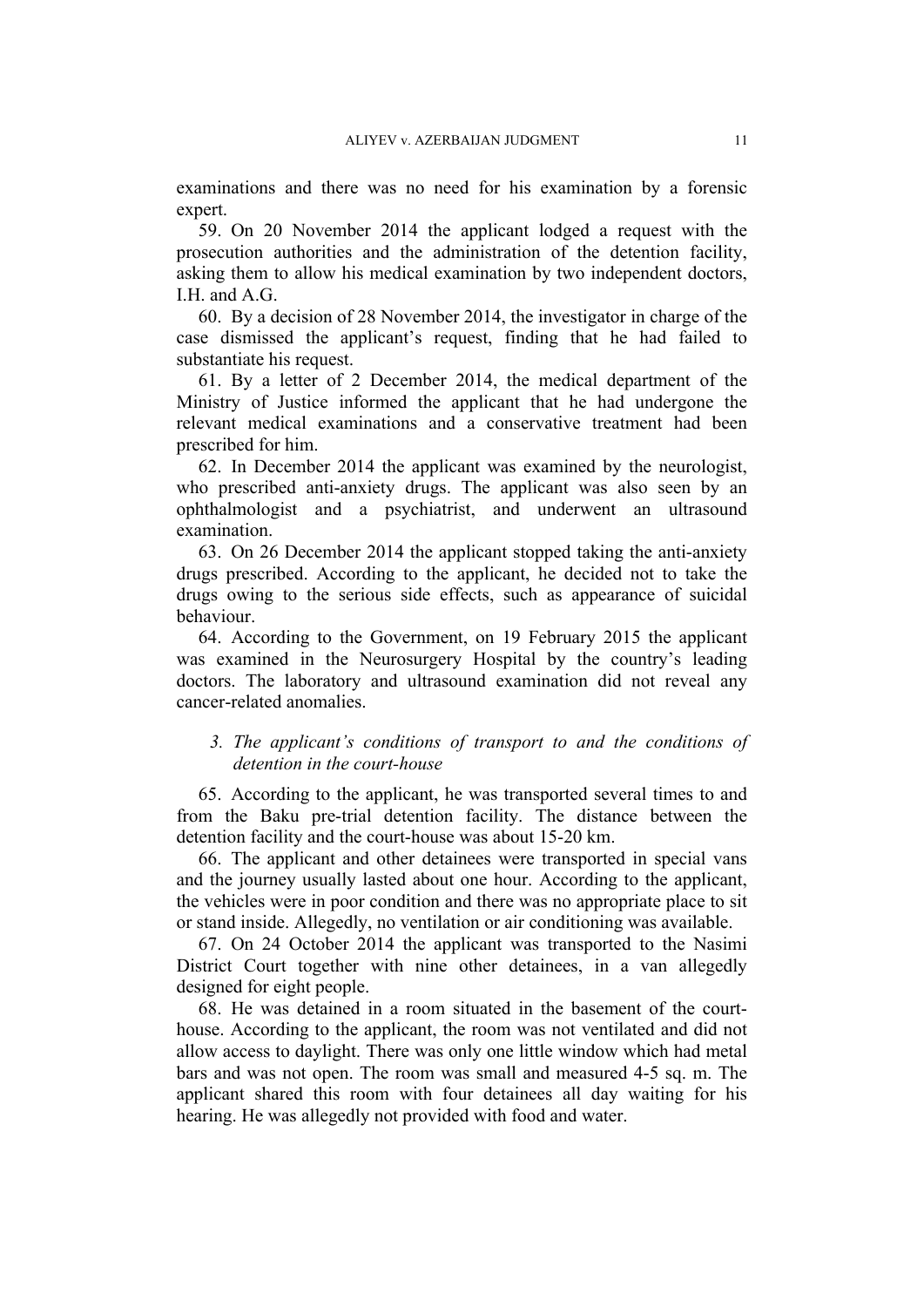examinations and there was no need for his examination by a forensic expert.

59. On 20 November 2014 the applicant lodged a request with the prosecution authorities and the administration of the detention facility, asking them to allow his medical examination by two independent doctors, I.H. and A.G.

60. By a decision of 28 November 2014, the investigator in charge of the case dismissed the applicant's request, finding that he had failed to substantiate his request.

61. By a letter of 2 December 2014, the medical department of the Ministry of Justice informed the applicant that he had undergone the relevant medical examinations and a conservative treatment had been prescribed for him.

62. In December 2014 the applicant was examined by the neurologist, who prescribed anti-anxiety drugs. The applicant was also seen by an ophthalmologist and a psychiatrist, and underwent an ultrasound examination.

63. On 26 December 2014 the applicant stopped taking the anti-anxiety drugs prescribed. According to the applicant, he decided not to take the drugs owing to the serious side effects, such as appearance of suicidal behaviour.

64. According to the Government, on 19 February 2015 the applicant was examined in the Neurosurgery Hospital by the country's leading doctors. The laboratory and ultrasound examination did not reveal any cancer-related anomalies.

### *3. The applicant's conditions of transport to and the conditions of detention in the court-house*

65. According to the applicant, he was transported several times to and from the Baku pre-trial detention facility. The distance between the detention facility and the court-house was about 15-20 km.

66. The applicant and other detainees were transported in special vans and the journey usually lasted about one hour. According to the applicant, the vehicles were in poor condition and there was no appropriate place to sit or stand inside. Allegedly, no ventilation or air conditioning was available.

67. On 24 October 2014 the applicant was transported to the Nasimi District Court together with nine other detainees, in a van allegedly designed for eight people.

68. He was detained in a room situated in the basement of the court-house. According to the applicant, the room was not ventilated and did not allow access to daylight. There was only one little window which had metal bars and was not open. The room was small and measured 4-5 sq. m. The applicant shared this room with four detainees all day waiting for his hearing. He was allegedly not provided with food and water.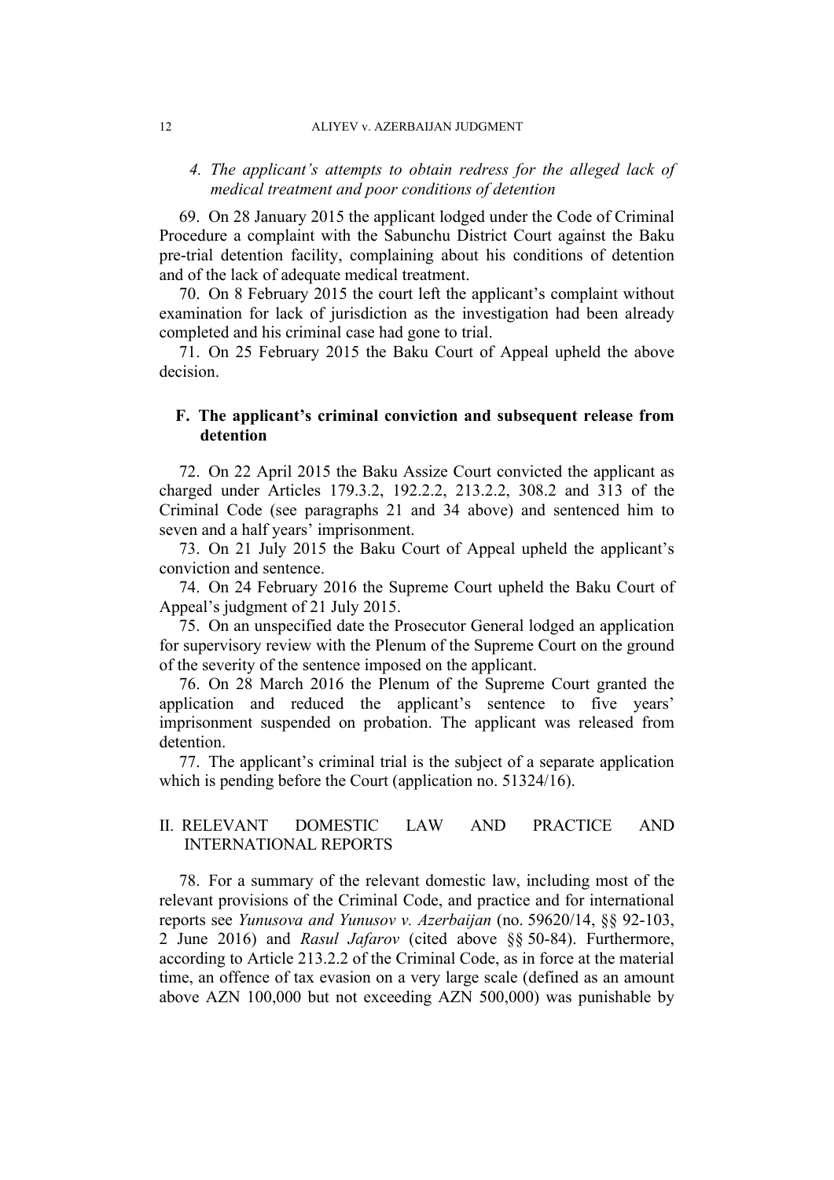### 4. *The applicant's attempts to obtain redress for the alleged lack of medical treatment and poor conditions of detention*

69. On 28 January 2015 the applicant lodged under the Code of Criminal Procedure a complaint with the Sabunchu District Court against the Baku pre-trial detention facility, complaining about his conditions of detention and of the lack of adequate medical treatment.

70. On 8 February 2015 the court left the applicant's complaint without examination for lack of jurisdiction as the investigation had been already completed and his criminal case had gone to trial.

71. On 25 February 2015 the Baku Court of Appeal upheld the above decision.

## F. The applicant's criminal conviction and subsequent release from detention

72. On 22 April 2015 the Baku Assize Court convicted the applicant as charged under Articles 179.3.2, 192.2.2, 213.2.2, 308.2 and 313 of the Criminal Code (see paragraphs 21 and 34 above) and sentenced him to seven and a half years' imprisonment.

73. On 21 July 2015 the Baku Court of Appeal upheld the applicant's conviction and sentence.

74. On 24 February 2016 the Supreme Court upheld the Baku Court of Appeal's judgment of 21 July 2015.

75. On an unspecified date the Prosecutor General lodged an application for supervisory review with the Plenum of the Supreme Court on the ground of the severity of the sentence imposed on the applicant.

76. On 28 March 2016 the Plenum of the Supreme Court granted the application and reduced the applicant's sentence to five years' imprisonment suspended on probation. The applicant was released from detention.

77. The applicant's criminal trial is the subject of a separate application which is pending before the Court (application no. 51324/16).

# II. RELEVANT DOMESTIC LAW AND PRACTICE AND INTERNATIONAL REPORTS

78. For a summary of the relevant domestic law, including most of the relevant provisions of the Criminal Code, and practice and for international reports see *Yunusova and Yunusov v. Azerbaijan* (no. 59620/14, §§ 92-103, 2 June 2016) and *Rasul Jafarov* (cited above §§ 50-84). Furthermore, according to Article 213.2.2 of the Criminal Code, as in force at the material time, an offence of tax evasion on a very large scale (defined as an amount above AZN 100,000 but not exceeding AZN 500,000) was punishable by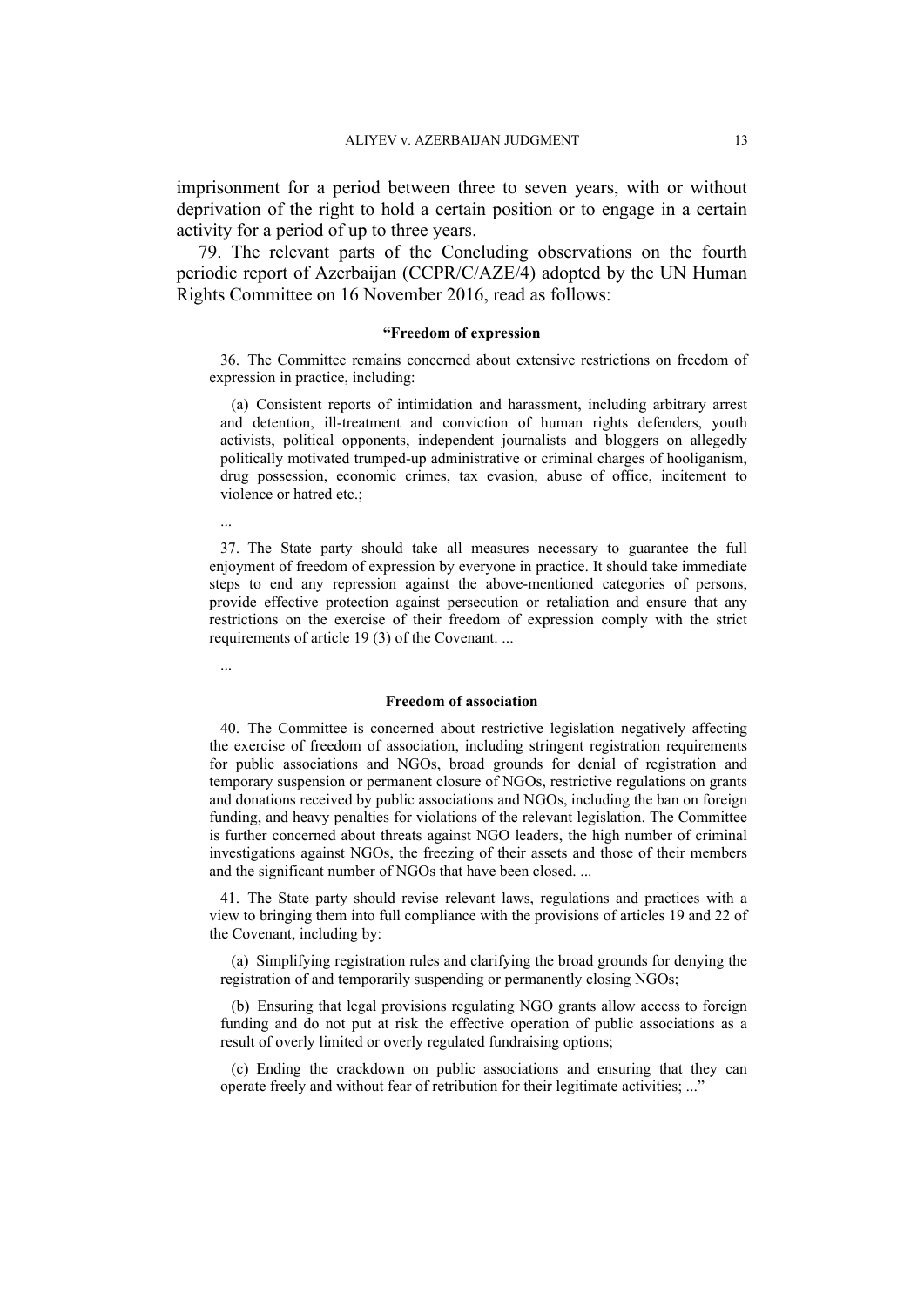imprisonment for a period between three to seven years, with or without deprivation of the right to hold a certain position or to engage in a certain activity for a period of up to three years.

79. The relevant parts of the Concluding observations on the fourth periodic report of Azerbaijan (CCPR/C/AZE/4) adopted by the UN Human Rights Committee on 16 November 2016, read as follows:

> **"Freedom of expression**
>
> 36. The Committee remains concerned about extensive restrictions on freedom of expression in practice, including:
>
> (a) Consistent reports of intimidation and harassment, including arbitrary arrest and detention, ill-treatment and conviction of human rights defenders, youth activists, political opponents, independent journalists and bloggers on allegedly politically motivated trumped-up administrative or criminal charges of hooliganism, drug possession, economic crimes, tax evasion, abuse of office, incitement to violence or hatred etc.;
>
> ...
>
> 37. The State party should take all measures necessary to guarantee the full enjoyment of freedom of expression by everyone in practice. It should take immediate steps to end any repression against the above-mentioned categories of persons, provide effective protection against persecution or retaliation and ensure that any restrictions on the exercise of their freedom of expression comply with the strict requirements of article 19 (3) of the Covenant. ...
>
> ...
>
> **Freedom of association**
>
> 40. The Committee is concerned about restrictive legislation negatively affecting the exercise of freedom of association, including stringent registration requirements for public associations and NGOs, broad grounds for denial of registration and temporary suspension or permanent closure of NGOs, restrictive regulations on grants and donations received by public associations and NGOs, including the ban on foreign funding, and heavy penalties for violations of the relevant legislation. The Committee is further concerned about threats against NGO leaders, the high number of criminal investigations against NGOs, the freezing of their assets and those of their members and the significant number of NGOs that have been closed. ...
>
> 41. The State party should revise relevant laws, regulations and practices with a view to bringing them into full compliance with the provisions of articles 19 and 22 of the Covenant, including by:
>
> (a) Simplifying registration rules and clarifying the broad grounds for denying the registration of and temporarily suspending or permanently closing NGOs;
>
> (b) Ensuring that legal provisions regulating NGO grants allow access to foreign funding and do not put at risk the effective operation of public associations as a result of overly limited or overly regulated fundraising options;
>
> (c) Ending the crackdown on public associations and ensuring that they can operate freely and without fear of retribution for their legitimate activities; ..."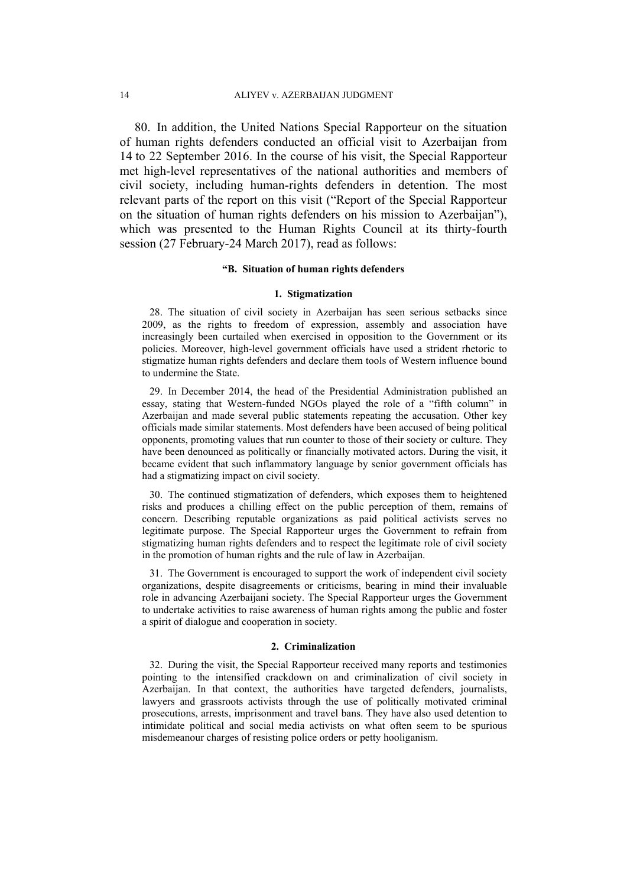80. In addition, the United Nations Special Rapporteur on the situation of human rights defenders conducted an official visit to Azerbaijan from 14 to 22 September 2016. In the course of his visit, the Special Rapporteur met high-level representatives of the national authorities and members of civil society, including human-rights defenders in detention. The most relevant parts of the report on this visit ("Report of the Special Rapporteur on the situation of human rights defenders on his mission to Azerbaijan"), which was presented to the Human Rights Council at its thirty-fourth session (27 February-24 March 2017), read as follows:

**"B. Situation of human rights defenders**

**1. Stigmatization**

28. The situation of civil society in Azerbaijan has seen serious setbacks since 2009, as the rights to freedom of expression, assembly and association have increasingly been curtailed when exercised in opposition to the Government or its policies. Moreover, high-level government officials have used a strident rhetoric to stigmatize human rights defenders and declare them tools of Western influence bound to undermine the State.

29. In December 2014, the head of the Presidential Administration published an essay, stating that Western-funded NGOs played the role of a "fifth column" in Azerbaijan and made several public statements repeating the accusation. Other key officials made similar statements. Most defenders have been accused of being political opponents, promoting values that run counter to those of their society or culture. They have been denounced as politically or financially motivated actors. During the visit, it became evident that such inflammatory language by senior government officials has had a stigmatizing impact on civil society.

30. The continued stigmatization of defenders, which exposes them to heightened risks and produces a chilling effect on the public perception of them, remains of concern. Describing reputable organizations as paid political activists serves no legitimate purpose. The Special Rapporteur urges the Government to refrain from stigmatizing human rights defenders and to respect the legitimate role of civil society in the promotion of human rights and the rule of law in Azerbaijan.

31. The Government is encouraged to support the work of independent civil society organizations, despite disagreements or criticisms, bearing in mind their invaluable role in advancing Azerbaijani society. The Special Rapporteur urges the Government to undertake activities to raise awareness of human rights among the public and foster a spirit of dialogue and cooperation in society.

**2. Criminalization**

32. During the visit, the Special Rapporteur received many reports and testimonies pointing to the intensified crackdown on and criminalization of civil society in Azerbaijan. In that context, the authorities have targeted defenders, journalists, lawyers and grassroots activists through the use of politically motivated criminal prosecutions, arrests, imprisonment and travel bans. They have also used detention to intimidate political and social media activists on what often seem to be spurious misdemeanour charges of resisting police orders or petty hooliganism.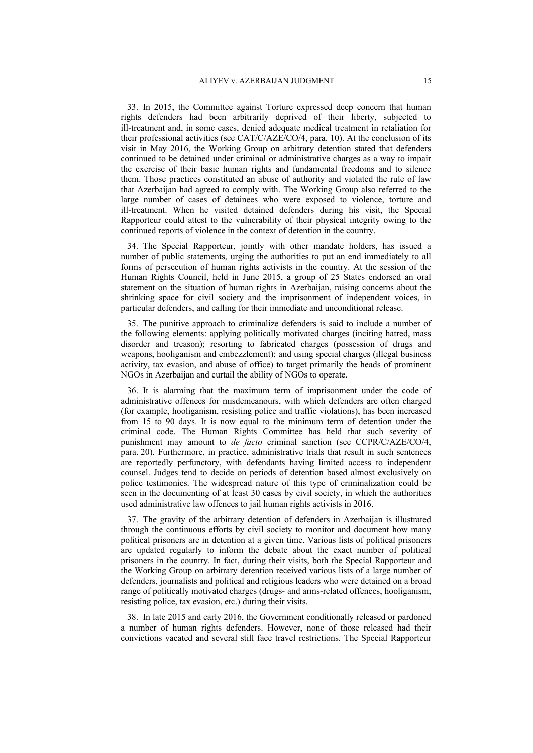33. In 2015, the Committee against Torture expressed deep concern that human rights defenders had been arbitrarily deprived of their liberty, subjected to ill-treatment and, in some cases, denied adequate medical treatment in retaliation for their professional activities (see CAT/C/AZE/CO/4, para. 10). At the conclusion of its visit in May 2016, the Working Group on arbitrary detention stated that defenders continued to be detained under criminal or administrative charges as a way to impair the exercise of their basic human rights and fundamental freedoms and to silence them. Those practices constituted an abuse of authority and violated the rule of law that Azerbaijan had agreed to comply with. The Working Group also referred to the large number of cases of detainees who were exposed to violence, torture and ill-treatment. When he visited detained defenders during his visit, the Special Rapporteur could attest to the vulnerability of their physical integrity owing to the continued reports of violence in the context of detention in the country.

34. The Special Rapporteur, jointly with other mandate holders, has issued a number of public statements, urging the authorities to put an end immediately to all forms of persecution of human rights activists in the country. At the session of the Human Rights Council, held in June 2015, a group of 25 States endorsed an oral statement on the situation of human rights in Azerbaijan, raising concerns about the shrinking space for civil society and the imprisonment of independent voices, in particular defenders, and calling for their immediate and unconditional release.

35. The punitive approach to criminalize defenders is said to include a number of the following elements: applying politically motivated charges (inciting hatred, mass disorder and treason); resorting to fabricated charges (possession of drugs and weapons, hooliganism and embezzlement); and using special charges (illegal business activity, tax evasion, and abuse of office) to target primarily the heads of prominent NGOs in Azerbaijan and curtail the ability of NGOs to operate.

36. It is alarming that the maximum term of imprisonment under the code of administrative offences for misdemeanours, with which defenders are often charged (for example, hooliganism, resisting police and traffic violations), has been increased from 15 to 90 days. It is now equal to the minimum term of detention under the criminal code. The Human Rights Committee has held that such severity of punishment may amount to *de facto* criminal sanction (see CCPR/C/AZE/CO/4, para. 20). Furthermore, in practice, administrative trials that result in such sentences are reportedly perfunctory, with defendants having limited access to independent counsel. Judges tend to decide on periods of detention based almost exclusively on police testimonies. The widespread nature of this type of criminalization could be seen in the documenting of at least 30 cases by civil society, in which the authorities used administrative law offences to jail human rights activists in 2016.

37. The gravity of the arbitrary detention of defenders in Azerbaijan is illustrated through the continuous efforts by civil society to monitor and document how many political prisoners are in detention at a given time. Various lists of political prisoners are updated regularly to inform the debate about the exact number of political prisoners in the country. In fact, during their visits, both the Special Rapporteur and the Working Group on arbitrary detention received various lists of a large number of defenders, journalists and political and religious leaders who were detained on a broad range of politically motivated charges (drugs- and arms-related offences, hooliganism, resisting police, tax evasion, etc.) during their visits.

38. In late 2015 and early 2016, the Government conditionally released or pardoned a number of human rights defenders. However, none of those released had their convictions vacated and several still face travel restrictions. The Special Rapporteur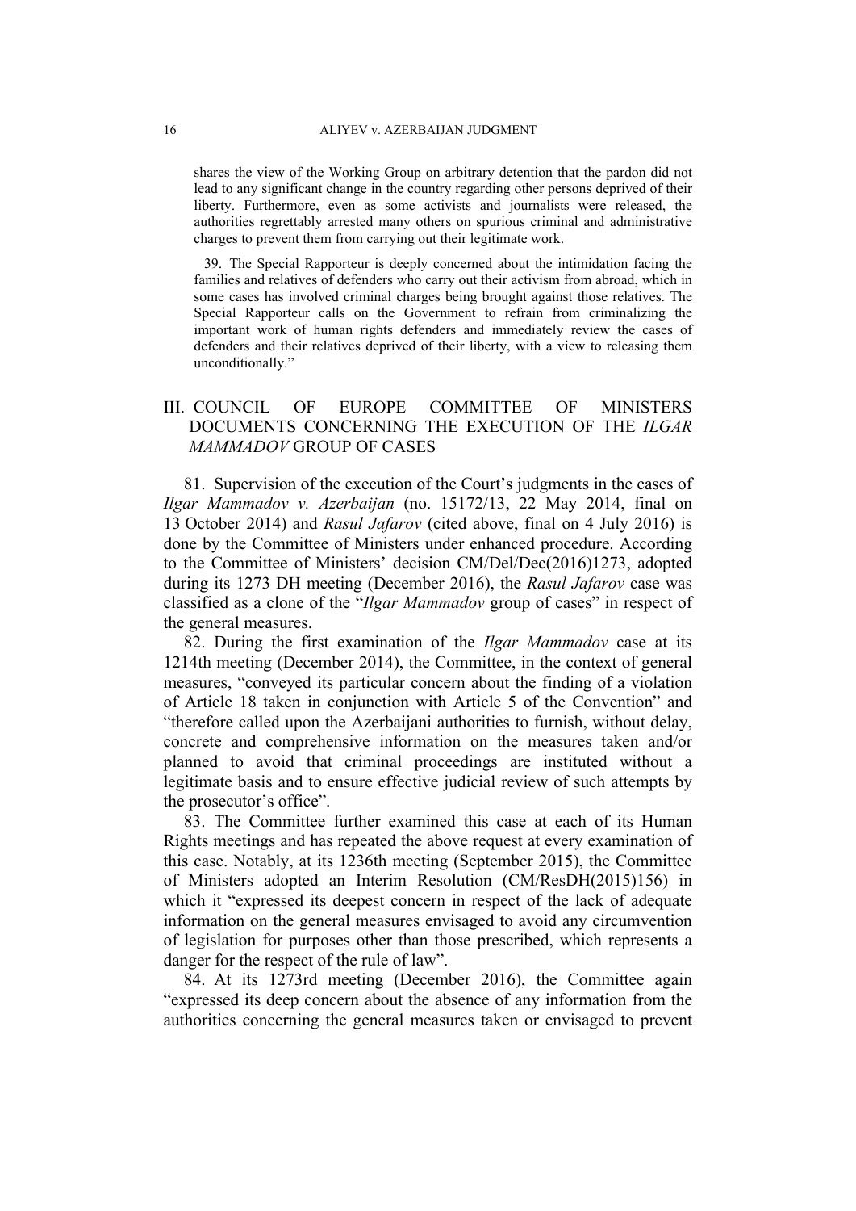shares the view of the Working Group on arbitrary detention that the pardon did not lead to any significant change in the country regarding other persons deprived of their liberty. Furthermore, even as some activists and journalists were released, the authorities regrettably arrested many others on spurious criminal and administrative charges to prevent them from carrying out their legitimate work.

39. The Special Rapporteur is deeply concerned about the intimidation facing the families and relatives of defenders who carry out their activism from abroad, which in some cases has involved criminal charges being brought against those relatives. The Special Rapporteur calls on the Government to refrain from criminalizing the important work of human rights defenders and immediately review the cases of defenders and their relatives deprived of their liberty, with a view to releasing them unconditionally."

## III. COUNCIL OF EUROPE COMMITTEE OF MINISTERS DOCUMENTS CONCERNING THE EXECUTION OF THE *ILGAR MAMMADOV* GROUP OF CASES

81. Supervision of the execution of the Court's judgments in the cases of *Ilgar Mammadov v. Azerbaijan* (no. 15172/13, 22 May 2014, final on 13 October 2014) and *Rasul Jafarov* (cited above, final on 4 July 2016) is done by the Committee of Ministers under enhanced procedure. According to the Committee of Ministers' decision CM/Del/Dec(2016)1273, adopted during its 1273 DH meeting (December 2016), the *Rasul Jafarov* case was classified as a clone of the "*Ilgar Mammadov* group of cases" in respect of the general measures.

82. During the first examination of the *Ilgar Mammadov* case at its 1214th meeting (December 2014), the Committee, in the context of general measures, "conveyed its particular concern about the finding of a violation of Article 18 taken in conjunction with Article 5 of the Convention" and "therefore called upon the Azerbaijani authorities to furnish, without delay, concrete and comprehensive information on the measures taken and/or planned to avoid that criminal proceedings are instituted without a legitimate basis and to ensure effective judicial review of such attempts by the prosecutor's office".

83. The Committee further examined this case at each of its Human Rights meetings and has repeated the above request at every examination of this case. Notably, at its 1236th meeting (September 2015), the Committee of Ministers adopted an Interim Resolution (CM/ResDH(2015)156) in which it "expressed its deepest concern in respect of the lack of adequate information on the general measures envisaged to avoid any circumvention of legislation for purposes other than those prescribed, which represents a danger for the respect of the rule of law".

84. At its 1273rd meeting (December 2016), the Committee again "expressed its deep concern about the absence of any information from the authorities concerning the general measures taken or envisaged to prevent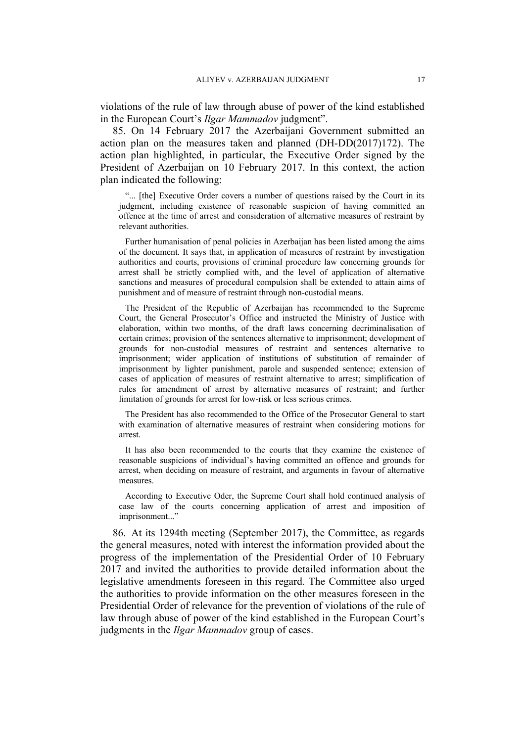violations of the rule of law through abuse of power of the kind established in the European Court's *Ilgar Mammadov* judgment".

85. On 14 February 2017 the Azerbaijani Government submitted an action plan on the measures taken and planned (DH-DD(2017)172). The action plan highlighted, in particular, the Executive Order signed by the President of Azerbaijan on 10 February 2017. In this context, the action plan indicated the following:

> "... [the] Executive Order covers a number of questions raised by the Court in its judgment, including existence of reasonable suspicion of having committed an offence at the time of arrest and consideration of alternative measures of restraint by relevant authorities.
>
> Further humanisation of penal policies in Azerbaijan has been listed among the aims of the document. It says that, in application of measures of restraint by investigation authorities and courts, provisions of criminal procedure law concerning grounds for arrest shall be strictly complied with, and the level of application of alternative sanctions and measures of procedural compulsion shall be extended to attain aims of punishment and of measure of restraint through non-custodial means.
>
> The President of the Republic of Azerbaijan has recommended to the Supreme Court, the General Prosecutor's Office and instructed the Ministry of Justice with elaboration, within two months, of the draft laws concerning decriminalisation of certain crimes; provision of the sentences alternative to imprisonment; development of grounds for non-custodial measures of restraint and sentences alternative to imprisonment; wider application of institutions of substitution of remainder of imprisonment by lighter punishment, parole and suspended sentence; extension of cases of application of measures of restraint alternative to arrest; simplification of rules for amendment of arrest by alternative measures of restraint; and further limitation of grounds for arrest for low-risk or less serious crimes.
>
> The President has also recommended to the Office of the Prosecutor General to start with examination of alternative measures of restraint when considering motions for arrest.
>
> It has also been recommended to the courts that they examine the existence of reasonable suspicions of individual's having committed an offence and grounds for arrest, when deciding on measure of restraint, and arguments in favour of alternative measures.
>
> According to Executive Oder, the Supreme Court shall hold continued analysis of case law of the courts concerning application of arrest and imposition of imprisonment..."

86. At its 1294th meeting (September 2017), the Committee, as regards the general measures, noted with interest the information provided about the progress of the implementation of the Presidential Order of 10 February 2017 and invited the authorities to provide detailed information about the legislative amendments foreseen in this regard. The Committee also urged the authorities to provide information on the other measures foreseen in the Presidential Order of relevance for the prevention of violations of the rule of law through abuse of power of the kind established in the European Court's judgments in the *Ilgar Mammadov* group of cases.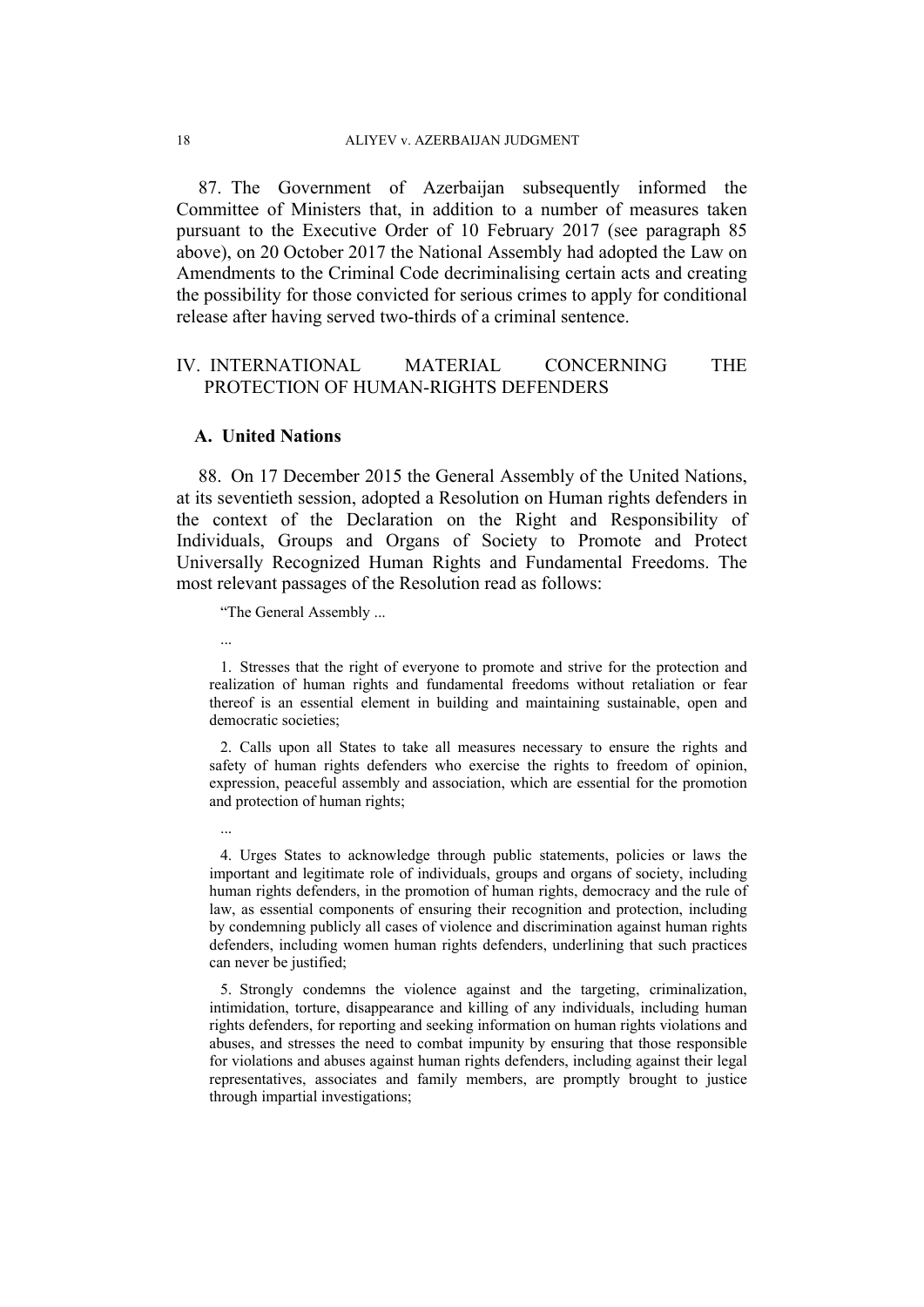87. The Government of Azerbaijan subsequently informed the Committee of Ministers that, in addition to a number of measures taken pursuant to the Executive Order of 10 February 2017 (see paragraph 85 above), on 20 October 2017 the National Assembly had adopted the Law on Amendments to the Criminal Code decriminalising certain acts and creating the possibility for those convicted for serious crimes to apply for conditional release after having served two-thirds of a criminal sentence.

## IV. INTERNATIONAL MATERIAL CONCERNING THE PROTECTION OF HUMAN-RIGHTS DEFENDERS

### A. United Nations

88. On 17 December 2015 the General Assembly of the United Nations, at its seventieth session, adopted a Resolution on Human rights defenders in the context of the Declaration on the Right and Responsibility of Individuals, Groups and Organs of Society to Promote and Protect Universally Recognized Human Rights and Fundamental Freedoms. The most relevant passages of the Resolution read as follows:

> “The General Assembly ...
>
> ...
>
> 1. Stresses that the right of everyone to promote and strive for the protection and realization of human rights and fundamental freedoms without retaliation or fear thereof is an essential element in building and maintaining sustainable, open and democratic societies;
>
> 2. Calls upon all States to take all measures necessary to ensure the rights and safety of human rights defenders who exercise the rights to freedom of opinion, expression, peaceful assembly and association, which are essential for the promotion and protection of human rights;
>
> ...
>
> 4. Urges States to acknowledge through public statements, policies or laws the important and legitimate role of individuals, groups and organs of society, including human rights defenders, in the promotion of human rights, democracy and the rule of law, as essential components of ensuring their recognition and protection, including by condemning publicly all cases of violence and discrimination against human rights defenders, including women human rights defenders, underlining that such practices can never be justified;
>
> 5. Strongly condemns the violence against and the targeting, criminalization, intimidation, torture, disappearance and killing of any individuals, including human rights defenders, for reporting and seeking information on human rights violations and abuses, and stresses the need to combat impunity by ensuring that those responsible for violations and abuses against human rights defenders, including against their legal representatives, associates and family members, are promptly brought to justice through impartial investigations;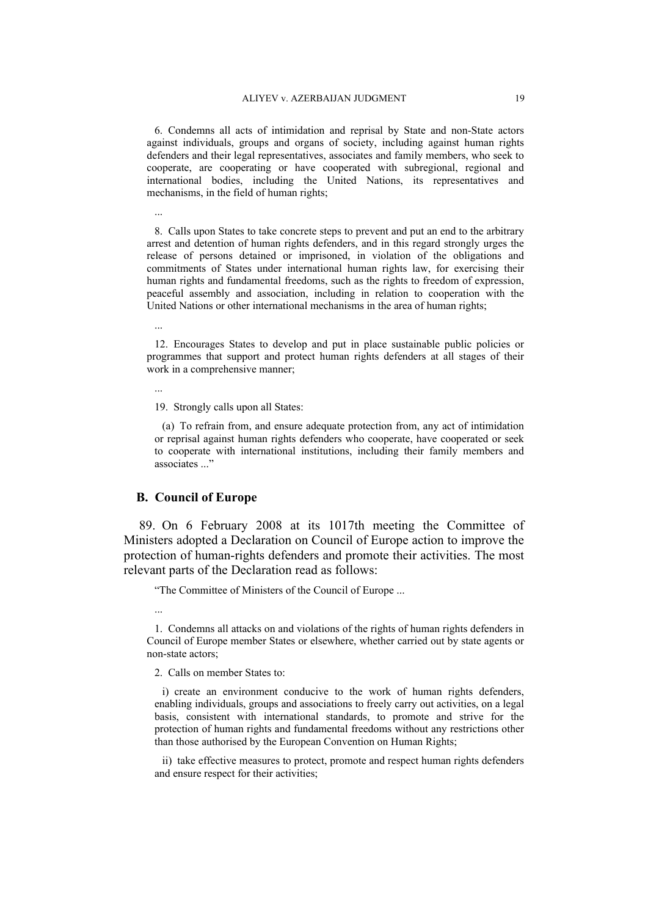6. Condemns all acts of intimidation and reprisal by State and non-State actors against individuals, groups and organs of society, including against human rights defenders and their legal representatives, associates and family members, who seek to cooperate, are cooperating or have cooperated with subregional, regional and international bodies, including the United Nations, its representatives and mechanisms, in the field of human rights;

...

8. Calls upon States to take concrete steps to prevent and put an end to the arbitrary arrest and detention of human rights defenders, and in this regard strongly urges the release of persons detained or imprisoned, in violation of the obligations and commitments of States under international human rights law, for exercising their human rights and fundamental freedoms, such as the rights to freedom of expression, peaceful assembly and association, including in relation to cooperation with the United Nations or other international mechanisms in the area of human rights;

...

12. Encourages States to develop and put in place sustainable public policies or programmes that support and protect human rights defenders at all stages of their work in a comprehensive manner;

...

19. Strongly calls upon all States:

(a) To refrain from, and ensure adequate protection from, any act of intimidation or reprisal against human rights defenders who cooperate, have cooperated or seek to cooperate with international institutions, including their family members and associates ..."

## B. Council of Europe

89. On 6 February 2008 at its 1017th meeting the Committee of Ministers adopted a Declaration on Council of Europe action to improve the protection of human-rights defenders and promote their activities. The most relevant parts of the Declaration read as follows:

"The Committee of Ministers of the Council of Europe ...

...

1. Condemns all attacks on and violations of the rights of human rights defenders in Council of Europe member States or elsewhere, whether carried out by state agents or non-state actors;

2. Calls on member States to:

i) create an environment conducive to the work of human rights defenders, enabling individuals, groups and associations to freely carry out activities, on a legal basis, consistent with international standards, to promote and strive for the protection of human rights and fundamental freedoms without any restrictions other than those authorised by the European Convention on Human Rights;

ii) take effective measures to protect, promote and respect human rights defenders and ensure respect for their activities;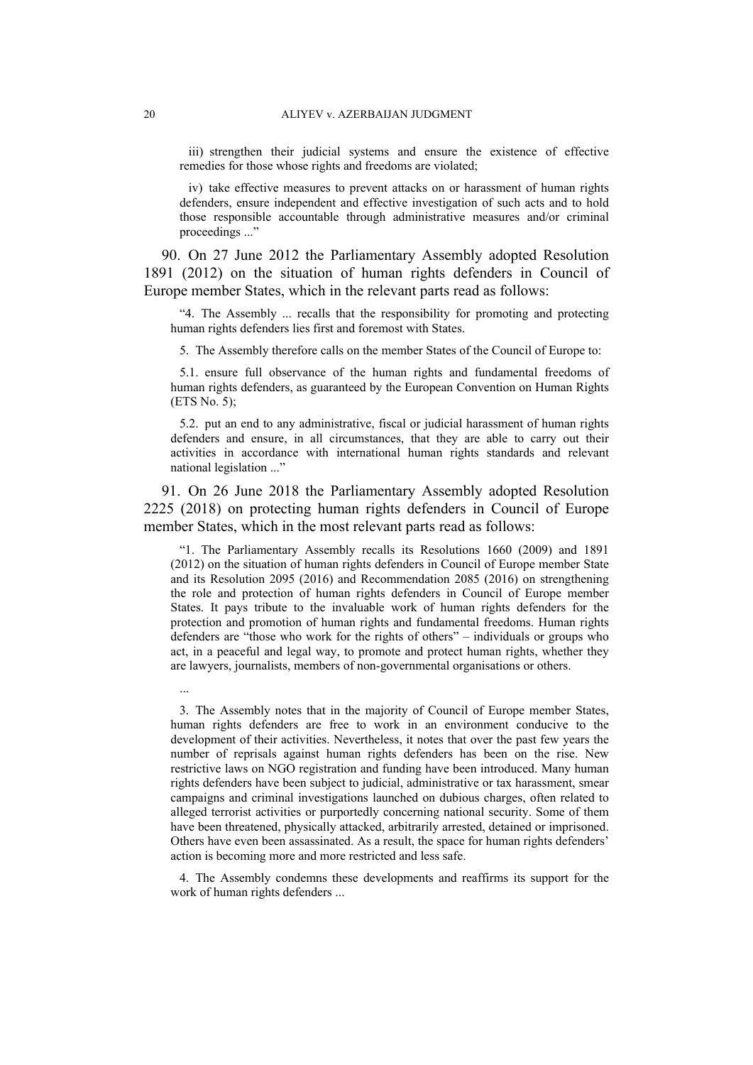iii) strengthen their judicial systems and ensure the existence of effective remedies for those whose rights and freedoms are violated;

iv) take effective measures to prevent attacks on or harassment of human rights defenders, ensure independent and effective investigation of such acts and to hold those responsible accountable through administrative measures and/or criminal proceedings ...”

90. On 27 June 2012 the Parliamentary Assembly adopted Resolution 1891 (2012) on the situation of human rights defenders in Council of Europe member States, which in the relevant parts read as follows:

“4. The Assembly ... recalls that the responsibility for promoting and protecting human rights defenders lies first and foremost with States.

5. The Assembly therefore calls on the member States of the Council of Europe to:

5.1. ensure full observance of the human rights and fundamental freedoms of human rights defenders, as guaranteed by the European Convention on Human Rights (ETS No. 5);

5.2. put an end to any administrative, fiscal or judicial harassment of human rights defenders and ensure, in all circumstances, that they are able to carry out their activities in accordance with international human rights standards and relevant national legislation ...”

91. On 26 June 2018 the Parliamentary Assembly adopted Resolution 2225 (2018) on protecting human rights defenders in Council of Europe member States, which in the most relevant parts read as follows:

“1. The Parliamentary Assembly recalls its Resolutions 1660 (2009) and 1891 (2012) on the situation of human rights defenders in Council of Europe member State and its Resolution 2095 (2016) and Recommendation 2085 (2016) on strengthening the role and protection of human rights defenders in Council of Europe member States. It pays tribute to the invaluable work of human rights defenders for the protection and promotion of human rights and fundamental freedoms. Human rights defenders are “those who work for the rights of others” – individuals or groups who act, in a peaceful and legal way, to promote and protect human rights, whether they are lawyers, journalists, members of non-governmental organisations or others.

...

3. The Assembly notes that in the majority of Council of Europe member States, human rights defenders are free to work in an environment conducive to the development of their activities. Nevertheless, it notes that over the past few years the number of reprisals against human rights defenders has been on the rise. New restrictive laws on NGO registration and funding have been introduced. Many human rights defenders have been subject to judicial, administrative or tax harassment, smear campaigns and criminal investigations launched on dubious charges, often related to alleged terrorist activities or purportedly concerning national security. Some of them have been threatened, physically attacked, arbitrarily arrested, detained or imprisoned. Others have even been assassinated. As a result, the space for human rights defenders’ action is becoming more and more restricted and less safe.

4. The Assembly condemns these developments and reaffirms its support for the work of human rights defenders ...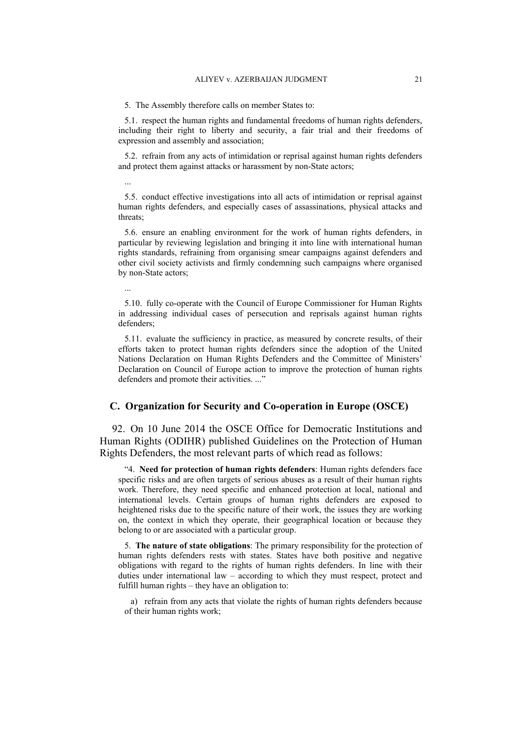5. The Assembly therefore calls on member States to:

5.1. respect the human rights and fundamental freedoms of human rights defenders, including their right to liberty and security, a fair trial and their freedoms of expression and assembly and association;

5.2. refrain from any acts of intimidation or reprisal against human rights defenders and protect them against attacks or harassment by non-State actors;

...

5.5. conduct effective investigations into all acts of intimidation or reprisal against human rights defenders, and especially cases of assassinations, physical attacks and threats;

5.6. ensure an enabling environment for the work of human rights defenders, in particular by reviewing legislation and bringing it into line with international human rights standards, refraining from organising smear campaigns against defenders and other civil society activists and firmly condemning such campaigns where organised by non-State actors;

...

5.10. fully co-operate with the Council of Europe Commissioner for Human Rights in addressing individual cases of persecution and reprisals against human rights defenders;

5.11. evaluate the sufficiency in practice, as measured by concrete results, of their efforts taken to protect human rights defenders since the adoption of the United Nations Declaration on Human Rights Defenders and the Committee of Ministers' Declaration on Council of Europe action to improve the protection of human rights defenders and promote their activities. ..."

## C. Organization for Security and Co-operation in Europe (OSCE)

92. On 10 June 2014 the OSCE Office for Democratic Institutions and Human Rights (ODIHR) published Guidelines on the Protection of Human Rights Defenders, the most relevant parts of which read as follows:

"4. **Need for protection of human rights defenders**: Human rights defenders face specific risks and are often targets of serious abuses as a result of their human rights work. Therefore, they need specific and enhanced protection at local, national and international levels. Certain groups of human rights defenders are exposed to heightened risks due to the specific nature of their work, the issues they are working on, the context in which they operate, their geographical location or because they belong to or are associated with a particular group.

5. **The nature of state obligations**: The primary responsibility for the protection of human rights defenders rests with states. States have both positive and negative obligations with regard to the rights of human rights defenders. In line with their duties under international law – according to which they must respect, protect and fulfill human rights – they have an obligation to:

a) refrain from any acts that violate the rights of human rights defenders because of their human rights work;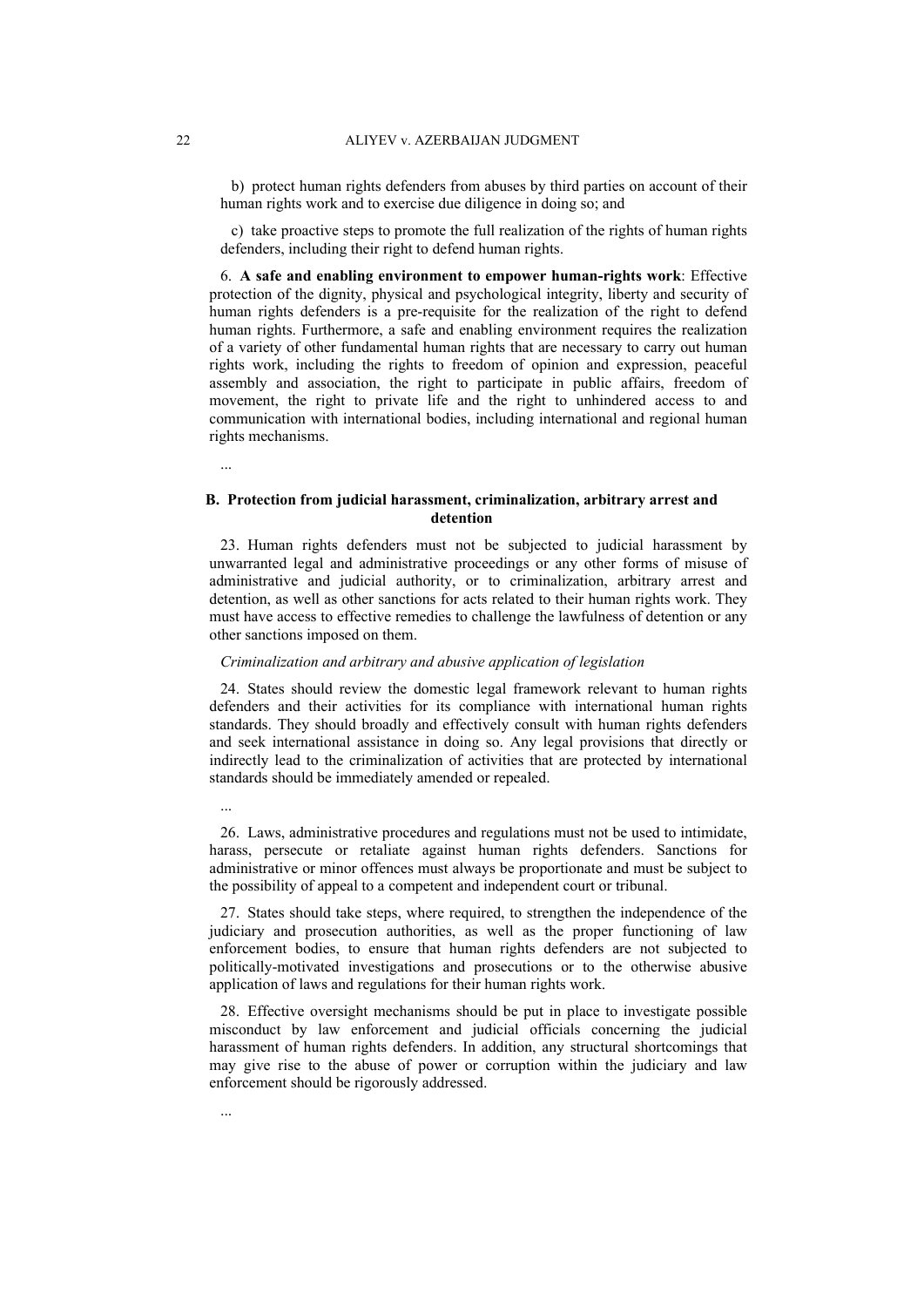b) protect human rights defenders from abuses by third parties on account of their human rights work and to exercise due diligence in doing so; and

c) take proactive steps to promote the full realization of the rights of human rights defenders, including their right to defend human rights.

6. **A safe and enabling environment to empower human-rights work**: Effective protection of the dignity, physical and psychological integrity, liberty and security of human rights defenders is a pre-requisite for the realization of the right to defend human rights. Furthermore, a safe and enabling environment requires the realization of a variety of other fundamental human rights that are necessary to carry out human rights work, including the rights to freedom of opinion and expression, peaceful assembly and association, the right to participate in public affairs, freedom of movement, the right to private life and the right to unhindered access to and communication with international bodies, including international and regional human rights mechanisms.

...

### B. Protection from judicial harassment, criminalization, arbitrary arrest and detention

23. Human rights defenders must not be subjected to judicial harassment by unwarranted legal and administrative proceedings or any other forms of misuse of administrative and judicial authority, or to criminalization, arbitrary arrest and detention, as well as other sanctions for acts related to their human rights work. They must have access to effective remedies to challenge the lawfulness of detention or any other sanctions imposed on them.

*Criminalization and arbitrary and abusive application of legislation*

24. States should review the domestic legal framework relevant to human rights defenders and their activities for its compliance with international human rights standards. They should broadly and effectively consult with human rights defenders and seek international assistance in doing so. Any legal provisions that directly or indirectly lead to the criminalization of activities that are protected by international standards should be immediately amended or repealed.

...

26. Laws, administrative procedures and regulations must not be used to intimidate, harass, persecute or retaliate against human rights defenders. Sanctions for administrative or minor offences must always be proportionate and must be subject to the possibility of appeal to a competent and independent court or tribunal.

27. States should take steps, where required, to strengthen the independence of the judiciary and prosecution authorities, as well as the proper functioning of law enforcement bodies, to ensure that human rights defenders are not subjected to politically-motivated investigations and prosecutions or to the otherwise abusive application of laws and regulations for their human rights work.

28. Effective oversight mechanisms should be put in place to investigate possible misconduct by law enforcement and judicial officials concerning the judicial harassment of human rights defenders. In addition, any structural shortcomings that may give rise to the abuse of power or corruption within the judiciary and law enforcement should be rigorously addressed.

...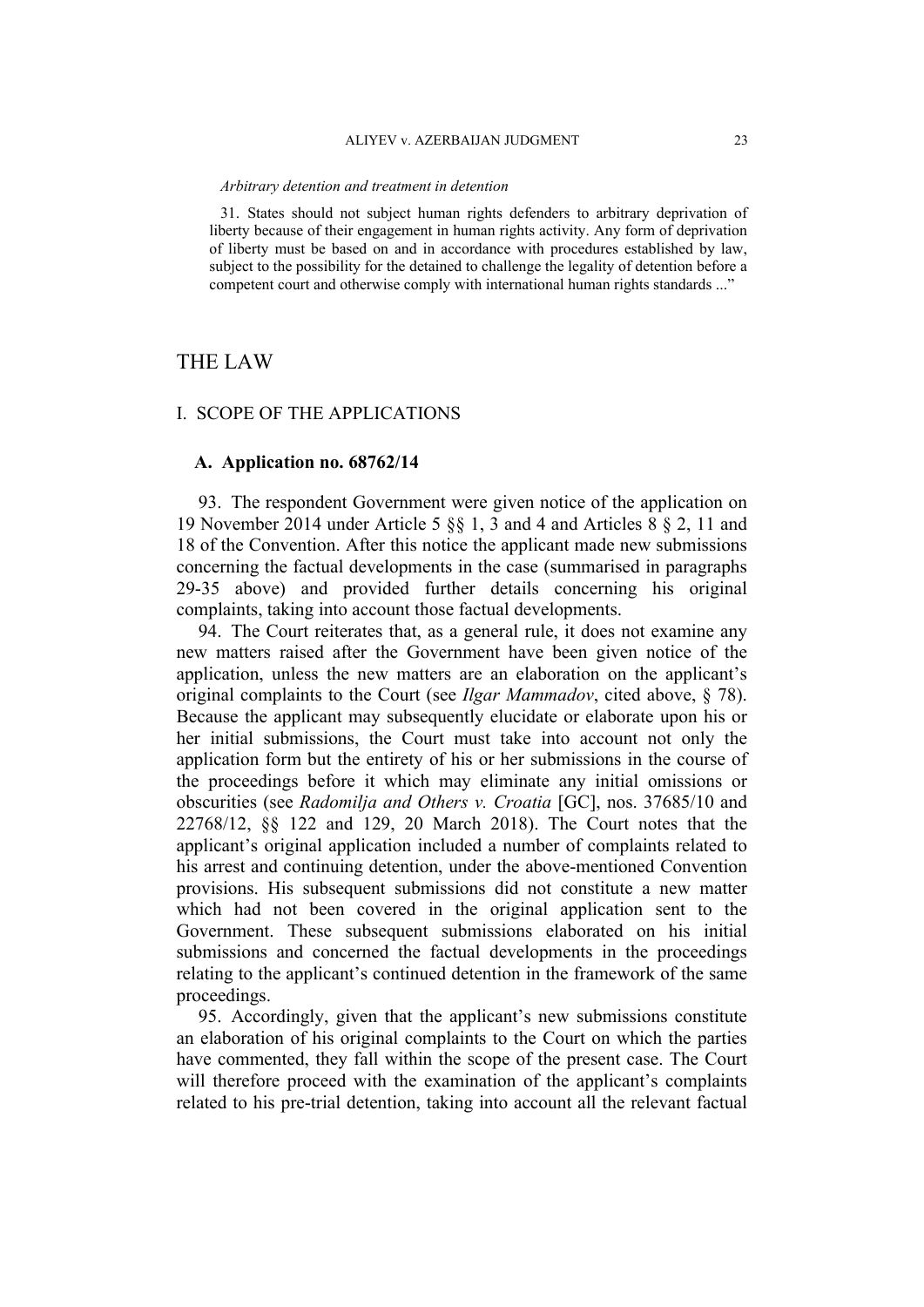*Arbitrary detention and treatment in detention*

> 31. States should not subject human rights defenders to arbitrary deprivation of liberty because of their engagement in human rights activity. Any form of deprivation of liberty must be based on and in accordance with procedures established by law, subject to the possibility for the detained to challenge the legality of detention before a competent court and otherwise comply with international human rights standards ..."

# THE LAW

## I. SCOPE OF THE APPLICATIONS

### A. Application no. 68762/14

93. The respondent Government were given notice of the application on 19 November 2014 under Article 5 §§ 1, 3 and 4 and Articles 8 § 2, 11 and 18 of the Convention. After this notice the applicant made new submissions concerning the factual developments in the case (summarised in paragraphs 29-35 above) and provided further details concerning his original complaints, taking into account those factual developments.

94. The Court reiterates that, as a general rule, it does not examine any new matters raised after the Government have been given notice of the application, unless the new matters are an elaboration on the applicant's original complaints to the Court (see *Ilgar Mammadov*, cited above, § 78). Because the applicant may subsequently elucidate or elaborate upon his or her initial submissions, the Court must take into account not only the application form but the entirety of his or her submissions in the course of the proceedings before it which may eliminate any initial omissions or obscurities (see *Radomilja and Others v. Croatia* [GC], nos. 37685/10 and 22768/12, §§ 122 and 129, 20 March 2018). The Court notes that the applicant's original application included a number of complaints related to his arrest and continuing detention, under the above-mentioned Convention provisions. His subsequent submissions did not constitute a new matter which had not been covered in the original application sent to the Government. These subsequent submissions elaborated on his initial submissions and concerned the factual developments in the proceedings relating to the applicant's continued detention in the framework of the same proceedings.

95. Accordingly, given that the applicant's new submissions constitute an elaboration of his original complaints to the Court on which the parties have commented, they fall within the scope of the present case. The Court will therefore proceed with the examination of the applicant's complaints related to his pre-trial detention, taking into account all the relevant factual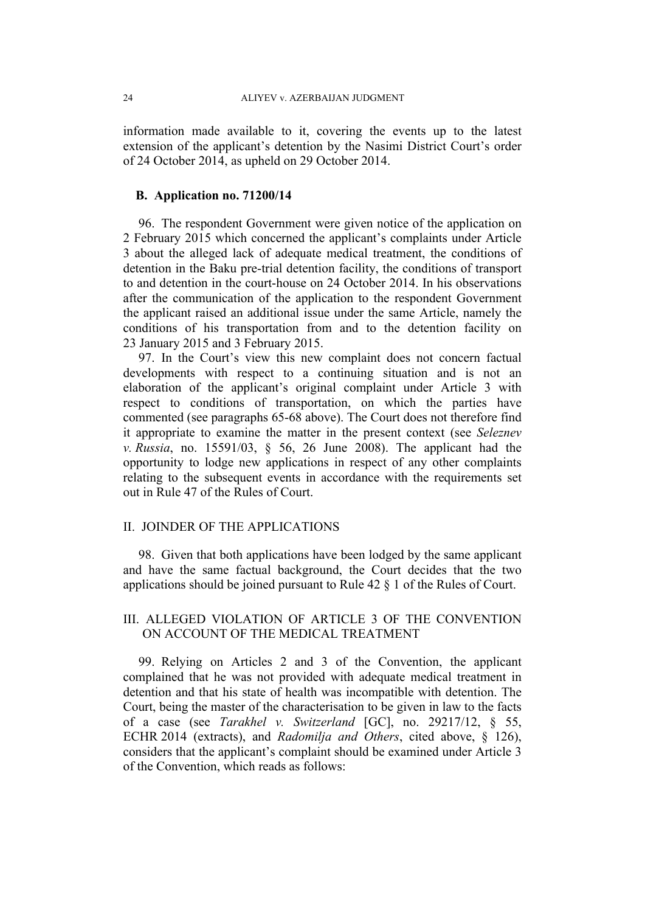information made available to it, covering the events up to the latest extension of the applicant's detention by the Nasimi District Court's order of 24 October 2014, as upheld on 29 October 2014.

### B. Application no. 71200/14

96. The respondent Government were given notice of the application on 2 February 2015 which concerned the applicant's complaints under Article 3 about the alleged lack of adequate medical treatment, the conditions of detention in the Baku pre-trial detention facility, the conditions of transport to and detention in the court-house on 24 October 2014. In his observations after the communication of the application to the respondent Government the applicant raised an additional issue under the same Article, namely the conditions of his transportation from and to the detention facility on 23 January 2015 and 3 February 2015.

97. In the Court's view this new complaint does not concern factual developments with respect to a continuing situation and is not an elaboration of the applicant's original complaint under Article 3 with respect to conditions of transportation, on which the parties have commented (see paragraphs 65-68 above). The Court does not therefore find it appropriate to examine the matter in the present context (see *Seleznev v. Russia*, no. 15591/03, § 56, 26 June 2008). The applicant had the opportunity to lodge new applications in respect of any other complaints relating to the subsequent events in accordance with the requirements set out in Rule 47 of the Rules of Court.

## II. JOINDER OF THE APPLICATIONS

98. Given that both applications have been lodged by the same applicant and have the same factual background, the Court decides that the two applications should be joined pursuant to Rule 42 § 1 of the Rules of Court.

## III. ALLEGED VIOLATION OF ARTICLE 3 OF THE CONVENTION ON ACCOUNT OF THE MEDICAL TREATMENT

99. Relying on Articles 2 and 3 of the Convention, the applicant complained that he was not provided with adequate medical treatment in detention and that his state of health was incompatible with detention. The Court, being the master of the characterisation to be given in law to the facts of a case (see *Tarakhel v. Switzerland* [GC], no. 29217/12, § 55, ECHR 2014 (extracts), and *Radomilja and Others*, cited above, § 126), considers that the applicant's complaint should be examined under Article 3 of the Convention, which reads as follows: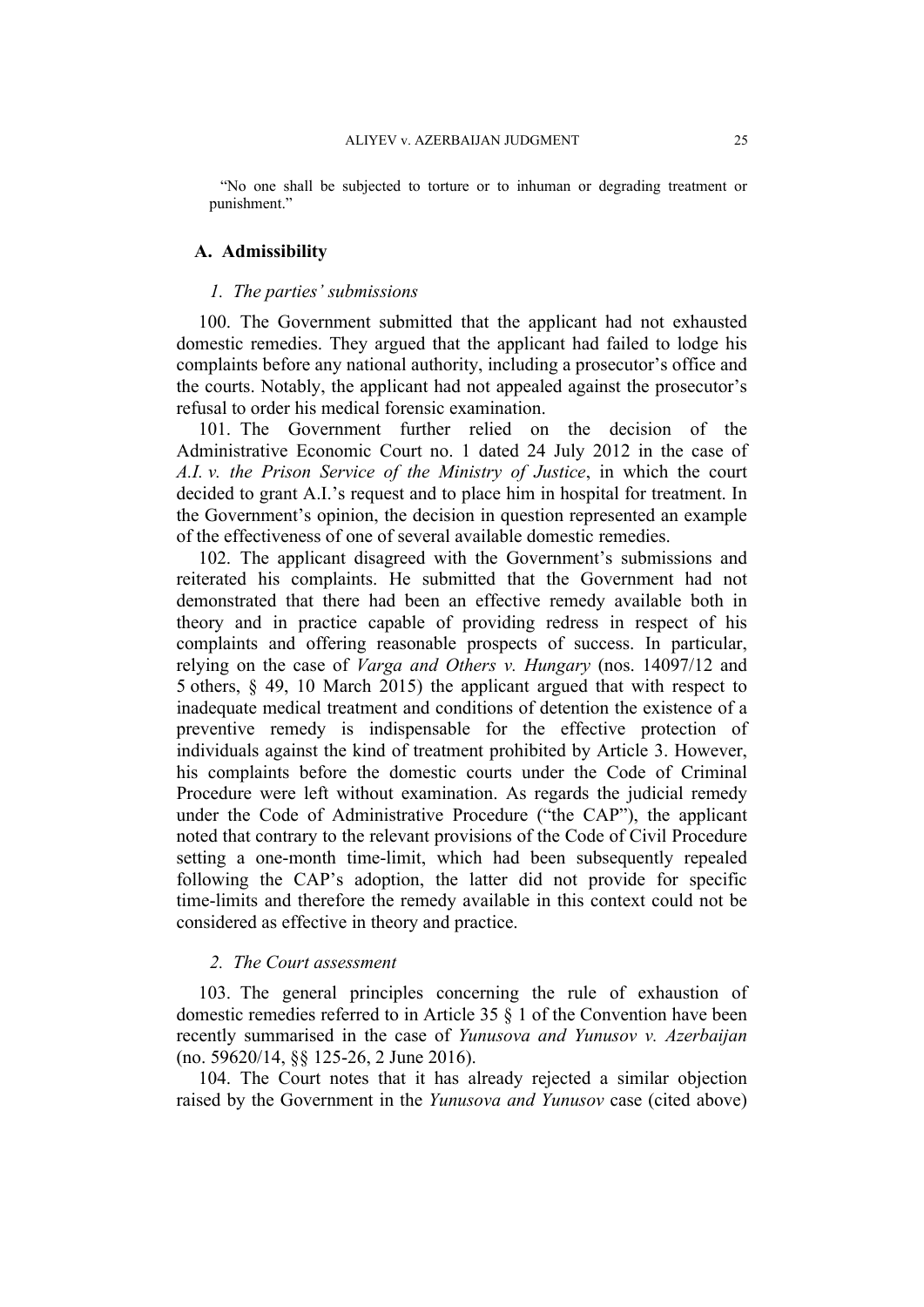“No one shall be subjected to torture or to inhuman or degrading treatment or punishment.”

## A. Admissibility

### 1. The parties’ submissions

100. The Government submitted that the applicant had not exhausted domestic remedies. They argued that the applicant had failed to lodge his complaints before any national authority, including a prosecutor’s office and the courts. Notably, the applicant had not appealed against the prosecutor’s refusal to order his medical forensic examination.

101. The Government further relied on the decision of the Administrative Economic Court no. 1 dated 24 July 2012 in the case of *A.I. v. the Prison Service of the Ministry of Justice*, in which the court decided to grant A.I.’s request and to place him in hospital for treatment. In the Government’s opinion, the decision in question represented an example of the effectiveness of one of several available domestic remedies.

102. The applicant disagreed with the Government’s submissions and reiterated his complaints. He submitted that the Government had not demonstrated that there had been an effective remedy available both in theory and in practice capable of providing redress in respect of his complaints and offering reasonable prospects of success. In particular, relying on the case of *Varga and Others v. Hungary* (nos. 14097/12 and 5 others, § 49, 10 March 2015) the applicant argued that with respect to inadequate medical treatment and conditions of detention the existence of a preventive remedy is indispensable for the effective protection of individuals against the kind of treatment prohibited by Article 3. However, his complaints before the domestic courts under the Code of Criminal Procedure were left without examination. As regards the judicial remedy under the Code of Administrative Procedure (“the CAP”), the applicant noted that contrary to the relevant provisions of the Code of Civil Procedure setting a one-month time-limit, which had been subsequently repealed following the CAP’s adoption, the latter did not provide for specific time-limits and therefore the remedy available in this context could not be considered as effective in theory and practice.

### 2. The Court assessment

103. The general principles concerning the rule of exhaustion of domestic remedies referred to in Article 35 § 1 of the Convention have been recently summarised in the case of *Yunusova and Yunusov v. Azerbaijan* (no. 59620/14, §§ 125-26, 2 June 2016).

104. The Court notes that it has already rejected a similar objection raised by the Government in the *Yunusova and Yunusov* case (cited above)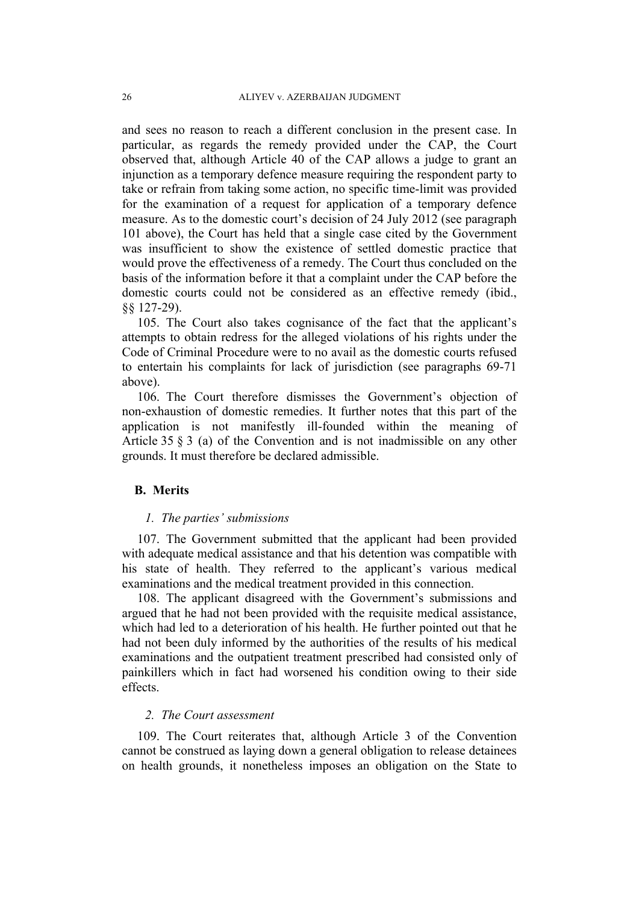and sees no reason to reach a different conclusion in the present case. In particular, as regards the remedy provided under the CAP, the Court observed that, although Article 40 of the CAP allows a judge to grant an injunction as a temporary defence measure requiring the respondent party to take or refrain from taking some action, no specific time-limit was provided for the examination of a request for application of a temporary defence measure. As to the domestic court's decision of 24 July 2012 (see paragraph 101 above), the Court has held that a single case cited by the Government was insufficient to show the existence of settled domestic practice that would prove the effectiveness of a remedy. The Court thus concluded on the basis of the information before it that a complaint under the CAP before the domestic courts could not be considered as an effective remedy (ibid., §§ 127-29).

105. The Court also takes cognisance of the fact that the applicant's attempts to obtain redress for the alleged violations of his rights under the Code of Criminal Procedure were to no avail as the domestic courts refused to entertain his complaints for lack of jurisdiction (see paragraphs 69-71 above).

106. The Court therefore dismisses the Government's objection of non-exhaustion of domestic remedies. It further notes that this part of the application is not manifestly ill-founded within the meaning of Article 35 § 3 (a) of the Convention and is not inadmissible on any other grounds. It must therefore be declared admissible.

## B. Merits

### *1. The parties' submissions*

107. The Government submitted that the applicant had been provided with adequate medical assistance and that his detention was compatible with his state of health. They referred to the applicant's various medical examinations and the medical treatment provided in this connection.

108. The applicant disagreed with the Government's submissions and argued that he had not been provided with the requisite medical assistance, which had led to a deterioration of his health. He further pointed out that he had not been duly informed by the authorities of the results of his medical examinations and the outpatient treatment prescribed had consisted only of painkillers which in fact had worsened his condition owing to their side effects.

### *2. The Court assessment*

109. The Court reiterates that, although Article 3 of the Convention cannot be construed as laying down a general obligation to release detainees on health grounds, it nonetheless imposes an obligation on the State to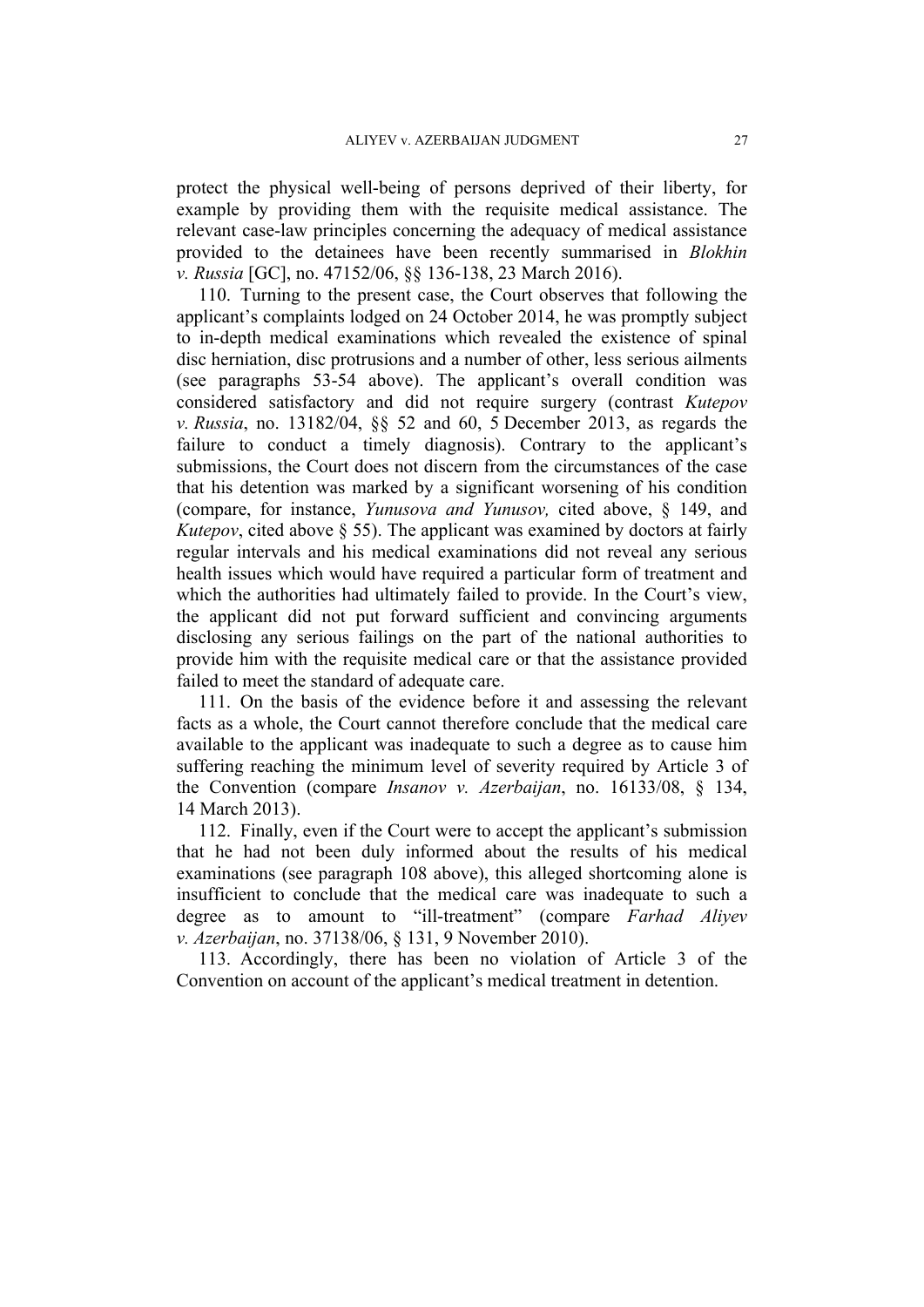protect the physical well-being of persons deprived of their liberty, for example by providing them with the requisite medical assistance. The relevant case-law principles concerning the adequacy of medical assistance provided to the detainees have been recently summarised in *Blokhin v. Russia* [GC], no. 47152/06, §§ 136-138, 23 March 2016).

110. Turning to the present case, the Court observes that following the applicant's complaints lodged on 24 October 2014, he was promptly subject to in-depth medical examinations which revealed the existence of spinal disc herniation, disc protrusions and a number of other, less serious ailments (see paragraphs 53-54 above). The applicant's overall condition was considered satisfactory and did not require surgery (contrast *Kutepov v. Russia*, no. 13182/04, §§ 52 and 60, 5 December 2013, as regards the failure to conduct a timely diagnosis). Contrary to the applicant's submissions, the Court does not discern from the circumstances of the case that his detention was marked by a significant worsening of his condition (compare, for instance, *Yunusova and Yunusov,* cited above, § 149, and *Kutepov*, cited above § 55). The applicant was examined by doctors at fairly regular intervals and his medical examinations did not reveal any serious health issues which would have required a particular form of treatment and which the authorities had ultimately failed to provide. In the Court's view, the applicant did not put forward sufficient and convincing arguments disclosing any serious failings on the part of the national authorities to provide him with the requisite medical care or that the assistance provided failed to meet the standard of adequate care.

111. On the basis of the evidence before it and assessing the relevant facts as a whole, the Court cannot therefore conclude that the medical care available to the applicant was inadequate to such a degree as to cause him suffering reaching the minimum level of severity required by Article 3 of the Convention (compare *Insanov v. Azerbaijan*, no. 16133/08, § 134, 14 March 2013).

112. Finally, even if the Court were to accept the applicant's submission that he had not been duly informed about the results of his medical examinations (see paragraph 108 above), this alleged shortcoming alone is insufficient to conclude that the medical care was inadequate to such a degree as to amount to "ill-treatment" (compare *Farhad Aliyev v. Azerbaijan*, no. 37138/06, § 131, 9 November 2010).

113. Accordingly, there has been no violation of Article 3 of the Convention on account of the applicant's medical treatment in detention.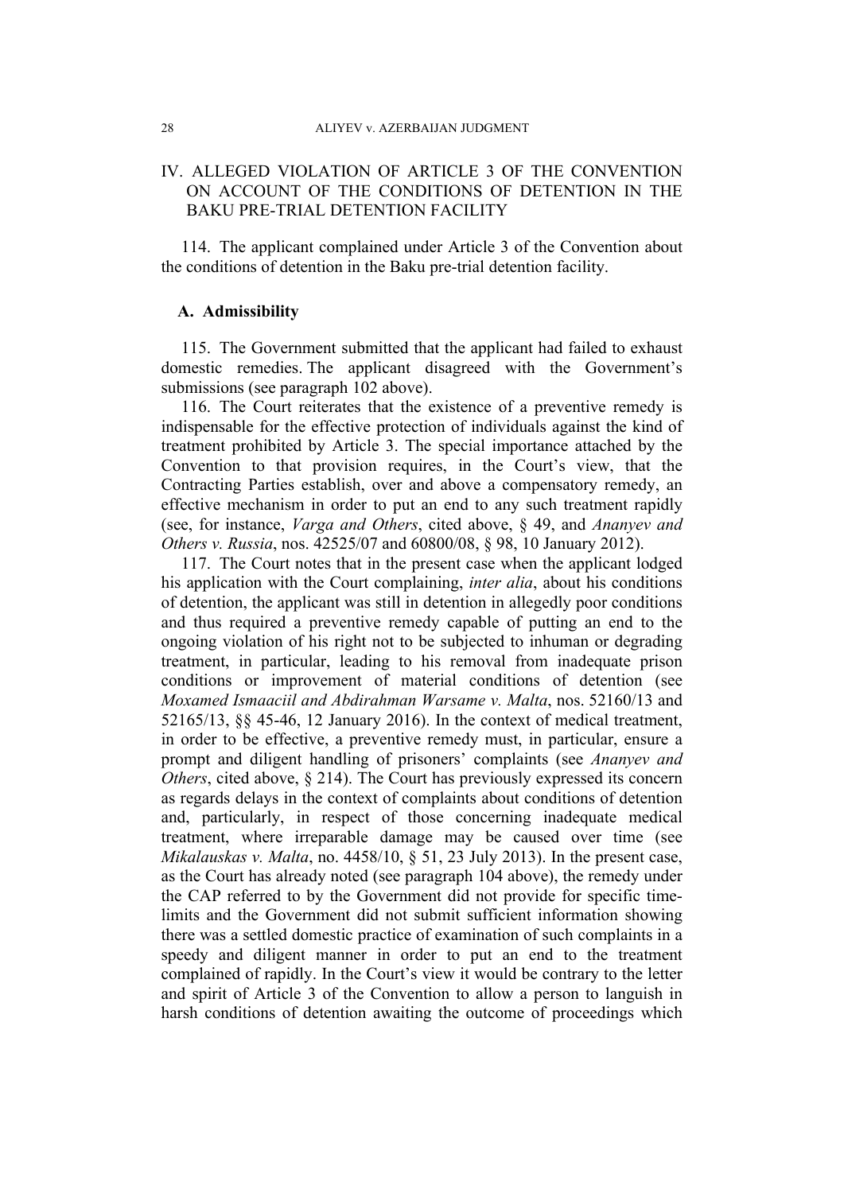## IV. ALLEGED VIOLATION OF ARTICLE 3 OF THE CONVENTION ON ACCOUNT OF THE CONDITIONS OF DETENTION IN THE BAKU PRE-TRIAL DETENTION FACILITY

114. The applicant complained under Article 3 of the Convention about the conditions of detention in the Baku pre-trial detention facility.

### A. Admissibility

115. The Government submitted that the applicant had failed to exhaust domestic remedies. The applicant disagreed with the Government's submissions (see paragraph 102 above).

116. The Court reiterates that the existence of a preventive remedy is indispensable for the effective protection of individuals against the kind of treatment prohibited by Article 3. The special importance attached by the Convention to that provision requires, in the Court's view, that the Contracting Parties establish, over and above a compensatory remedy, an effective mechanism in order to put an end to any such treatment rapidly (see, for instance, *Varga and Others*, cited above, § 49, and *Ananyev and Others v. Russia*, nos. 42525/07 and 60800/08, § 98, 10 January 2012).

117. The Court notes that in the present case when the applicant lodged his application with the Court complaining, *inter alia*, about his conditions of detention, the applicant was still in detention in allegedly poor conditions and thus required a preventive remedy capable of putting an end to the ongoing violation of his right not to be subjected to inhuman or degrading treatment, in particular, leading to his removal from inadequate prison conditions or improvement of material conditions of detention (see *Moxamed Ismaaciil and Abdirahman Warsame v. Malta*, nos. 52160/13 and 52165/13, §§ 45-46, 12 January 2016). In the context of medical treatment, in order to be effective, a preventive remedy must, in particular, ensure a prompt and diligent handling of prisoners' complaints (see *Ananyev and Others*, cited above, § 214). The Court has previously expressed its concern as regards delays in the context of complaints about conditions of detention and, particularly, in respect of those concerning inadequate medical treatment, where irreparable damage may be caused over time (see *Mikalauskas v. Malta*, no. 4458/10, § 51, 23 July 2013). In the present case, as the Court has already noted (see paragraph 104 above), the remedy under the CAP referred to by the Government did not provide for specific time-limits and the Government did not submit sufficient information showing there was a settled domestic practice of examination of such complaints in a speedy and diligent manner in order to put an end to the treatment complained of rapidly. In the Court's view it would be contrary to the letter and spirit of Article 3 of the Convention to allow a person to languish in harsh conditions of detention awaiting the outcome of proceedings which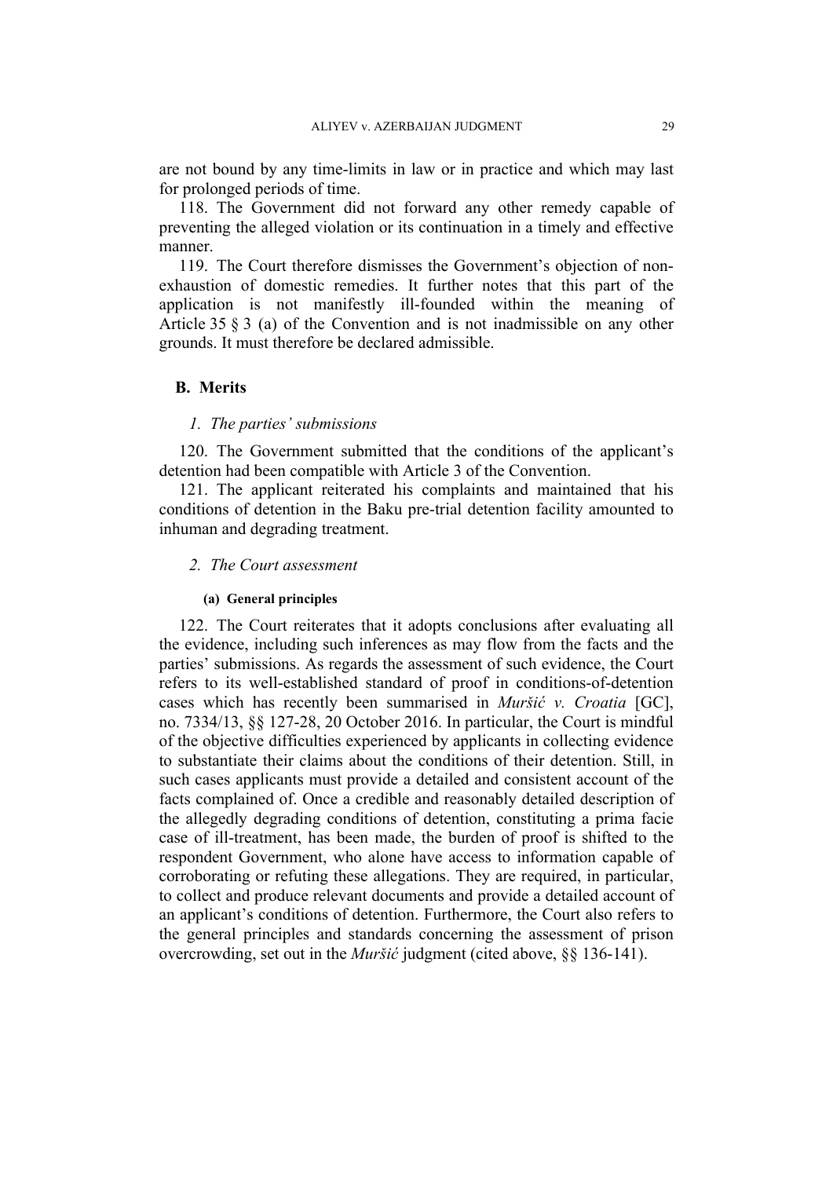are not bound by any time-limits in law or in practice and which may last for prolonged periods of time.

118. The Government did not forward any other remedy capable of preventing the alleged violation or its continuation in a timely and effective manner.

119. The Court therefore dismisses the Government's objection of non-exhaustion of domestic remedies. It further notes that this part of the application is not manifestly ill-founded within the meaning of Article 35 § 3 (a) of the Convention and is not inadmissible on any other grounds. It must therefore be declared admissible.

## B. Merits

### *1. The parties' submissions*

120. The Government submitted that the conditions of the applicant's detention had been compatible with Article 3 of the Convention.

121. The applicant reiterated his complaints and maintained that his conditions of detention in the Baku pre-trial detention facility amounted to inhuman and degrading treatment.

### *2. The Court assessment*

#### (a) General principles

122. The Court reiterates that it adopts conclusions after evaluating all the evidence, including such inferences as may flow from the facts and the parties' submissions. As regards the assessment of such evidence, the Court refers to its well-established standard of proof in conditions-of-detention cases which has recently been summarised in *Muršić v. Croatia* [GC], no. 7334/13, §§ 127-28, 20 October 2016. In particular, the Court is mindful of the objective difficulties experienced by applicants in collecting evidence to substantiate their claims about the conditions of their detention. Still, in such cases applicants must provide a detailed and consistent account of the facts complained of. Once a credible and reasonably detailed description of the allegedly degrading conditions of detention, constituting a prima facie case of ill-treatment, has been made, the burden of proof is shifted to the respondent Government, who alone have access to information capable of corroborating or refuting these allegations. They are required, in particular, to collect and produce relevant documents and provide a detailed account of an applicant's conditions of detention. Furthermore, the Court also refers to the general principles and standards concerning the assessment of prison overcrowding, set out in the *Muršić* judgment (cited above, §§ 136-141).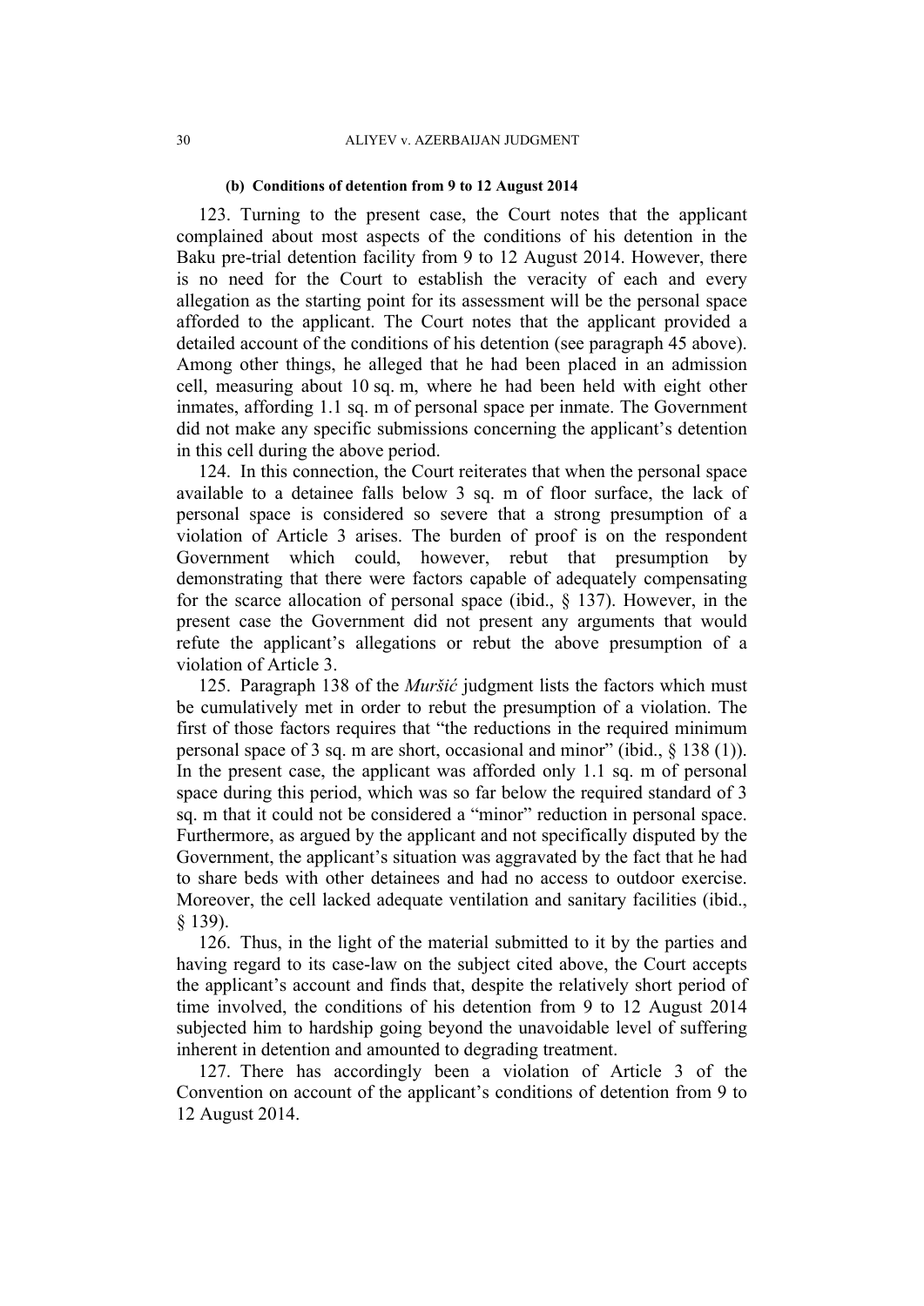#### (b) Conditions of detention from 9 to 12 August 2014

123. Turning to the present case, the Court notes that the applicant complained about most aspects of the conditions of his detention in the Baku pre-trial detention facility from 9 to 12 August 2014. However, there is no need for the Court to establish the veracity of each and every allegation as the starting point for its assessment will be the personal space afforded to the applicant. The Court notes that the applicant provided a detailed account of the conditions of his detention (see paragraph 45 above). Among other things, he alleged that he had been placed in an admission cell, measuring about 10 sq. m, where he had been held with eight other inmates, affording 1.1 sq. m of personal space per inmate. The Government did not make any specific submissions concerning the applicant's detention in this cell during the above period.

124. In this connection, the Court reiterates that when the personal space available to a detainee falls below 3 sq. m of floor surface, the lack of personal space is considered so severe that a strong presumption of a violation of Article 3 arises. The burden of proof is on the respondent Government which could, however, rebut that presumption by demonstrating that there were factors capable of adequately compensating for the scarce allocation of personal space (ibid., § 137). However, in the present case the Government did not present any arguments that would refute the applicant's allegations or rebut the above presumption of a violation of Article 3.

125. Paragraph 138 of the *Muršić* judgment lists the factors which must be cumulatively met in order to rebut the presumption of a violation. The first of those factors requires that "the reductions in the required minimum personal space of 3 sq. m are short, occasional and minor" (ibid., § 138 (1)). In the present case, the applicant was afforded only 1.1 sq. m of personal space during this period, which was so far below the required standard of 3 sq. m that it could not be considered a "minor" reduction in personal space. Furthermore, as argued by the applicant and not specifically disputed by the Government, the applicant's situation was aggravated by the fact that he had to share beds with other detainees and had no access to outdoor exercise. Moreover, the cell lacked adequate ventilation and sanitary facilities (ibid., § 139).

126. Thus, in the light of the material submitted to it by the parties and having regard to its case-law on the subject cited above, the Court accepts the applicant's account and finds that, despite the relatively short period of time involved, the conditions of his detention from 9 to 12 August 2014 subjected him to hardship going beyond the unavoidable level of suffering inherent in detention and amounted to degrading treatment.

127. There has accordingly been a violation of Article 3 of the Convention on account of the applicant's conditions of detention from 9 to 12 August 2014.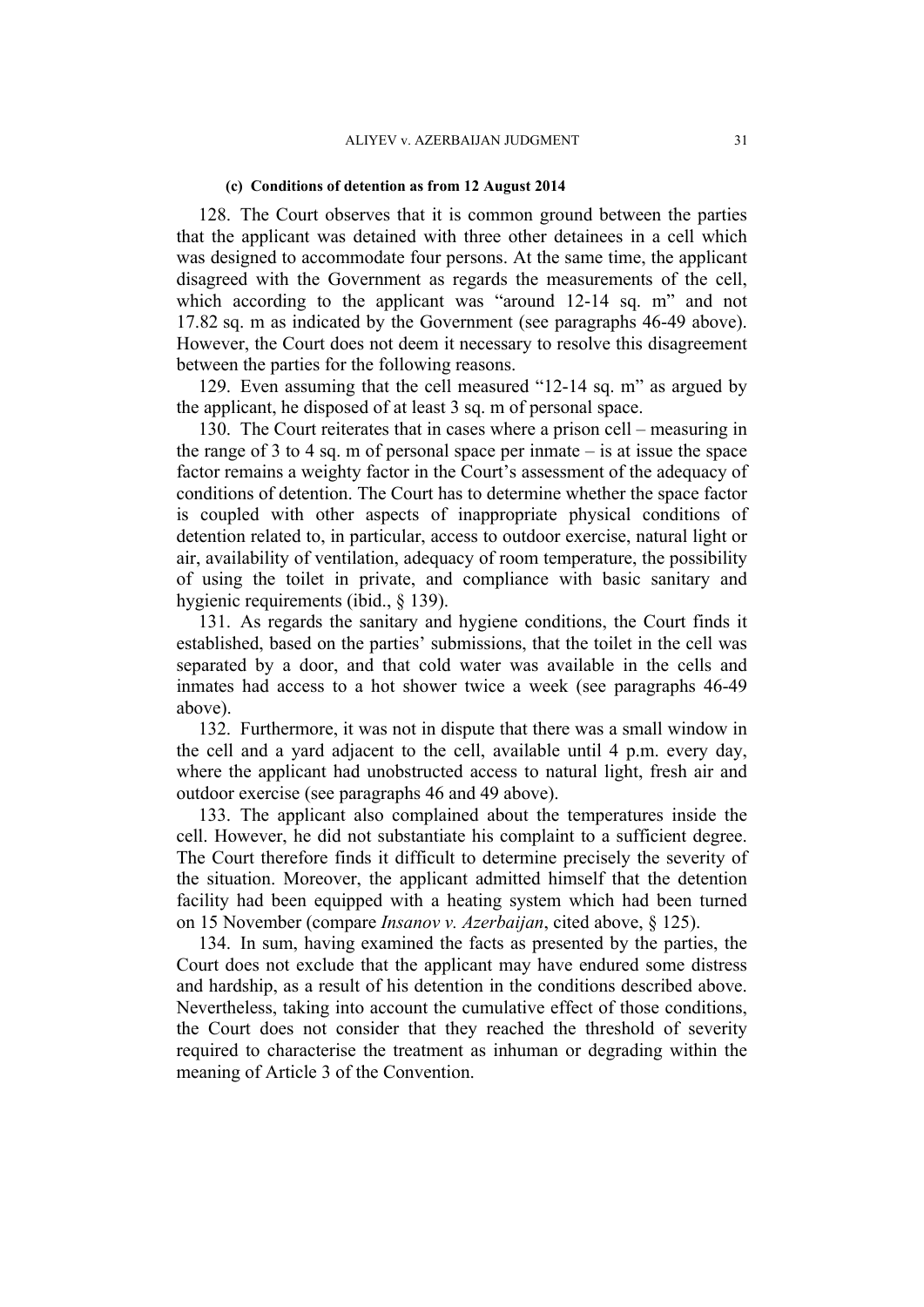#### (c) Conditions of detention as from 12 August 2014

128. The Court observes that it is common ground between the parties that the applicant was detained with three other detainees in a cell which was designed to accommodate four persons. At the same time, the applicant disagreed with the Government as regards the measurements of the cell, which according to the applicant was "around 12-14 sq. m" and not 17.82 sq. m as indicated by the Government (see paragraphs 46-49 above). However, the Court does not deem it necessary to resolve this disagreement between the parties for the following reasons.

129. Even assuming that the cell measured "12-14 sq. m" as argued by the applicant, he disposed of at least 3 sq. m of personal space.

130. The Court reiterates that in cases where a prison cell – measuring in the range of 3 to 4 sq. m of personal space per inmate – is at issue the space factor remains a weighty factor in the Court's assessment of the adequacy of conditions of detention. The Court has to determine whether the space factor is coupled with other aspects of inappropriate physical conditions of detention related to, in particular, access to outdoor exercise, natural light or air, availability of ventilation, adequacy of room temperature, the possibility of using the toilet in private, and compliance with basic sanitary and hygienic requirements (ibid., § 139).

131. As regards the sanitary and hygiene conditions, the Court finds it established, based on the parties' submissions, that the toilet in the cell was separated by a door, and that cold water was available in the cells and inmates had access to a hot shower twice a week (see paragraphs 46-49 above).

132. Furthermore, it was not in dispute that there was a small window in the cell and a yard adjacent to the cell, available until 4 p.m. every day, where the applicant had unobstructed access to natural light, fresh air and outdoor exercise (see paragraphs 46 and 49 above).

133. The applicant also complained about the temperatures inside the cell. However, he did not substantiate his complaint to a sufficient degree. The Court therefore finds it difficult to determine precisely the severity of the situation. Moreover, the applicant admitted himself that the detention facility had been equipped with a heating system which had been turned on 15 November (compare *Insanov v. Azerbaijan*, cited above, § 125).

134. In sum, having examined the facts as presented by the parties, the Court does not exclude that the applicant may have endured some distress and hardship, as a result of his detention in the conditions described above. Nevertheless, taking into account the cumulative effect of those conditions, the Court does not consider that they reached the threshold of severity required to characterise the treatment as inhuman or degrading within the meaning of Article 3 of the Convention.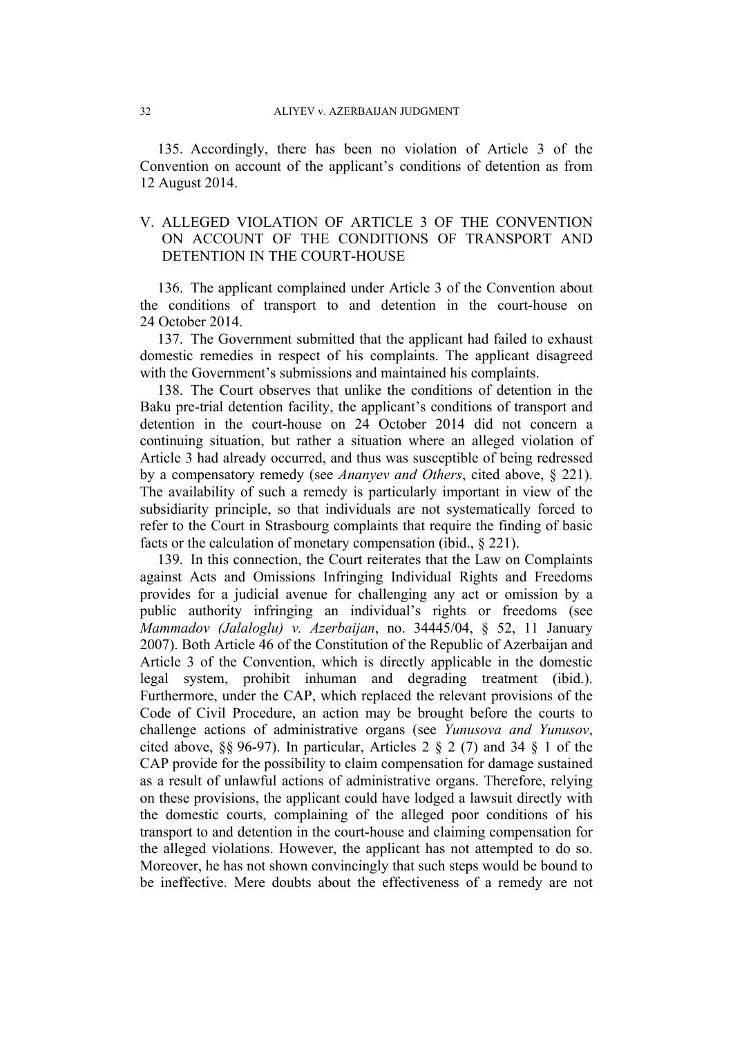135. Accordingly, there has been no violation of Article 3 of the Convention on account of the applicant's conditions of detention as from 12 August 2014.

## V. ALLEGED VIOLATION OF ARTICLE 3 OF THE CONVENTION ON ACCOUNT OF THE CONDITIONS OF TRANSPORT AND DETENTION IN THE COURT-HOUSE

136. The applicant complained under Article 3 of the Convention about the conditions of transport to and detention in the court-house on 24 October 2014.

137. The Government submitted that the applicant had failed to exhaust domestic remedies in respect of his complaints. The applicant disagreed with the Government's submissions and maintained his complaints.

138. The Court observes that unlike the conditions of detention in the Baku pre-trial detention facility, the applicant's conditions of transport and detention in the court-house on 24 October 2014 did not concern a continuing situation, but rather a situation where an alleged violation of Article 3 had already occurred, and thus was susceptible of being redressed by a compensatory remedy (see *Ananyev and Others*, cited above, § 221). The availability of such a remedy is particularly important in view of the subsidiarity principle, so that individuals are not systematically forced to refer to the Court in Strasbourg complaints that require the finding of basic facts or the calculation of monetary compensation (ibid., § 221).

139. In this connection, the Court reiterates that the Law on Complaints against Acts and Omissions Infringing Individual Rights and Freedoms provides for a judicial avenue for challenging any act or omission by a public authority infringing an individual's rights or freedoms (see *Mammadov (Jalaloglu) v. Azerbaijan*, no. 34445/04, § 52, 11 January 2007). Both Article 46 of the Constitution of the Republic of Azerbaijan and Article 3 of the Convention, which is directly applicable in the domestic legal system, prohibit inhuman and degrading treatment (ibid.). Furthermore, under the CAP, which replaced the relevant provisions of the Code of Civil Procedure, an action may be brought before the courts to challenge actions of administrative organs (see *Yunusova and Yunusov*, cited above, §§ 96-97). In particular, Articles 2 § 2 (7) and 34 § 1 of the CAP provide for the possibility to claim compensation for damage sustained as a result of unlawful actions of administrative organs. Therefore, relying on these provisions, the applicant could have lodged a lawsuit directly with the domestic courts, complaining of the alleged poor conditions of his transport to and detention in the court-house and claiming compensation for the alleged violations. However, the applicant has not attempted to do so. Moreover, he has not shown convincingly that such steps would be bound to be ineffective. Mere doubts about the effectiveness of a remedy are not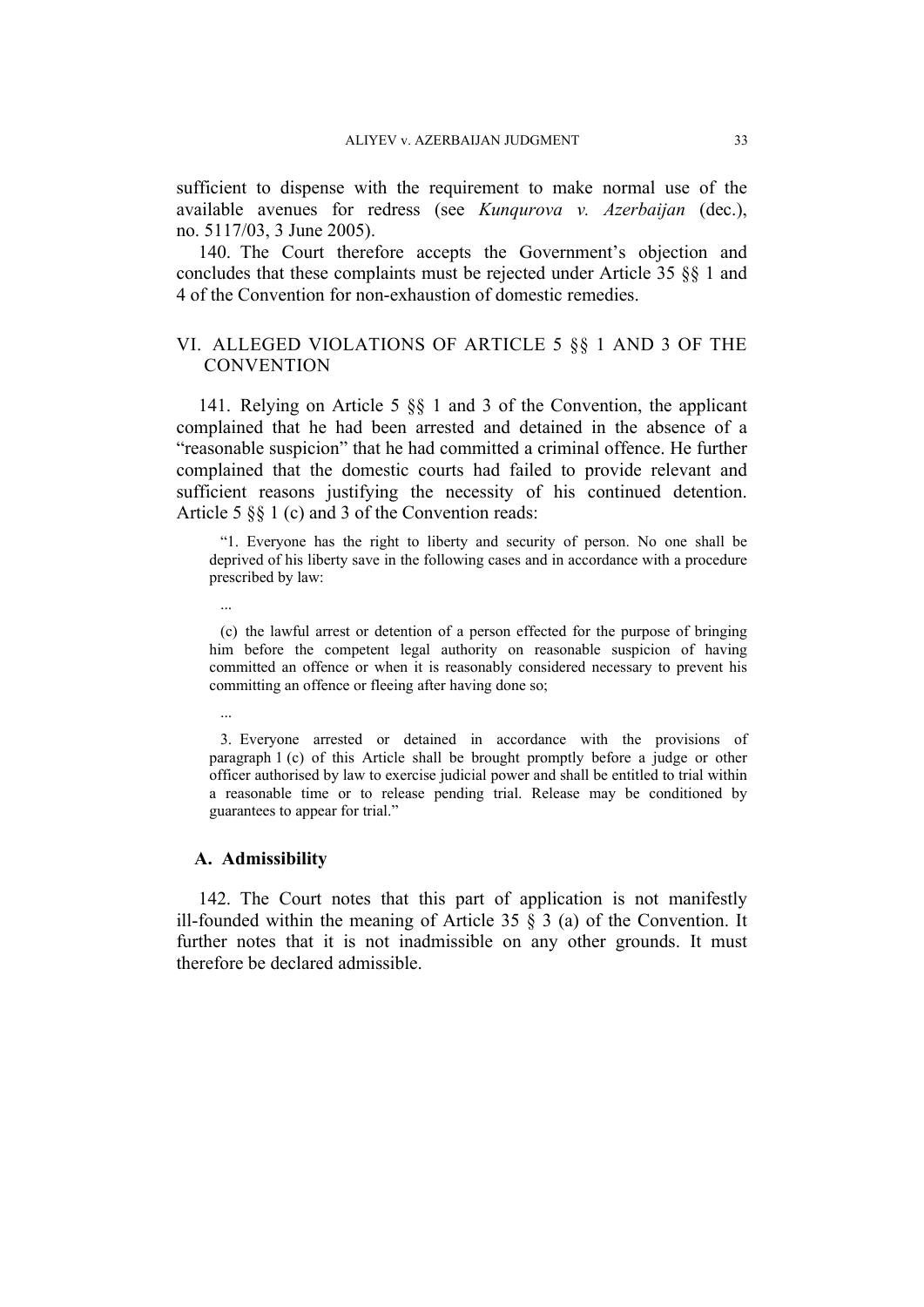sufficient to dispense with the requirement to make normal use of the available avenues for redress (see *Kunqurova v. Azerbaijan* (dec.), no. 5117/03, 3 June 2005).

140. The Court therefore accepts the Government's objection and concludes that these complaints must be rejected under Article 35 §§ 1 and 4 of the Convention for non-exhaustion of domestic remedies.

## VI. ALLEGED VIOLATIONS OF ARTICLE 5 §§ 1 AND 3 OF THE CONVENTION

141. Relying on Article 5 §§ 1 and 3 of the Convention, the applicant complained that he had been arrested and detained in the absence of a "reasonable suspicion" that he had committed a criminal offence. He further complained that the domestic courts had failed to provide relevant and sufficient reasons justifying the necessity of his continued detention. Article 5 §§ 1 (c) and 3 of the Convention reads:

> "1. Everyone has the right to liberty and security of person. No one shall be deprived of his liberty save in the following cases and in accordance with a procedure prescribed by law:
>
> ...
>
> (c) the lawful arrest or detention of a person effected for the purpose of bringing him before the competent legal authority on reasonable suspicion of having committed an offence or when it is reasonably considered necessary to prevent his committing an offence or fleeing after having done so;
>
> ...
>
> 3. Everyone arrested or detained in accordance with the provisions of paragraph 1 (c) of this Article shall be brought promptly before a judge or other officer authorised by law to exercise judicial power and shall be entitled to trial within a reasonable time or to release pending trial. Release may be conditioned by guarantees to appear for trial."

### A. Admissibility

142. The Court notes that this part of application is not manifestly ill-founded within the meaning of Article 35 § 3 (a) of the Convention. It further notes that it is not inadmissible on any other grounds. It must therefore be declared admissible.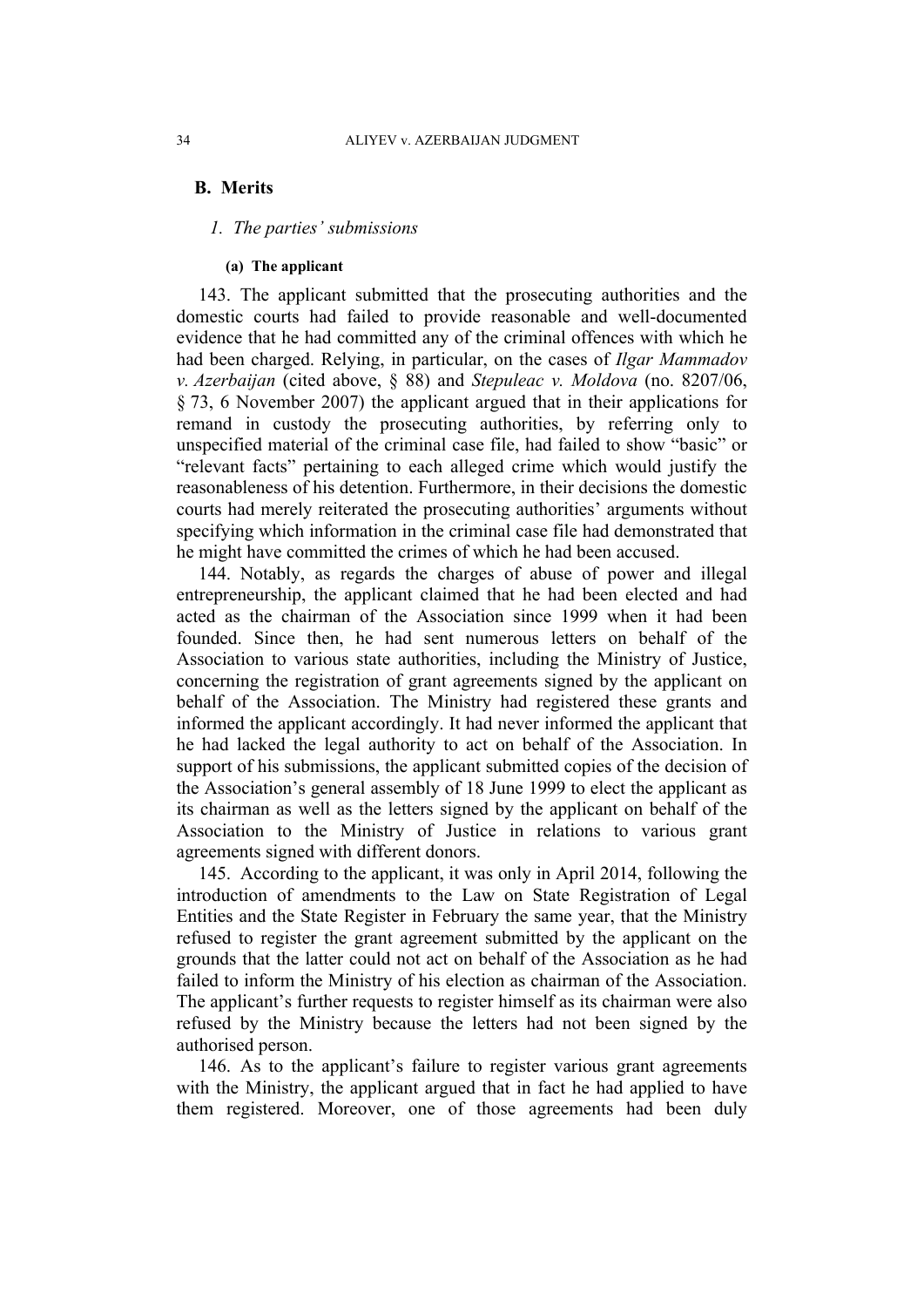## B. Merits

### *1. The parties' submissions*

#### (a) The applicant

143. The applicant submitted that the prosecuting authorities and the domestic courts had failed to provide reasonable and well-documented evidence that he had committed any of the criminal offences with which he had been charged. Relying, in particular, on the cases of *Ilgar Mammadov v. Azerbaijan* (cited above, § 88) and *Stepuleac v. Moldova* (no. 8207/06, § 73, 6 November 2007) the applicant argued that in their applications for remand in custody the prosecuting authorities, by referring only to unspecified material of the criminal case file, had failed to show "basic" or "relevant facts" pertaining to each alleged crime which would justify the reasonableness of his detention. Furthermore, in their decisions the domestic courts had merely reiterated the prosecuting authorities' arguments without specifying which information in the criminal case file had demonstrated that he might have committed the crimes of which he had been accused.

144. Notably, as regards the charges of abuse of power and illegal entrepreneurship, the applicant claimed that he had been elected and had acted as the chairman of the Association since 1999 when it had been founded. Since then, he had sent numerous letters on behalf of the Association to various state authorities, including the Ministry of Justice, concerning the registration of grant agreements signed by the applicant on behalf of the Association. The Ministry had registered these grants and informed the applicant accordingly. It had never informed the applicant that he had lacked the legal authority to act on behalf of the Association. In support of his submissions, the applicant submitted copies of the decision of the Association's general assembly of 18 June 1999 to elect the applicant as its chairman as well as the letters signed by the applicant on behalf of the Association to the Ministry of Justice in relations to various grant agreements signed with different donors.

145. According to the applicant, it was only in April 2014, following the introduction of amendments to the Law on State Registration of Legal Entities and the State Register in February the same year, that the Ministry refused to register the grant agreement submitted by the applicant on the grounds that the latter could not act on behalf of the Association as he had failed to inform the Ministry of his election as chairman of the Association. The applicant's further requests to register himself as its chairman were also refused by the Ministry because the letters had not been signed by the authorised person.

146. As to the applicant's failure to register various grant agreements with the Ministry, the applicant argued that in fact he had applied to have them registered. Moreover, one of those agreements had been duly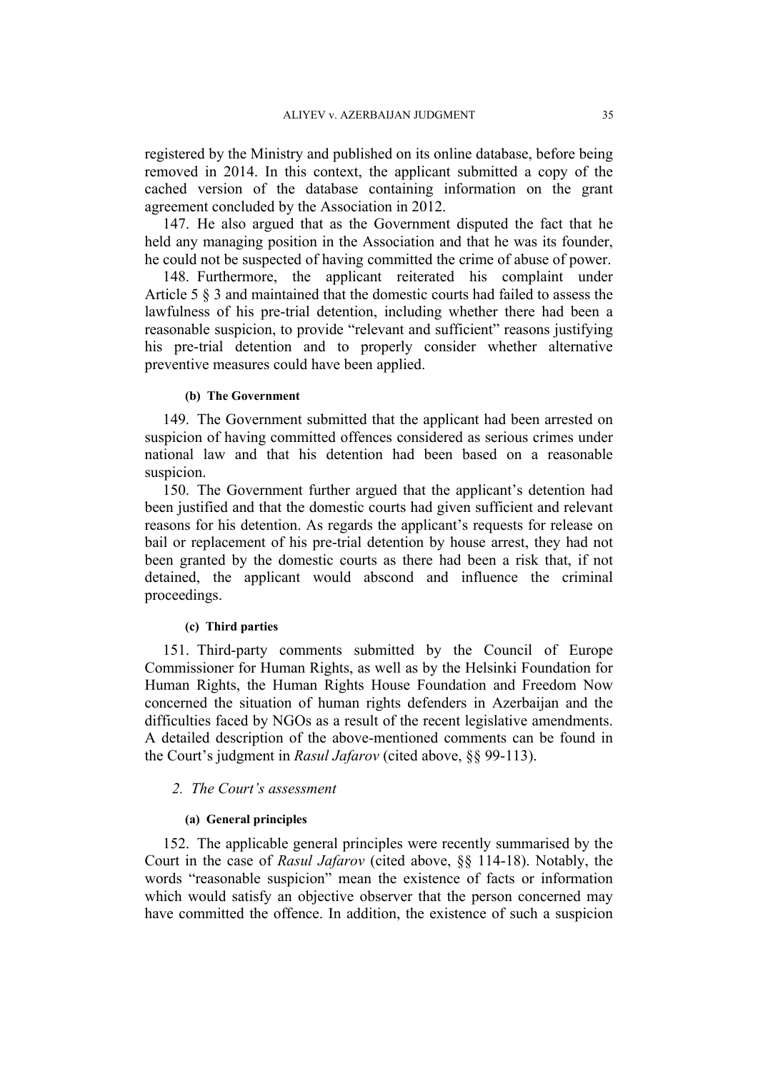registered by the Ministry and published on its online database, before being removed in 2014. In this context, the applicant submitted a copy of the cached version of the database containing information on the grant agreement concluded by the Association in 2012.

147. He also argued that as the Government disputed the fact that he held any managing position in the Association and that he was its founder, he could not be suspected of having committed the crime of abuse of power.

148. Furthermore, the applicant reiterated his complaint under Article 5 § 3 and maintained that the domestic courts had failed to assess the lawfulness of his pre-trial detention, including whether there had been a reasonable suspicion, to provide "relevant and sufficient" reasons justifying his pre-trial detention and to properly consider whether alternative preventive measures could have been applied.

##### (b) The Government

149. The Government submitted that the applicant had been arrested on suspicion of having committed offences considered as serious crimes under national law and that his detention had been based on a reasonable suspicion.

150. The Government further argued that the applicant's detention had been justified and that the domestic courts had given sufficient and relevant reasons for his detention. As regards the applicant's requests for release on bail or replacement of his pre-trial detention by house arrest, they had not been granted by the domestic courts as there had been a risk that, if not detained, the applicant would abscond and influence the criminal proceedings.

##### (c) Third parties

151. Third-party comments submitted by the Council of Europe Commissioner for Human Rights, as well as by the Helsinki Foundation for Human Rights, the Human Rights House Foundation and Freedom Now concerned the situation of human rights defenders in Azerbaijan and the difficulties faced by NGOs as a result of the recent legislative amendments. A detailed description of the above-mentioned comments can be found in the Court's judgment in *Rasul Jafarov* (cited above, §§ 99-113).

### 2. *The Court's assessment*

##### (a) General principles

152. The applicable general principles were recently summarised by the Court in the case of *Rasul Jafarov* (cited above, §§ 114-18). Notably, the words "reasonable suspicion" mean the existence of facts or information which would satisfy an objective observer that the person concerned may have committed the offence. In addition, the existence of such a suspicion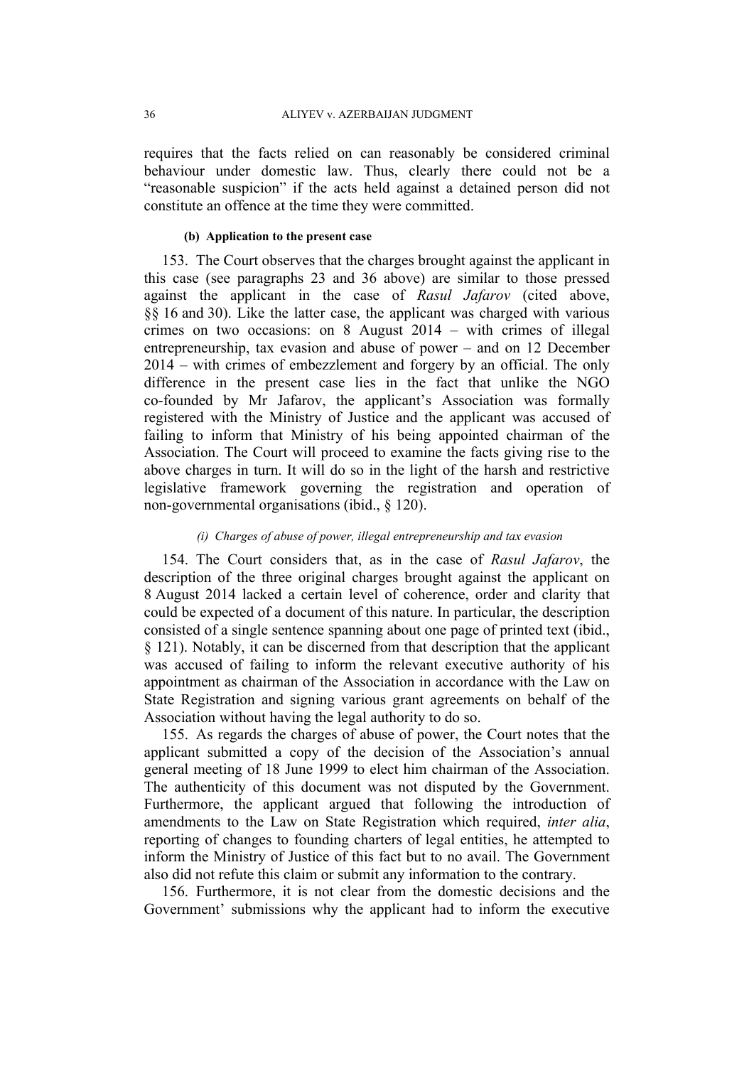requires that the facts relied on can reasonably be considered criminal behaviour under domestic law. Thus, clearly there could not be a "reasonable suspicion" if the acts held against a detained person did not constitute an offence at the time they were committed.

#### (b) Application to the present case

153. The Court observes that the charges brought against the applicant in this case (see paragraphs 23 and 36 above) are similar to those pressed against the applicant in the case of *Rasul Jafarov* (cited above, §§ 16 and 30). Like the latter case, the applicant was charged with various crimes on two occasions: on 8 August 2014 – with crimes of illegal entrepreneurship, tax evasion and abuse of power – and on 12 December 2014 – with crimes of embezzlement and forgery by an official. The only difference in the present case lies in the fact that unlike the NGO co-founded by Mr Jafarov, the applicant's Association was formally registered with the Ministry of Justice and the applicant was accused of failing to inform that Ministry of his being appointed chairman of the Association. The Court will proceed to examine the facts giving rise to the above charges in turn. It will do so in the light of the harsh and restrictive legislative framework governing the registration and operation of non-governmental organisations (ibid., § 120).

##### *(i) Charges of abuse of power, illegal entrepreneurship and tax evasion*

154. The Court considers that, as in the case of *Rasul Jafarov*, the description of the three original charges brought against the applicant on 8 August 2014 lacked a certain level of coherence, order and clarity that could be expected of a document of this nature. In particular, the description consisted of a single sentence spanning about one page of printed text (ibid., § 121). Notably, it can be discerned from that description that the applicant was accused of failing to inform the relevant executive authority of his appointment as chairman of the Association in accordance with the Law on State Registration and signing various grant agreements on behalf of the Association without having the legal authority to do so.

155. As regards the charges of abuse of power, the Court notes that the applicant submitted a copy of the decision of the Association's annual general meeting of 18 June 1999 to elect him chairman of the Association. The authenticity of this document was not disputed by the Government. Furthermore, the applicant argued that following the introduction of amendments to the Law on State Registration which required, *inter alia*, reporting of changes to founding charters of legal entities, he attempted to inform the Ministry of Justice of this fact but to no avail. The Government also did not refute this claim or submit any information to the contrary.

156. Furthermore, it is not clear from the domestic decisions and the Government' submissions why the applicant had to inform the executive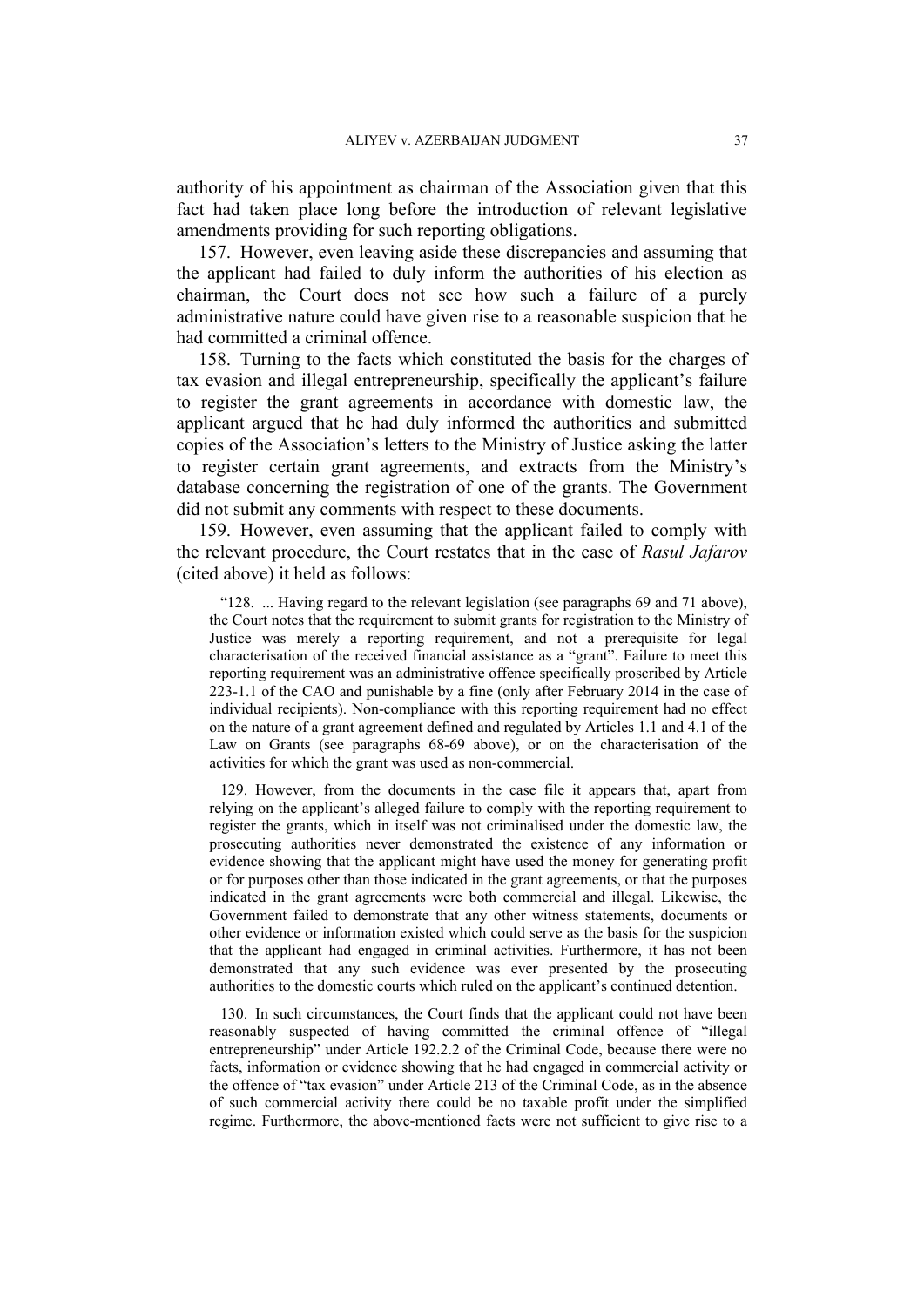authority of his appointment as chairman of the Association given that this fact had taken place long before the introduction of relevant legislative amendments providing for such reporting obligations.

157. However, even leaving aside these discrepancies and assuming that the applicant had failed to duly inform the authorities of his election as chairman, the Court does not see how such a failure of a purely administrative nature could have given rise to a reasonable suspicion that he had committed a criminal offence.

158. Turning to the facts which constituted the basis for the charges of tax evasion and illegal entrepreneurship, specifically the applicant's failure to register the grant agreements in accordance with domestic law, the applicant argued that he had duly informed the authorities and submitted copies of the Association's letters to the Ministry of Justice asking the latter to register certain grant agreements, and extracts from the Ministry's database concerning the registration of one of the grants. The Government did not submit any comments with respect to these documents.

159. However, even assuming that the applicant failed to comply with the relevant procedure, the Court restates that in the case of *Rasul Jafarov* (cited above) it held as follows:

> "128. ... Having regard to the relevant legislation (see paragraphs 69 and 71 above), the Court notes that the requirement to submit grants for registration to the Ministry of Justice was merely a reporting requirement, and not a prerequisite for legal characterisation of the received financial assistance as a "grant". Failure to meet this reporting requirement was an administrative offence specifically proscribed by Article 223-1.1 of the CAO and punishable by a fine (only after February 2014 in the case of individual recipients). Non-compliance with this reporting requirement had no effect on the nature of a grant agreement defined and regulated by Articles 1.1 and 4.1 of the Law on Grants (see paragraphs 68-69 above), or on the characterisation of the activities for which the grant was used as non-commercial.
>
> 129. However, from the documents in the case file it appears that, apart from relying on the applicant's alleged failure to comply with the reporting requirement to register the grants, which in itself was not criminalised under the domestic law, the prosecuting authorities never demonstrated the existence of any information or evidence showing that the applicant might have used the money for generating profit or for purposes other than those indicated in the grant agreements, or that the purposes indicated in the grant agreements were both commercial and illegal. Likewise, the Government failed to demonstrate that any other witness statements, documents or other evidence or information existed which could serve as the basis for the suspicion that the applicant had engaged in criminal activities. Furthermore, it has not been demonstrated that any such evidence was ever presented by the prosecuting authorities to the domestic courts which ruled on the applicant's continued detention.
>
> 130. In such circumstances, the Court finds that the applicant could not have been reasonably suspected of having committed the criminal offence of "illegal entrepreneurship" under Article 192.2.2 of the Criminal Code, because there were no facts, information or evidence showing that he had engaged in commercial activity or the offence of "tax evasion" under Article 213 of the Criminal Code, as in the absence of such commercial activity there could be no taxable profit under the simplified regime. Furthermore, the above-mentioned facts were not sufficient to give rise to a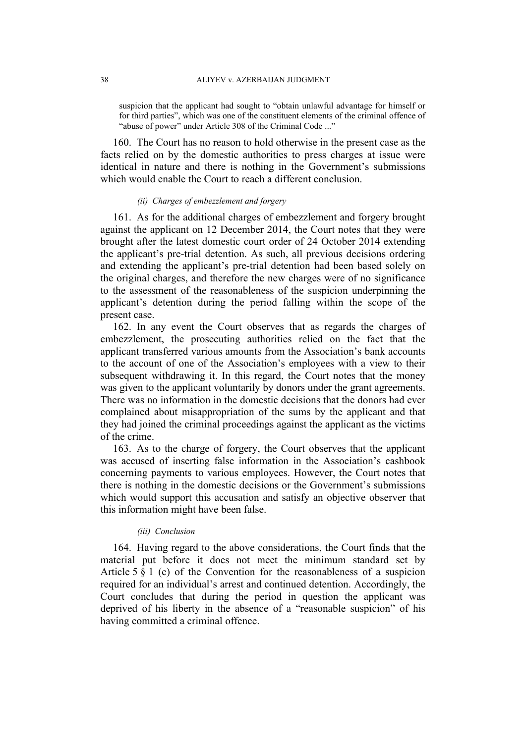> suspicion that the applicant had sought to "obtain unlawful advantage for himself or for third parties", which was one of the constituent elements of the criminal offence of "abuse of power" under Article 308 of the Criminal Code ..."

160. The Court has no reason to hold otherwise in the present case as the facts relied on by the domestic authorities to press charges at issue were identical in nature and there is nothing in the Government's submissions which would enable the Court to reach a different conclusion.

*(ii) Charges of embezzlement and forgery*

161. As for the additional charges of embezzlement and forgery brought against the applicant on 12 December 2014, the Court notes that they were brought after the latest domestic court order of 24 October 2014 extending the applicant's pre-trial detention. As such, all previous decisions ordering and extending the applicant's pre-trial detention had been based solely on the original charges, and therefore the new charges were of no significance to the assessment of the reasonableness of the suspicion underpinning the applicant's detention during the period falling within the scope of the present case.

162. In any event the Court observes that as regards the charges of embezzlement, the prosecuting authorities relied on the fact that the applicant transferred various amounts from the Association's bank accounts to the account of one of the Association's employees with a view to their subsequent withdrawing it. In this regard, the Court notes that the money was given to the applicant voluntarily by donors under the grant agreements. There was no information in the domestic decisions that the donors had ever complained about misappropriation of the sums by the applicant and that they had joined the criminal proceedings against the applicant as the victims of the crime.

163. As to the charge of forgery, the Court observes that the applicant was accused of inserting false information in the Association's cashbook concerning payments to various employees. However, the Court notes that there is nothing in the domestic decisions or the Government's submissions which would support this accusation and satisfy an objective observer that this information might have been false.

*(iii) Conclusion*

164. Having regard to the above considerations, the Court finds that the material put before it does not meet the minimum standard set by Article 5 § 1 (c) of the Convention for the reasonableness of a suspicion required for an individual's arrest and continued detention. Accordingly, the Court concludes that during the period in question the applicant was deprived of his liberty in the absence of a "reasonable suspicion" of his having committed a criminal offence.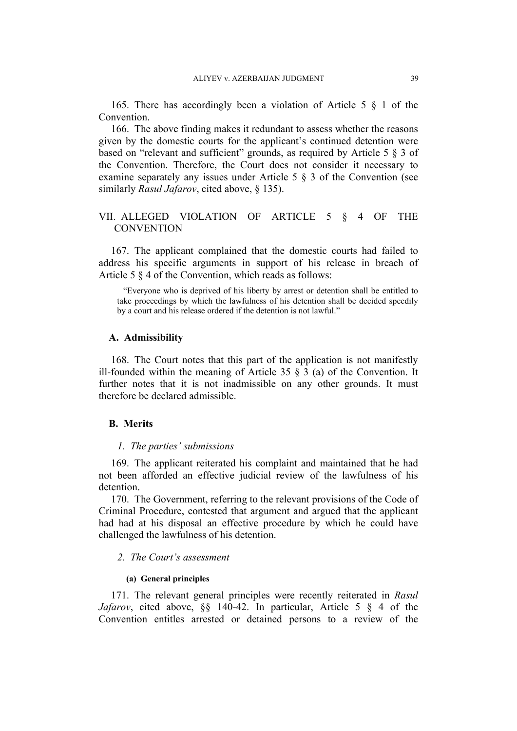165. There has accordingly been a violation of Article 5 § 1 of the Convention.

166. The above finding makes it redundant to assess whether the reasons given by the domestic courts for the applicant's continued detention were based on "relevant and sufficient" grounds, as required by Article 5 § 3 of the Convention. Therefore, the Court does not consider it necessary to examine separately any issues under Article 5 § 3 of the Convention (see similarly *Rasul Jafarov*, cited above, § 135).

## VII. ALLEGED VIOLATION OF ARTICLE 5 § 4 OF THE CONVENTION

167. The applicant complained that the domestic courts had failed to address his specific arguments in support of his release in breach of Article 5 § 4 of the Convention, which reads as follows:

> "Everyone who is deprived of his liberty by arrest or detention shall be entitled to take proceedings by which the lawfulness of his detention shall be decided speedily by a court and his release ordered if the detention is not lawful."

### A. Admissibility

168. The Court notes that this part of the application is not manifestly ill-founded within the meaning of Article 35 § 3 (a) of the Convention. It further notes that it is not inadmissible on any other grounds. It must therefore be declared admissible.

### B. Merits

#### *1. The parties' submissions*

169. The applicant reiterated his complaint and maintained that he had not been afforded an effective judicial review of the lawfulness of his detention.

170. The Government, referring to the relevant provisions of the Code of Criminal Procedure, contested that argument and argued that the applicant had had at his disposal an effective procedure by which he could have challenged the lawfulness of his detention.

#### *2. The Court's assessment*

##### **(a) General principles**

171. The relevant general principles were recently reiterated in *Rasul Jafarov*, cited above, §§ 140-42. In particular, Article 5 § 4 of the Convention entitles arrested or detained persons to a review of the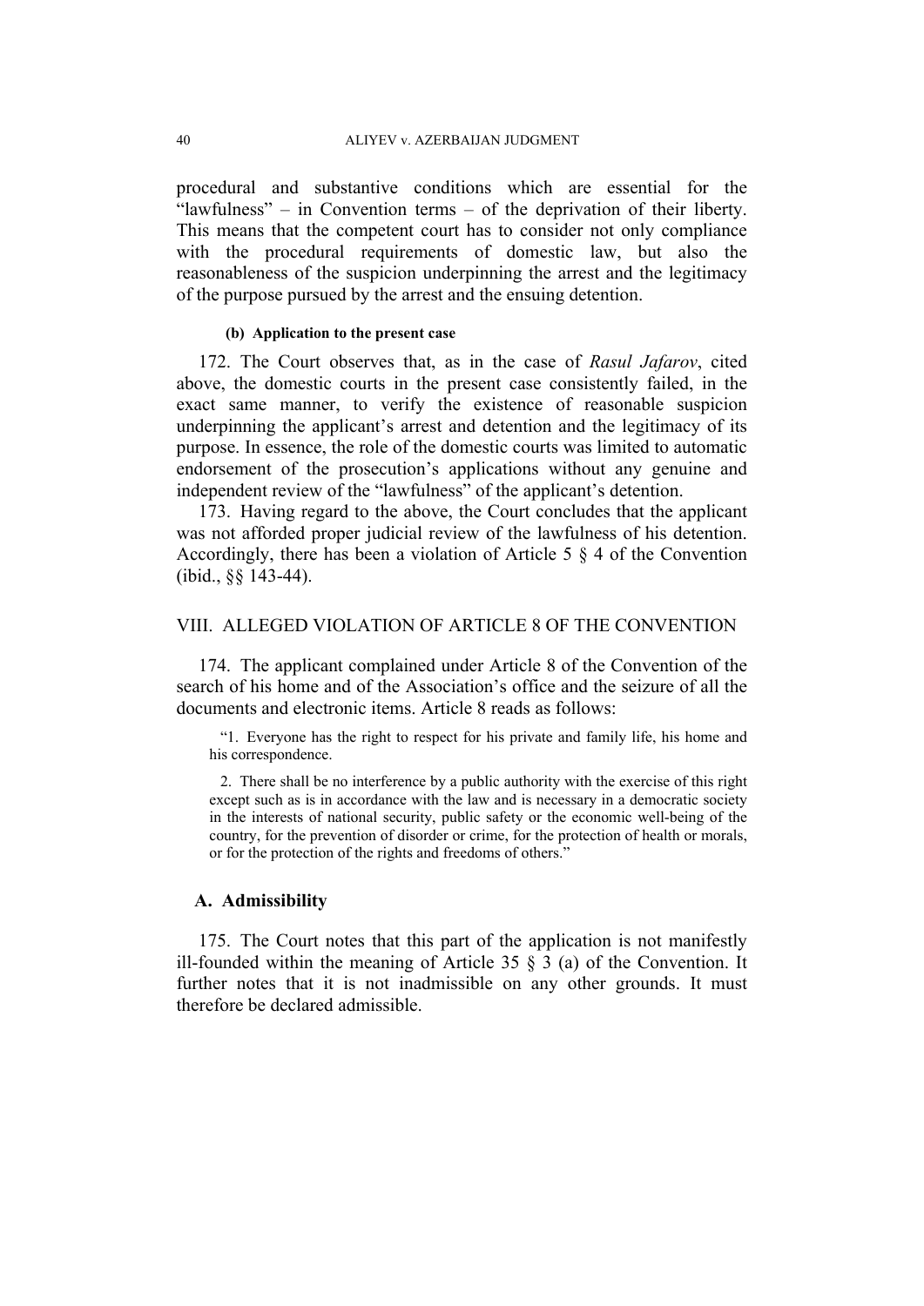procedural and substantive conditions which are essential for the "lawfulness" – in Convention terms – of the deprivation of their liberty. This means that the competent court has to consider not only compliance with the procedural requirements of domestic law, but also the reasonableness of the suspicion underpinning the arrest and the legitimacy of the purpose pursued by the arrest and the ensuing detention.

#### (b) Application to the present case

172. The Court observes that, as in the case of *Rasul Jafarov*, cited above, the domestic courts in the present case consistently failed, in the exact same manner, to verify the existence of reasonable suspicion underpinning the applicant's arrest and detention and the legitimacy of its purpose. In essence, the role of the domestic courts was limited to automatic endorsement of the prosecution's applications without any genuine and independent review of the "lawfulness" of the applicant's detention.

173. Having regard to the above, the Court concludes that the applicant was not afforded proper judicial review of the lawfulness of his detention. Accordingly, there has been a violation of Article 5 § 4 of the Convention (ibid., §§ 143-44).

## VIII. ALLEGED VIOLATION OF ARTICLE 8 OF THE CONVENTION

174. The applicant complained under Article 8 of the Convention of the search of his home and of the Association's office and the seizure of all the documents and electronic items. Article 8 reads as follows:

> "1. Everyone has the right to respect for his private and family life, his home and his correspondence.
>
> 2. There shall be no interference by a public authority with the exercise of this right except such as is in accordance with the law and is necessary in a democratic society in the interests of national security, public safety or the economic well-being of the country, for the prevention of disorder or crime, for the protection of health or morals, or for the protection of the rights and freedoms of others."

### A. Admissibility

175. The Court notes that this part of the application is not manifestly ill-founded within the meaning of Article 35 § 3 (a) of the Convention. It further notes that it is not inadmissible on any other grounds. It must therefore be declared admissible.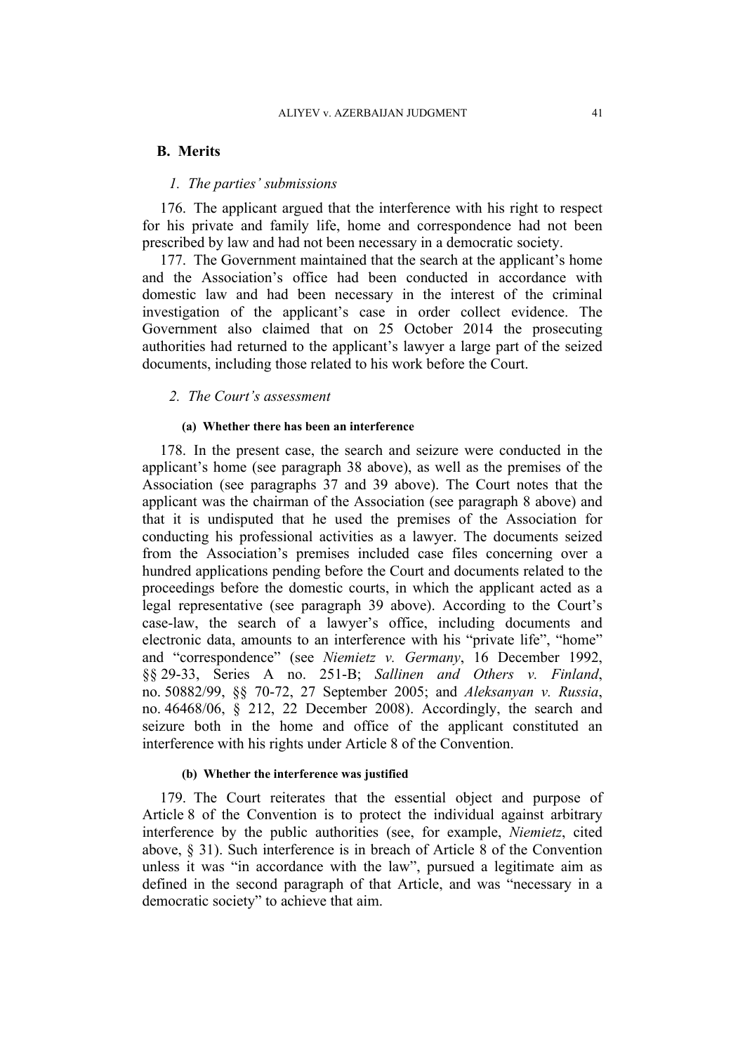## B. Merits

### 1. *The parties' submissions*

176. The applicant argued that the interference with his right to respect for his private and family life, home and correspondence had not been prescribed by law and had not been necessary in a democratic society.

177. The Government maintained that the search at the applicant's home and the Association's office had been conducted in accordance with domestic law and had been necessary in the interest of the criminal investigation of the applicant's case in order collect evidence. The Government also claimed that on 25 October 2014 the prosecuting authorities had returned to the applicant's lawyer a large part of the seized documents, including those related to his work before the Court.

### 2. *The Court's assessment*

#### (a) Whether there has been an interference

178. In the present case, the search and seizure were conducted in the applicant's home (see paragraph 38 above), as well as the premises of the Association (see paragraphs 37 and 39 above). The Court notes that the applicant was the chairman of the Association (see paragraph 8 above) and that it is undisputed that he used the premises of the Association for conducting his professional activities as a lawyer. The documents seized from the Association's premises included case files concerning over a hundred applications pending before the Court and documents related to the proceedings before the domestic courts, in which the applicant acted as a legal representative (see paragraph 39 above). According to the Court's case-law, the search of a lawyer's office, including documents and electronic data, amounts to an interference with his "private life", "home" and "correspondence" (see *Niemietz v. Germany*, 16 December 1992, §§ 29-33, Series A no. 251-B; *Sallinen and Others v. Finland*, no. 50882/99, §§ 70-72, 27 September 2005; and *Aleksanyan v. Russia*, no. 46468/06, § 212, 22 December 2008). Accordingly, the search and seizure both in the home and office of the applicant constituted an interference with his rights under Article 8 of the Convention.

#### (b) Whether the interference was justified

179. The Court reiterates that the essential object and purpose of Article 8 of the Convention is to protect the individual against arbitrary interference by the public authorities (see, for example, *Niemietz*, cited above, § 31). Such interference is in breach of Article 8 of the Convention unless it was "in accordance with the law", pursued a legitimate aim as defined in the second paragraph of that Article, and was "necessary in a democratic society" to achieve that aim.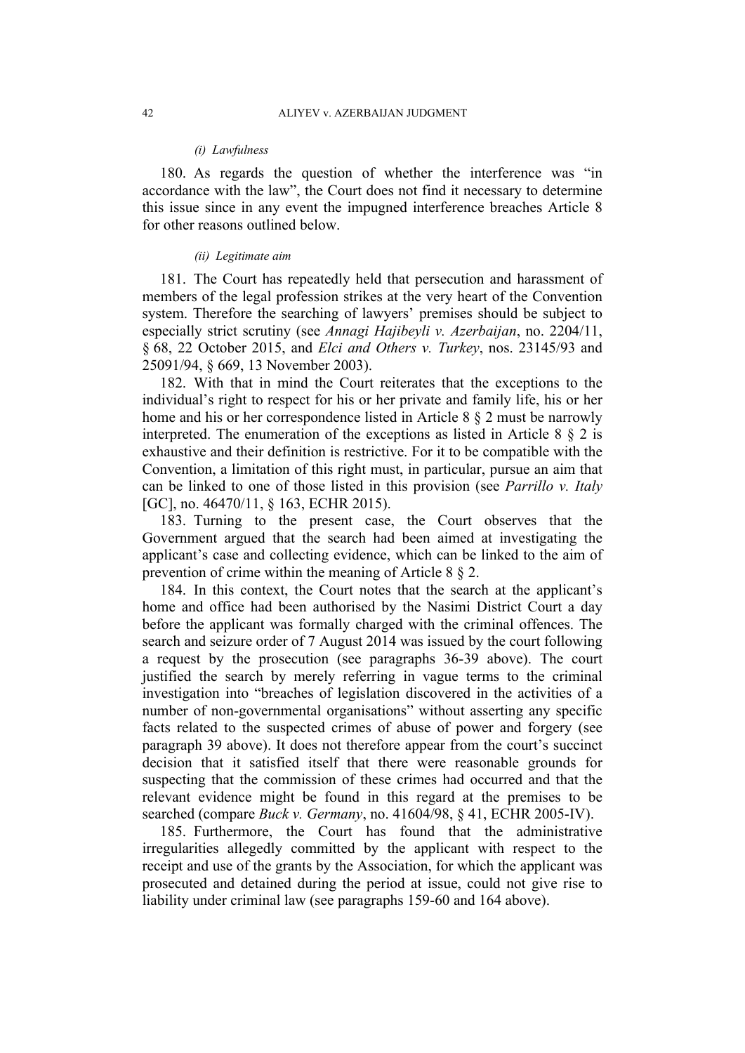*(i) Lawfulness*

180. As regards the question of whether the interference was "in accordance with the law", the Court does not find it necessary to determine this issue since in any event the impugned interference breaches Article 8 for other reasons outlined below.

*(ii) Legitimate aim*

181. The Court has repeatedly held that persecution and harassment of members of the legal profession strikes at the very heart of the Convention system. Therefore the searching of lawyers' premises should be subject to especially strict scrutiny (see *Annagi Hajibeyli v. Azerbaijan*, no. 2204/11, § 68, 22 October 2015, and *Elci and Others v. Turkey*, nos. 23145/93 and 25091/94, § 669, 13 November 2003).

182. With that in mind the Court reiterates that the exceptions to the individual's right to respect for his or her private and family life, his or her home and his or her correspondence listed in Article 8 § 2 must be narrowly interpreted. The enumeration of the exceptions as listed in Article 8 § 2 is exhaustive and their definition is restrictive. For it to be compatible with the Convention, a limitation of this right must, in particular, pursue an aim that can be linked to one of those listed in this provision (see *Parrillo v. Italy* [GC], no. 46470/11, § 163, ECHR 2015).

183. Turning to the present case, the Court observes that the Government argued that the search had been aimed at investigating the applicant's case and collecting evidence, which can be linked to the aim of prevention of crime within the meaning of Article 8 § 2.

184. In this context, the Court notes that the search at the applicant's home and office had been authorised by the Nasimi District Court a day before the applicant was formally charged with the criminal offences. The search and seizure order of 7 August 2014 was issued by the court following a request by the prosecution (see paragraphs 36-39 above). The court justified the search by merely referring in vague terms to the criminal investigation into "breaches of legislation discovered in the activities of a number of non-governmental organisations" without asserting any specific facts related to the suspected crimes of abuse of power and forgery (see paragraph 39 above). It does not therefore appear from the court's succinct decision that it satisfied itself that there were reasonable grounds for suspecting that the commission of these crimes had occurred and that the relevant evidence might be found in this regard at the premises to be searched (compare *Buck v. Germany*, no. 41604/98, § 41, ECHR 2005-IV).

185. Furthermore, the Court has found that the administrative irregularities allegedly committed by the applicant with respect to the receipt and use of the grants by the Association, for which the applicant was prosecuted and detained during the period at issue, could not give rise to liability under criminal law (see paragraphs 159-60 and 164 above).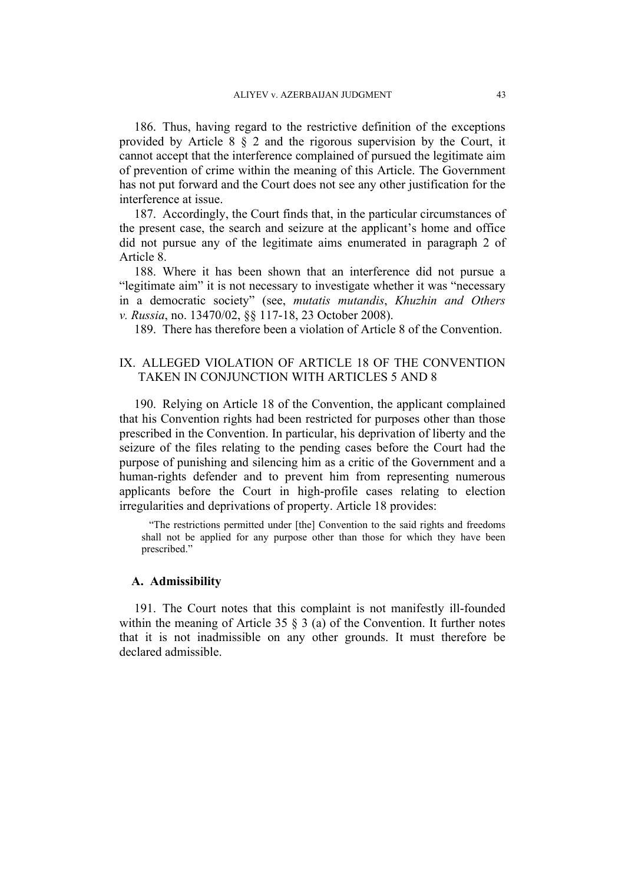186. Thus, having regard to the restrictive definition of the exceptions provided by Article 8 § 2 and the rigorous supervision by the Court, it cannot accept that the interference complained of pursued the legitimate aim of prevention of crime within the meaning of this Article. The Government has not put forward and the Court does not see any other justification for the interference at issue.

187. Accordingly, the Court finds that, in the particular circumstances of the present case, the search and seizure at the applicant's home and office did not pursue any of the legitimate aims enumerated in paragraph 2 of Article 8.

188. Where it has been shown that an interference did not pursue a "legitimate aim" it is not necessary to investigate whether it was "necessary in a democratic society" (see, *mutatis mutandis*, *Khuzhin and Others v. Russia*, no. 13470/02, §§ 117-18, 23 October 2008).

189. There has therefore been a violation of Article 8 of the Convention.

## IX. ALLEGED VIOLATION OF ARTICLE 18 OF THE CONVENTION TAKEN IN CONJUNCTION WITH ARTICLES 5 AND 8

190. Relying on Article 18 of the Convention, the applicant complained that his Convention rights had been restricted for purposes other than those prescribed in the Convention. In particular, his deprivation of liberty and the seizure of the files relating to the pending cases before the Court had the purpose of punishing and silencing him as a critic of the Government and a human-rights defender and to prevent him from representing numerous applicants before the Court in high-profile cases relating to election irregularities and deprivations of property. Article 18 provides:

> "The restrictions permitted under [the] Convention to the said rights and freedoms shall not be applied for any purpose other than those for which they have been prescribed."

### A. Admissibility

191. The Court notes that this complaint is not manifestly ill-founded within the meaning of Article 35 § 3 (a) of the Convention. It further notes that it is not inadmissible on any other grounds. It must therefore be declared admissible.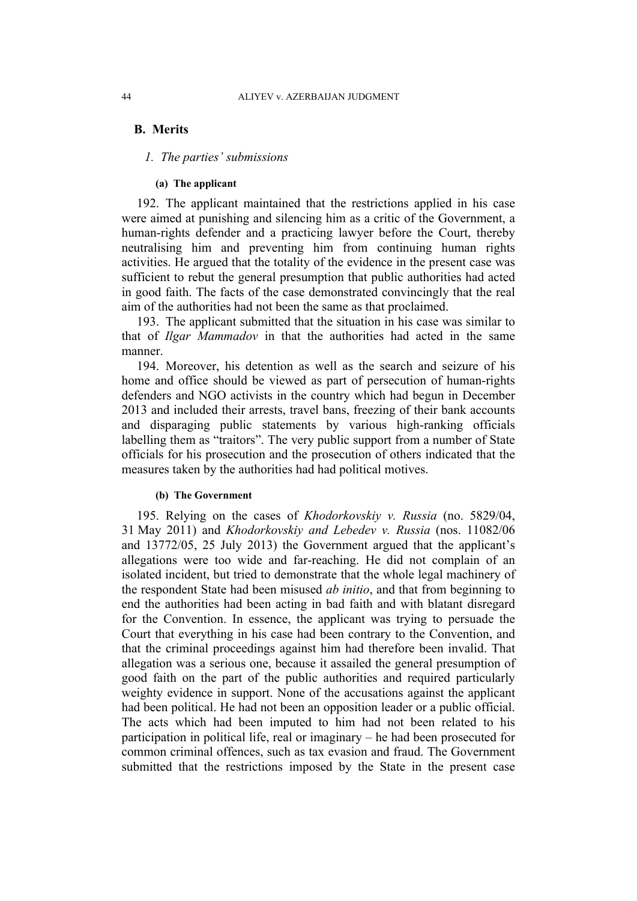## B. Merits

### 1. *The parties' submissions*

#### (a) The applicant

192. The applicant maintained that the restrictions applied in his case were aimed at punishing and silencing him as a critic of the Government, a human-rights defender and a practicing lawyer before the Court, thereby neutralising him and preventing him from continuing human rights activities. He argued that the totality of the evidence in the present case was sufficient to rebut the general presumption that public authorities had acted in good faith. The facts of the case demonstrated convincingly that the real aim of the authorities had not been the same as that proclaimed.

193. The applicant submitted that the situation in his case was similar to that of *Ilgar Mammadov* in that the authorities had acted in the same manner.

194. Moreover, his detention as well as the search and seizure of his home and office should be viewed as part of persecution of human-rights defenders and NGO activists in the country which had begun in December 2013 and included their arrests, travel bans, freezing of their bank accounts and disparaging public statements by various high-ranking officials labelling them as "traitors". The very public support from a number of State officials for his prosecution and the prosecution of others indicated that the measures taken by the authorities had had political motives.

#### (b) The Government

195. Relying on the cases of *Khodorkovskiy v. Russia* (no. 5829/04, 31 May 2011) and *Khodorkovskiy and Lebedev v. Russia* (nos. 11082/06 and 13772/05, 25 July 2013) the Government argued that the applicant's allegations were too wide and far-reaching. He did not complain of an isolated incident, but tried to demonstrate that the whole legal machinery of the respondent State had been misused *ab initio*, and that from beginning to end the authorities had been acting in bad faith and with blatant disregard for the Convention. In essence, the applicant was trying to persuade the Court that everything in his case had been contrary to the Convention, and that the criminal proceedings against him had therefore been invalid. That allegation was a serious one, because it assailed the general presumption of good faith on the part of the public authorities and required particularly weighty evidence in support. None of the accusations against the applicant had been political. He had not been an opposition leader or a public official. The acts which had been imputed to him had not been related to his participation in political life, real or imaginary – he had been prosecuted for common criminal offences, such as tax evasion and fraud. The Government submitted that the restrictions imposed by the State in the present case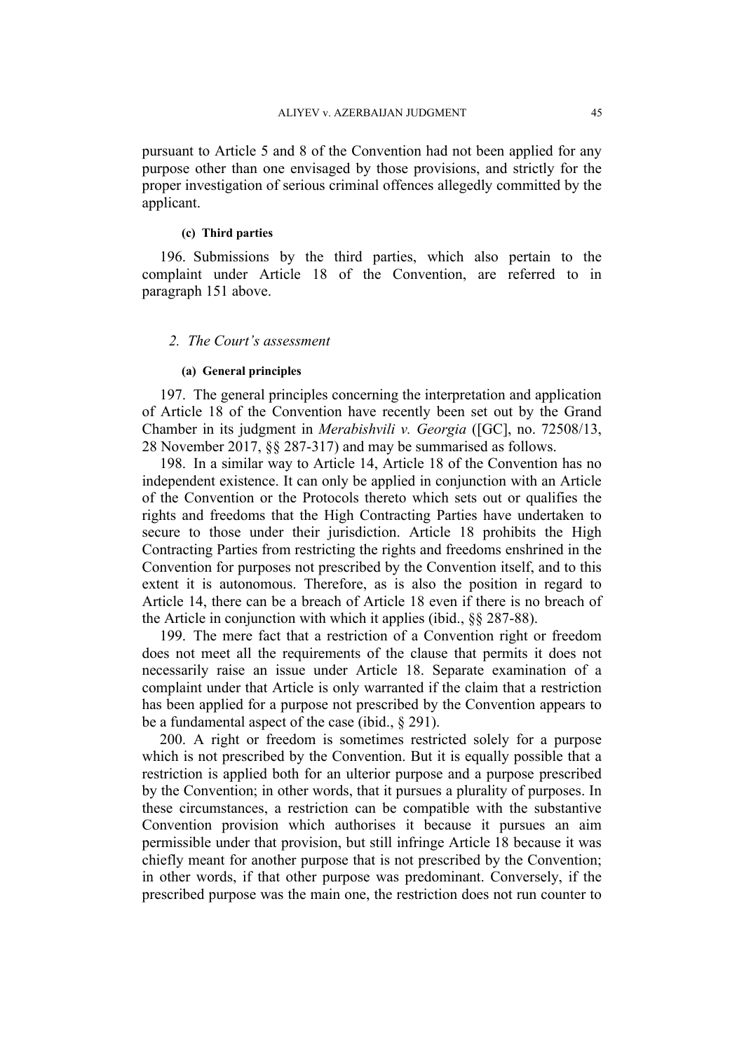pursuant to Article 5 and 8 of the Convention had not been applied for any purpose other than one envisaged by those provisions, and strictly for the proper investigation of serious criminal offences allegedly committed by the applicant.

#### (c) Third parties

196. Submissions by the third parties, which also pertain to the complaint under Article 18 of the Convention, are referred to in paragraph 151 above.

### *2. The Court's assessment*

#### (a) General principles

197. The general principles concerning the interpretation and application of Article 18 of the Convention have recently been set out by the Grand Chamber in its judgment in *Merabishvili v. Georgia* ([GC], no. 72508/13, 28 November 2017, §§ 287-317) and may be summarised as follows.

198. In a similar way to Article 14, Article 18 of the Convention has no independent existence. It can only be applied in conjunction with an Article of the Convention or the Protocols thereto which sets out or qualifies the rights and freedoms that the High Contracting Parties have undertaken to secure to those under their jurisdiction. Article 18 prohibits the High Contracting Parties from restricting the rights and freedoms enshrined in the Convention for purposes not prescribed by the Convention itself, and to this extent it is autonomous. Therefore, as is also the position in regard to Article 14, there can be a breach of Article 18 even if there is no breach of the Article in conjunction with which it applies (ibid., §§ 287-88).

199. The mere fact that a restriction of a Convention right or freedom does not meet all the requirements of the clause that permits it does not necessarily raise an issue under Article 18. Separate examination of a complaint under that Article is only warranted if the claim that a restriction has been applied for a purpose not prescribed by the Convention appears to be a fundamental aspect of the case (ibid., § 291).

200. A right or freedom is sometimes restricted solely for a purpose which is not prescribed by the Convention. But it is equally possible that a restriction is applied both for an ulterior purpose and a purpose prescribed by the Convention; in other words, that it pursues a plurality of purposes. In these circumstances, a restriction can be compatible with the substantive Convention provision which authorises it because it pursues an aim permissible under that provision, but still infringe Article 18 because it was chiefly meant for another purpose that is not prescribed by the Convention; in other words, if that other purpose was predominant. Conversely, if the prescribed purpose was the main one, the restriction does not run counter to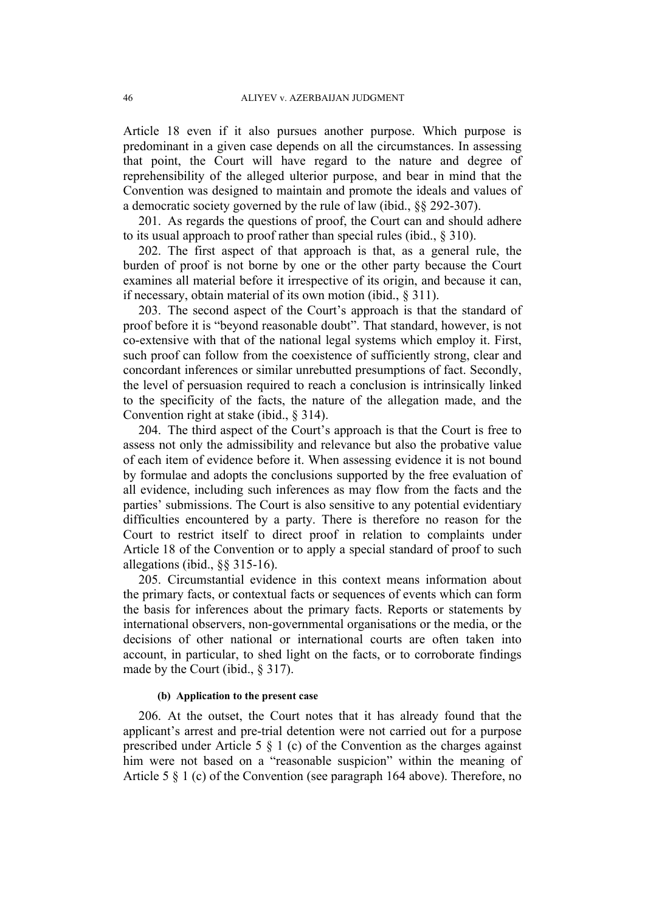Article 18 even if it also pursues another purpose. Which purpose is predominant in a given case depends on all the circumstances. In assessing that point, the Court will have regard to the nature and degree of reprehensibility of the alleged ulterior purpose, and bear in mind that the Convention was designed to maintain and promote the ideals and values of a democratic society governed by the rule of law (ibid., §§ 292-307).

201. As regards the questions of proof, the Court can and should adhere to its usual approach to proof rather than special rules (ibid., § 310).

202. The first aspect of that approach is that, as a general rule, the burden of proof is not borne by one or the other party because the Court examines all material before it irrespective of its origin, and because it can, if necessary, obtain material of its own motion (ibid., § 311).

203. The second aspect of the Court's approach is that the standard of proof before it is "beyond reasonable doubt". That standard, however, is not co-extensive with that of the national legal systems which employ it. First, such proof can follow from the coexistence of sufficiently strong, clear and concordant inferences or similar unrebutted presumptions of fact. Secondly, the level of persuasion required to reach a conclusion is intrinsically linked to the specificity of the facts, the nature of the allegation made, and the Convention right at stake (ibid., § 314).

204. The third aspect of the Court's approach is that the Court is free to assess not only the admissibility and relevance but also the probative value of each item of evidence before it. When assessing evidence it is not bound by formulae and adopts the conclusions supported by the free evaluation of all evidence, including such inferences as may flow from the facts and the parties' submissions. The Court is also sensitive to any potential evidentiary difficulties encountered by a party. There is therefore no reason for the Court to restrict itself to direct proof in relation to complaints under Article 18 of the Convention or to apply a special standard of proof to such allegations (ibid., §§ 315-16).

205. Circumstantial evidence in this context means information about the primary facts, or contextual facts or sequences of events which can form the basis for inferences about the primary facts. Reports or statements by international observers, non-governmental organisations or the media, or the decisions of other national or international courts are often taken into account, in particular, to shed light on the facts, or to corroborate findings made by the Court (ibid., § 317).

#### (b) Application to the present case

206. At the outset, the Court notes that it has already found that the applicant's arrest and pre-trial detention were not carried out for a purpose prescribed under Article 5 § 1 (c) of the Convention as the charges against him were not based on a "reasonable suspicion" within the meaning of Article 5 § 1 (c) of the Convention (see paragraph 164 above). Therefore, no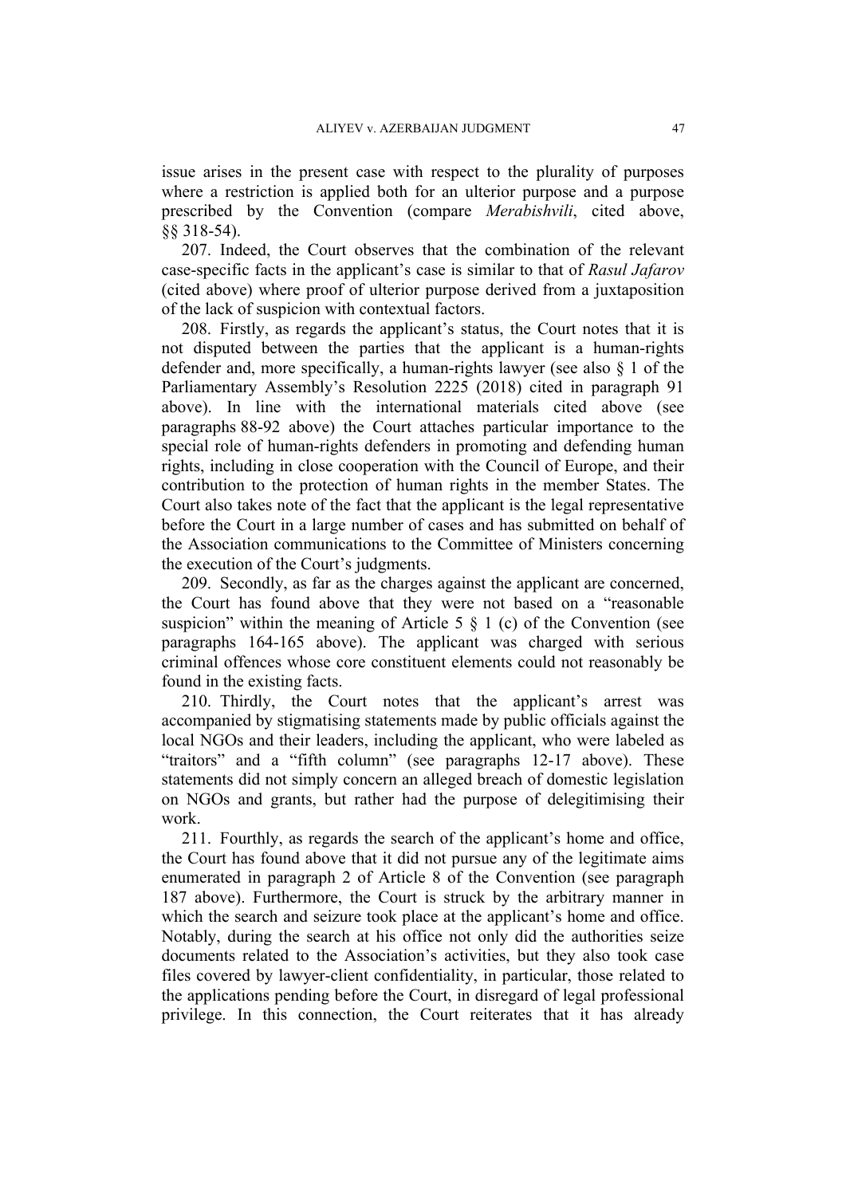issue arises in the present case with respect to the plurality of purposes where a restriction is applied both for an ulterior purpose and a purpose prescribed by the Convention (compare *Merabishvili*, cited above, §§ 318-54).

207. Indeed, the Court observes that the combination of the relevant case-specific facts in the applicant's case is similar to that of *Rasul Jafarov* (cited above) where proof of ulterior purpose derived from a juxtaposition of the lack of suspicion with contextual factors.

208. Firstly, as regards the applicant's status, the Court notes that it is not disputed between the parties that the applicant is a human-rights defender and, more specifically, a human-rights lawyer (see also § 1 of the Parliamentary Assembly's Resolution 2225 (2018) cited in paragraph 91 above). In line with the international materials cited above (see paragraphs 88-92 above) the Court attaches particular importance to the special role of human-rights defenders in promoting and defending human rights, including in close cooperation with the Council of Europe, and their contribution to the protection of human rights in the member States. The Court also takes note of the fact that the applicant is the legal representative before the Court in a large number of cases and has submitted on behalf of the Association communications to the Committee of Ministers concerning the execution of the Court's judgments.

209. Secondly, as far as the charges against the applicant are concerned, the Court has found above that they were not based on a "reasonable suspicion" within the meaning of Article 5 § 1 (c) of the Convention (see paragraphs 164-165 above). The applicant was charged with serious criminal offences whose core constituent elements could not reasonably be found in the existing facts.

210. Thirdly, the Court notes that the applicant's arrest was accompanied by stigmatising statements made by public officials against the local NGOs and their leaders, including the applicant, who were labeled as "traitors" and a "fifth column" (see paragraphs 12-17 above). These statements did not simply concern an alleged breach of domestic legislation on NGOs and grants, but rather had the purpose of delegitimising their work.

211. Fourthly, as regards the search of the applicant's home and office, the Court has found above that it did not pursue any of the legitimate aims enumerated in paragraph 2 of Article 8 of the Convention (see paragraph 187 above). Furthermore, the Court is struck by the arbitrary manner in which the search and seizure took place at the applicant's home and office. Notably, during the search at his office not only did the authorities seize documents related to the Association's activities, but they also took case files covered by lawyer-client confidentiality, in particular, those related to the applications pending before the Court, in disregard of legal professional privilege. In this connection, the Court reiterates that it has already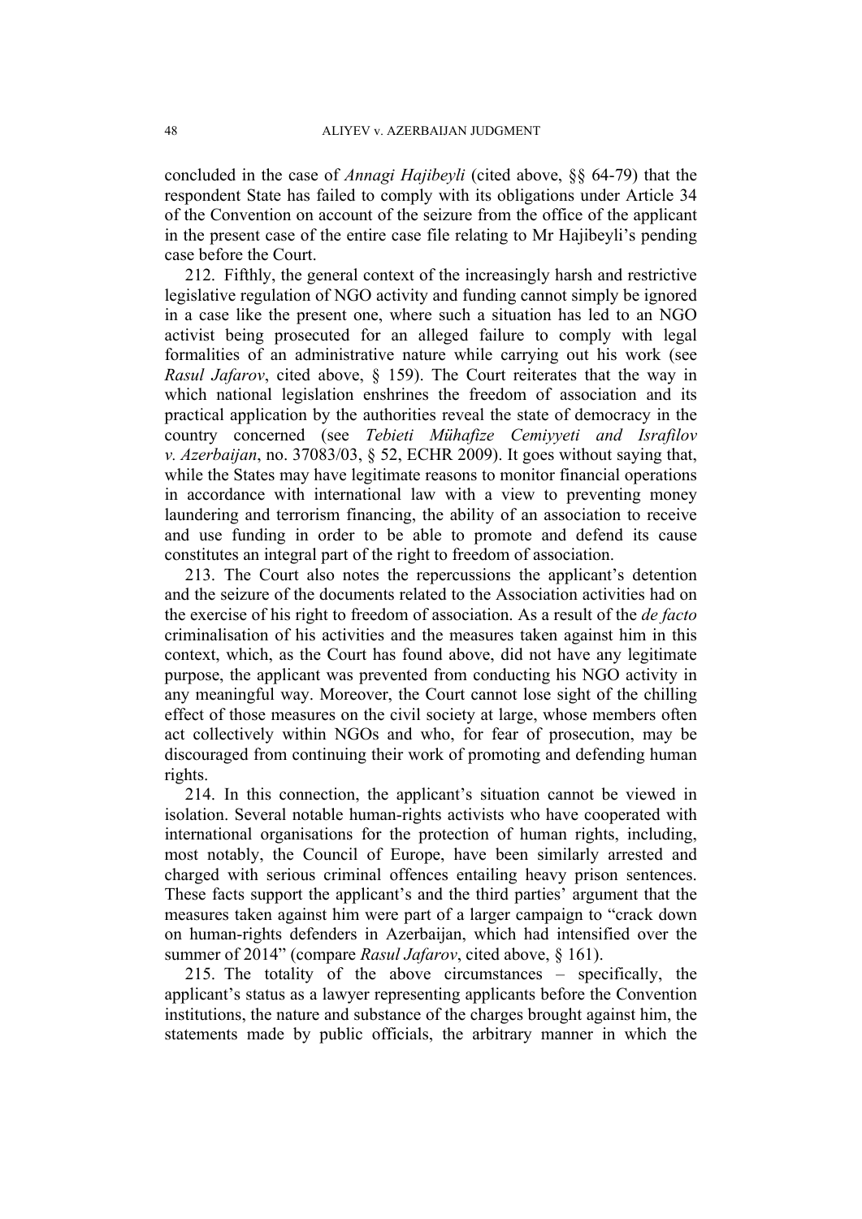concluded in the case of *Annagi Hajibeyli* (cited above, §§ 64-79) that the respondent State has failed to comply with its obligations under Article 34 of the Convention on account of the seizure from the office of the applicant in the present case of the entire case file relating to Mr Hajibeyli's pending case before the Court.

212. Fifthly, the general context of the increasingly harsh and restrictive legislative regulation of NGO activity and funding cannot simply be ignored in a case like the present one, where such a situation has led to an NGO activist being prosecuted for an alleged failure to comply with legal formalities of an administrative nature while carrying out his work (see *Rasul Jafarov*, cited above, § 159). The Court reiterates that the way in which national legislation enshrines the freedom of association and its practical application by the authorities reveal the state of democracy in the country concerned (see *Tebieti Mühafize Cemiyyeti and Israfilov v. Azerbaijan*, no. 37083/03, § 52, ECHR 2009). It goes without saying that, while the States may have legitimate reasons to monitor financial operations in accordance with international law with a view to preventing money laundering and terrorism financing, the ability of an association to receive and use funding in order to be able to promote and defend its cause constitutes an integral part of the right to freedom of association.

213. The Court also notes the repercussions the applicant's detention and the seizure of the documents related to the Association activities had on the exercise of his right to freedom of association. As a result of the *de facto* criminalisation of his activities and the measures taken against him in this context, which, as the Court has found above, did not have any legitimate purpose, the applicant was prevented from conducting his NGO activity in any meaningful way. Moreover, the Court cannot lose sight of the chilling effect of those measures on the civil society at large, whose members often act collectively within NGOs and who, for fear of prosecution, may be discouraged from continuing their work of promoting and defending human rights.

214. In this connection, the applicant's situation cannot be viewed in isolation. Several notable human-rights activists who have cooperated with international organisations for the protection of human rights, including, most notably, the Council of Europe, have been similarly arrested and charged with serious criminal offences entailing heavy prison sentences. These facts support the applicant's and the third parties' argument that the measures taken against him were part of a larger campaign to "crack down on human-rights defenders in Azerbaijan, which had intensified over the summer of 2014" (compare *Rasul Jafarov*, cited above, § 161).

215. The totality of the above circumstances – specifically, the applicant's status as a lawyer representing applicants before the Convention institutions, the nature and substance of the charges brought against him, the statements made by public officials, the arbitrary manner in which the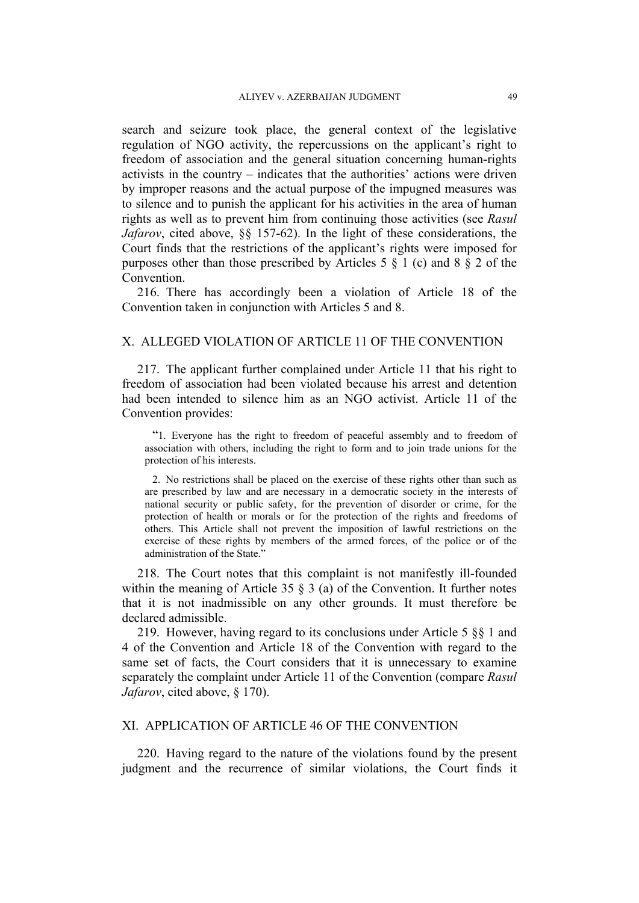search and seizure took place, the general context of the legislative regulation of NGO activity, the repercussions on the applicant's right to freedom of association and the general situation concerning human-rights activists in the country – indicates that the authorities' actions were driven by improper reasons and the actual purpose of the impugned measures was to silence and to punish the applicant for his activities in the area of human rights as well as to prevent him from continuing those activities (see *Rasul Jafarov*, cited above, §§ 157-62). In the light of these considerations, the Court finds that the restrictions of the applicant's rights were imposed for purposes other than those prescribed by Articles 5 § 1 (c) and 8 § 2 of the Convention.

216. There has accordingly been a violation of Article 18 of the Convention taken in conjunction with Articles 5 and 8.

## X. ALLEGED VIOLATION OF ARTICLE 11 OF THE CONVENTION

217. The applicant further complained under Article 11 that his right to freedom of association had been violated because his arrest and detention had been intended to silence him as an NGO activist. Article 11 of the Convention provides:

> "1. Everyone has the right to freedom of peaceful assembly and to freedom of association with others, including the right to form and to join trade unions for the protection of his interests.
>
> 2. No restrictions shall be placed on the exercise of these rights other than such as are prescribed by law and are necessary in a democratic society in the interests of national security or public safety, for the prevention of disorder or crime, for the protection of health or morals or for the protection of the rights and freedoms of others. This Article shall not prevent the imposition of lawful restrictions on the exercise of these rights by members of the armed forces, of the police or of the administration of the State."

218. The Court notes that this complaint is not manifestly ill-founded within the meaning of Article 35 § 3 (a) of the Convention. It further notes that it is not inadmissible on any other grounds. It must therefore be declared admissible.

219. However, having regard to its conclusions under Article 5 §§ 1 and 4 of the Convention and Article 18 of the Convention with regard to the same set of facts, the Court considers that it is unnecessary to examine separately the complaint under Article 11 of the Convention (compare *Rasul Jafarov*, cited above, § 170).

## XI. APPLICATION OF ARTICLE 46 OF THE CONVENTION

220. Having regard to the nature of the violations found by the present judgment and the recurrence of similar violations, the Court finds it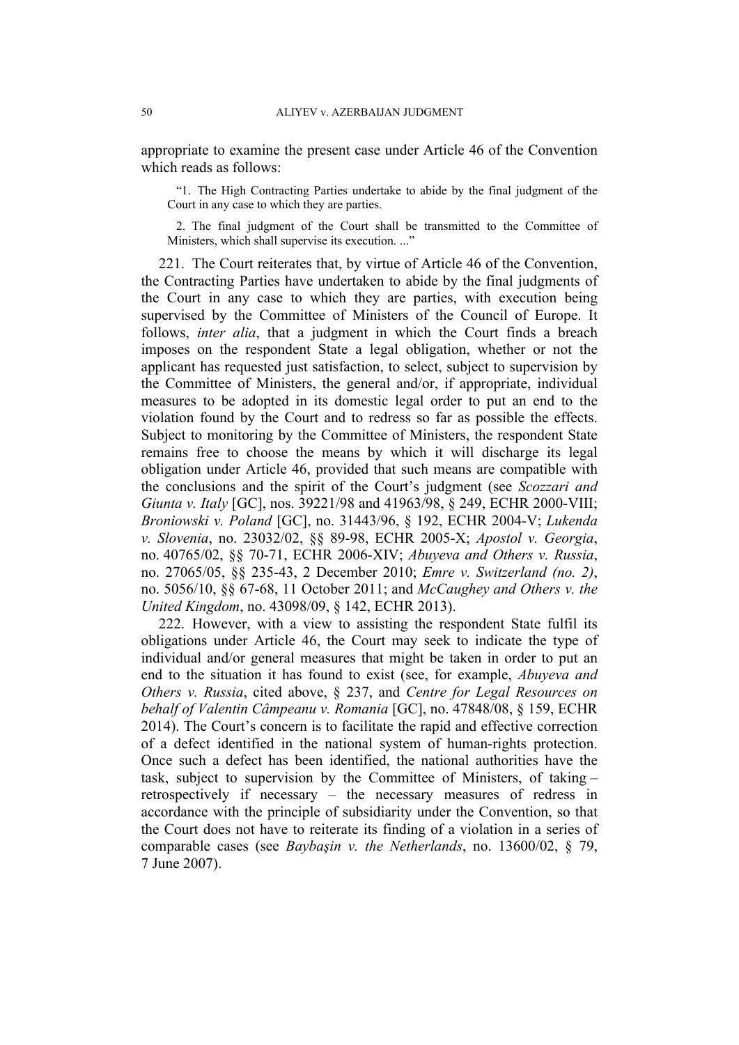appropriate to examine the present case under Article 46 of the Convention which reads as follows:

> "1. The High Contracting Parties undertake to abide by the final judgment of the Court in any case to which they are parties.
>
> 2. The final judgment of the Court shall be transmitted to the Committee of Ministers, which shall supervise its execution. ..."

221. The Court reiterates that, by virtue of Article 46 of the Convention, the Contracting Parties have undertaken to abide by the final judgments of the Court in any case to which they are parties, with execution being supervised by the Committee of Ministers of the Council of Europe. It follows, *inter alia*, that a judgment in which the Court finds a breach imposes on the respondent State a legal obligation, whether or not the applicant has requested just satisfaction, to select, subject to supervision by the Committee of Ministers, the general and/or, if appropriate, individual measures to be adopted in its domestic legal order to put an end to the violation found by the Court and to redress so far as possible the effects. Subject to monitoring by the Committee of Ministers, the respondent State remains free to choose the means by which it will discharge its legal obligation under Article 46, provided that such means are compatible with the conclusions and the spirit of the Court's judgment (see *Scozzari and Giunta v. Italy* [GC], nos. 39221/98 and 41963/98, § 249, ECHR 2000-VIII; *Broniowski v. Poland* [GC], no. 31443/96, § 192, ECHR 2004-V; *Lukenda v. Slovenia*, no. 23032/02, §§ 89-98, ECHR 2005-X; *Apostol v. Georgia*, no. 40765/02, §§ 70-71, ECHR 2006-XIV; *Abuyeva and Others v. Russia*, no. 27065/05, §§ 235-43, 2 December 2010; *Emre v. Switzerland (no. 2)*, no. 5056/10, §§ 67-68, 11 October 2011; and *McCaughey and Others v. the United Kingdom*, no. 43098/09, § 142, ECHR 2013).

222. However, with a view to assisting the respondent State fulfil its obligations under Article 46, the Court may seek to indicate the type of individual and/or general measures that might be taken in order to put an end to the situation it has found to exist (see, for example, *Abuyeva and Others v. Russia*, cited above, § 237, and *Centre for Legal Resources on behalf of Valentin Câmpeanu v. Romania* [GC], no. 47848/08, § 159, ECHR 2014). The Court's concern is to facilitate the rapid and effective correction of a defect identified in the national system of human-rights protection. Once such a defect has been identified, the national authorities have the task, subject to supervision by the Committee of Ministers, of taking – retrospectively if necessary – the necessary measures of redress in accordance with the principle of subsidiarity under the Convention, so that the Court does not have to reiterate its finding of a violation in a series of comparable cases (see *Baybaşin v. the Netherlands*, no. 13600/02, § 79, 7 June 2007).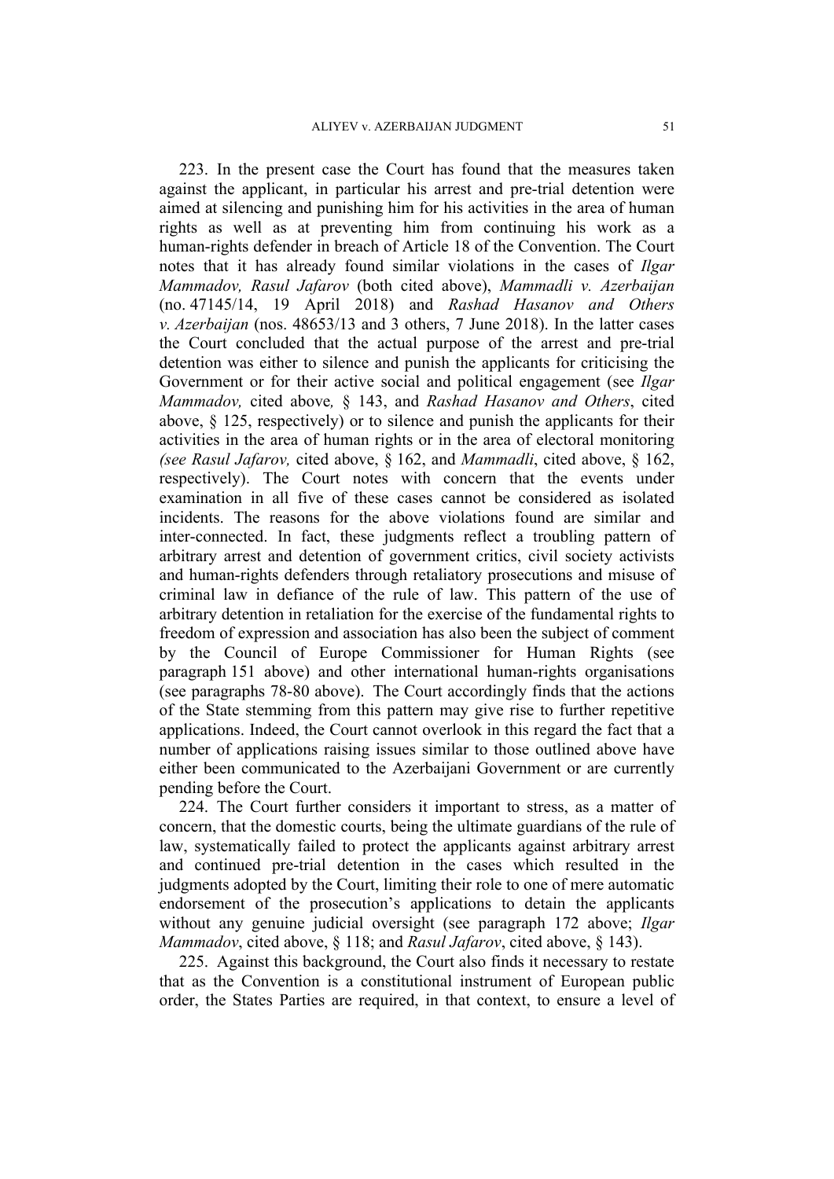223. In the present case the Court has found that the measures taken against the applicant, in particular his arrest and pre-trial detention were aimed at silencing and punishing him for his activities in the area of human rights as well as at preventing him from continuing his work as a human-rights defender in breach of Article 18 of the Convention. The Court notes that it has already found similar violations in the cases of *Ilgar Mammadov, Rasul Jafarov* (both cited above), *Mammadli v. Azerbaijan* (no. 47145/14, 19 April 2018) and *Rashad Hasanov and Others v. Azerbaijan* (nos. 48653/13 and 3 others, 7 June 2018). In the latter cases the Court concluded that the actual purpose of the arrest and pre-trial detention was either to silence and punish the applicants for criticising the Government or for their active social and political engagement (see *Ilgar Mammadov,* cited above*,* § 143, and *Rashad Hasanov and Others*, cited above, § 125, respectively) or to silence and punish the applicants for their activities in the area of human rights or in the area of electoral monitoring *(see Rasul Jafarov,* cited above, § 162, and *Mammadli*, cited above, § 162, respectively). The Court notes with concern that the events under examination in all five of these cases cannot be considered as isolated incidents. The reasons for the above violations found are similar and inter-connected. In fact, these judgments reflect a troubling pattern of arbitrary arrest and detention of government critics, civil society activists and human-rights defenders through retaliatory prosecutions and misuse of criminal law in defiance of the rule of law. This pattern of the use of arbitrary detention in retaliation for the exercise of the fundamental rights to freedom of expression and association has also been the subject of comment by the Council of Europe Commissioner for Human Rights (see paragraph 151 above) and other international human-rights organisations (see paragraphs 78-80 above). The Court accordingly finds that the actions of the State stemming from this pattern may give rise to further repetitive applications. Indeed, the Court cannot overlook in this regard the fact that a number of applications raising issues similar to those outlined above have either been communicated to the Azerbaijani Government or are currently pending before the Court.

224. The Court further considers it important to stress, as a matter of concern, that the domestic courts, being the ultimate guardians of the rule of law, systematically failed to protect the applicants against arbitrary arrest and continued pre-trial detention in the cases which resulted in the judgments adopted by the Court, limiting their role to one of mere automatic endorsement of the prosecution's applications to detain the applicants without any genuine judicial oversight (see paragraph 172 above; *Ilgar Mammadov*, cited above, § 118; and *Rasul Jafarov*, cited above, § 143).

225. Against this background, the Court also finds it necessary to restate that as the Convention is a constitutional instrument of European public order, the States Parties are required, in that context, to ensure a level of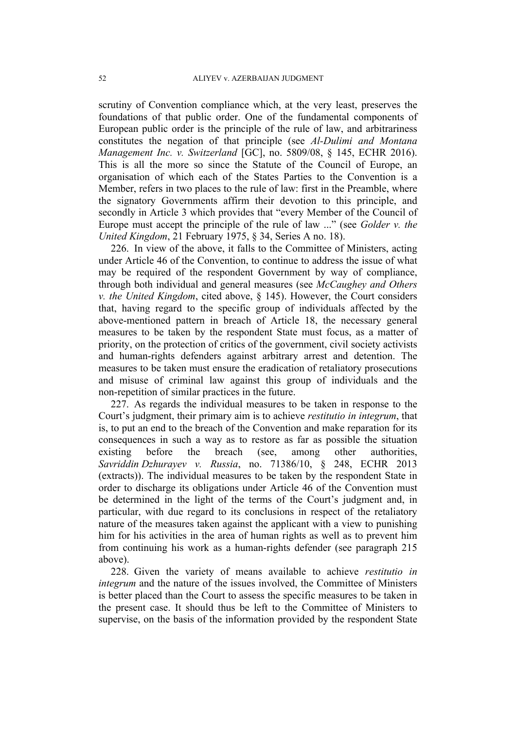scrutiny of Convention compliance which, at the very least, preserves the foundations of that public order. One of the fundamental components of European public order is the principle of the rule of law, and arbitrariness constitutes the negation of that principle (see *Al-Dulimi and Montana Management Inc. v. Switzerland* [GC], no. 5809/08, § 145, ECHR 2016). This is all the more so since the Statute of the Council of Europe, an organisation of which each of the States Parties to the Convention is a Member, refers in two places to the rule of law: first in the Preamble, where the signatory Governments affirm their devotion to this principle, and secondly in Article 3 which provides that "every Member of the Council of Europe must accept the principle of the rule of law ..." (see *Golder v. the United Kingdom*, 21 February 1975, § 34, Series A no. 18).

226. In view of the above, it falls to the Committee of Ministers, acting under Article 46 of the Convention, to continue to address the issue of what may be required of the respondent Government by way of compliance, through both individual and general measures (see *McCaughey and Others v. the United Kingdom*, cited above, § 145). However, the Court considers that, having regard to the specific group of individuals affected by the above-mentioned pattern in breach of Article 18, the necessary general measures to be taken by the respondent State must focus, as a matter of priority, on the protection of critics of the government, civil society activists and human-rights defenders against arbitrary arrest and detention. The measures to be taken must ensure the eradication of retaliatory prosecutions and misuse of criminal law against this group of individuals and the non-repetition of similar practices in the future.

227. As regards the individual measures to be taken in response to the Court's judgment, their primary aim is to achieve *restitutio in integrum*, that is, to put an end to the breach of the Convention and make reparation for its consequences in such a way as to restore as far as possible the situation existing before the breach (see, among other authorities, *Savriddin Dzhurayev v. Russia*, no. 71386/10, § 248, ECHR 2013 (extracts)). The individual measures to be taken by the respondent State in order to discharge its obligations under Article 46 of the Convention must be determined in the light of the terms of the Court's judgment and, in particular, with due regard to its conclusions in respect of the retaliatory nature of the measures taken against the applicant with a view to punishing him for his activities in the area of human rights as well as to prevent him from continuing his work as a human-rights defender (see paragraph 215 above).

228. Given the variety of means available to achieve *restitutio in integrum* and the nature of the issues involved, the Committee of Ministers is better placed than the Court to assess the specific measures to be taken in the present case. It should thus be left to the Committee of Ministers to supervise, on the basis of the information provided by the respondent State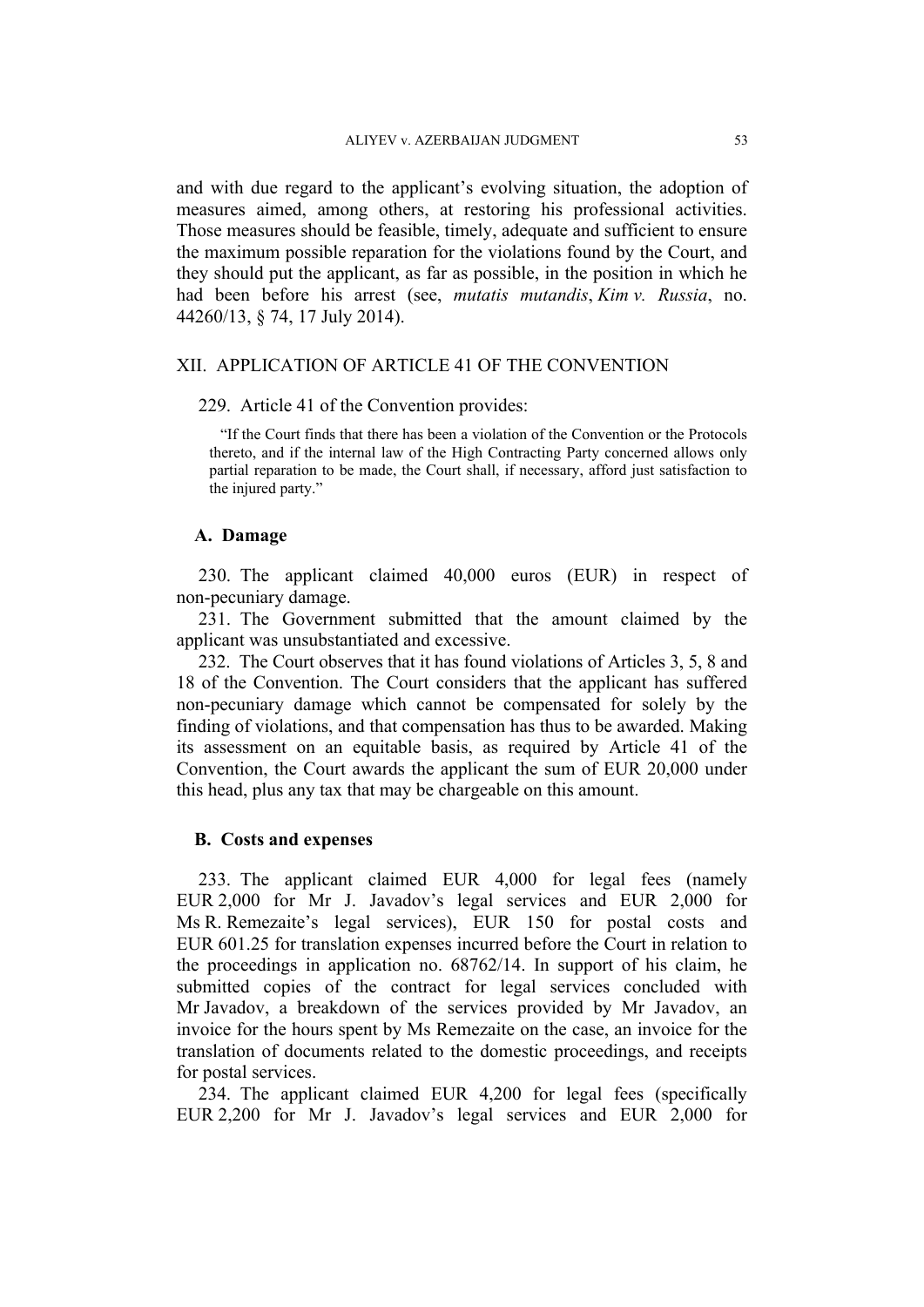and with due regard to the applicant's evolving situation, the adoption of measures aimed, among others, at restoring his professional activities. Those measures should be feasible, timely, adequate and sufficient to ensure the maximum possible reparation for the violations found by the Court, and they should put the applicant, as far as possible, in the position in which he had been before his arrest (see, *mutatis mutandis*, *Kim v. Russia*, no. 44260/13, § 74, 17 July 2014).

## XII. APPLICATION OF ARTICLE 41 OF THE CONVENTION

229. Article 41 of the Convention provides:

> "If the Court finds that there has been a violation of the Convention or the Protocols thereto, and if the internal law of the High Contracting Party concerned allows only partial reparation to be made, the Court shall, if necessary, afford just satisfaction to the injured party."

### A. Damage

230. The applicant claimed 40,000 euros (EUR) in respect of non-pecuniary damage.

231. The Government submitted that the amount claimed by the applicant was unsubstantiated and excessive.

232. The Court observes that it has found violations of Articles 3, 5, 8 and 18 of the Convention. The Court considers that the applicant has suffered non-pecuniary damage which cannot be compensated for solely by the finding of violations, and that compensation has thus to be awarded. Making its assessment on an equitable basis, as required by Article 41 of the Convention, the Court awards the applicant the sum of EUR 20,000 under this head, plus any tax that may be chargeable on this amount.

### B. Costs and expenses

233. The applicant claimed EUR 4,000 for legal fees (namely EUR 2,000 for Mr J. Javadov's legal services and EUR 2,000 for Ms R. Remezaite's legal services), EUR 150 for postal costs and EUR 601.25 for translation expenses incurred before the Court in relation to the proceedings in application no. 68762/14. In support of his claim, he submitted copies of the contract for legal services concluded with Mr Javadov, a breakdown of the services provided by Mr Javadov, an invoice for the hours spent by Ms Remezaite on the case, an invoice for the translation of documents related to the domestic proceedings, and receipts for postal services.

234. The applicant claimed EUR 4,200 for legal fees (specifically EUR 2,200 for Mr J. Javadov's legal services and EUR 2,000 for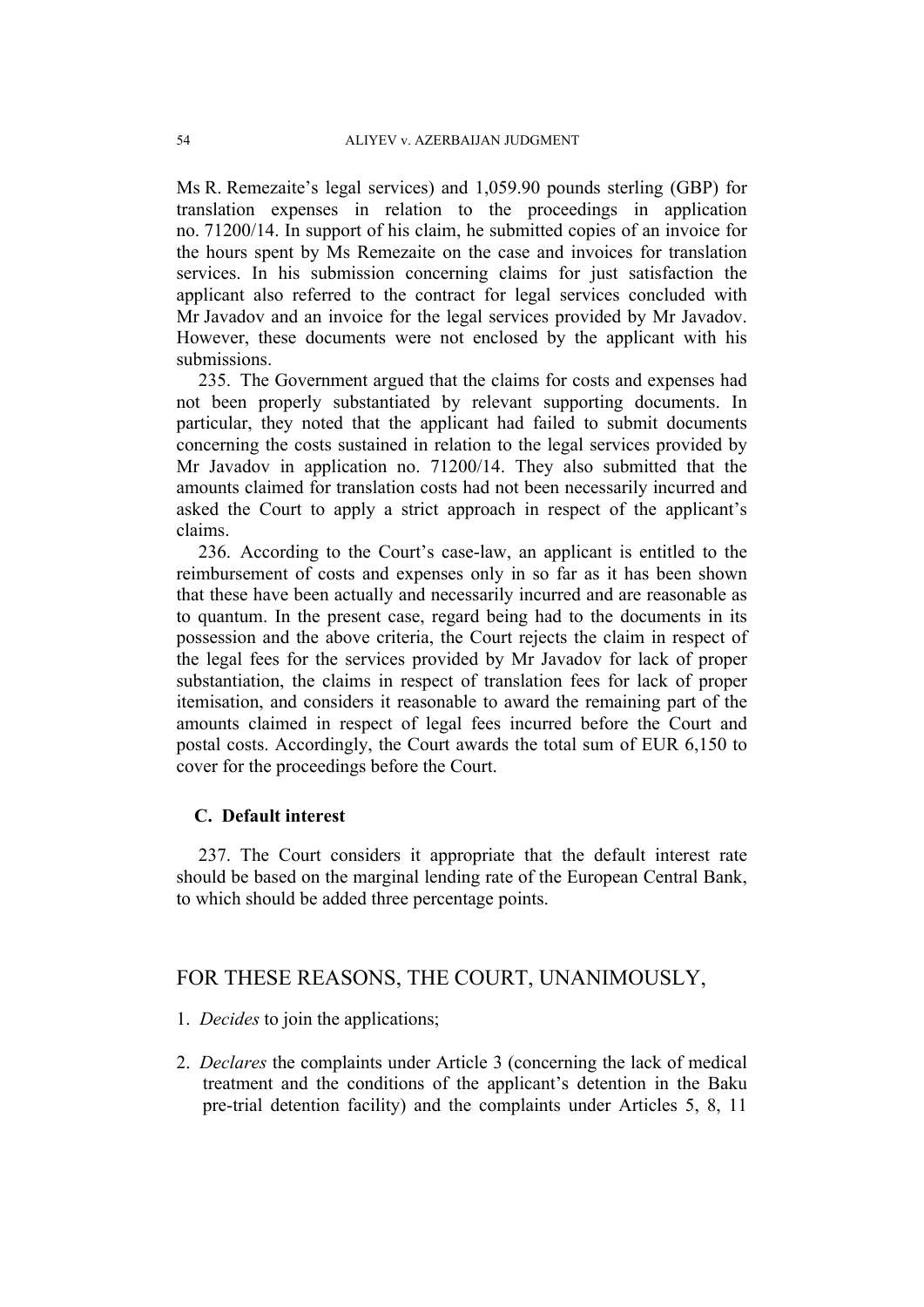Ms R. Remezaite's legal services) and 1,059.90 pounds sterling (GBP) for translation expenses in relation to the proceedings in application no. 71200/14. In support of his claim, he submitted copies of an invoice for the hours spent by Ms Remezaite on the case and invoices for translation services. In his submission concerning claims for just satisfaction the applicant also referred to the contract for legal services concluded with Mr Javadov and an invoice for the legal services provided by Mr Javadov. However, these documents were not enclosed by the applicant with his submissions.

235. The Government argued that the claims for costs and expenses had not been properly substantiated by relevant supporting documents. In particular, they noted that the applicant had failed to submit documents concerning the costs sustained in relation to the legal services provided by Mr Javadov in application no. 71200/14. They also submitted that the amounts claimed for translation costs had not been necessarily incurred and asked the Court to apply a strict approach in respect of the applicant's claims.

236. According to the Court's case-law, an applicant is entitled to the reimbursement of costs and expenses only in so far as it has been shown that these have been actually and necessarily incurred and are reasonable as to quantum. In the present case, regard being had to the documents in its possession and the above criteria, the Court rejects the claim in respect of the legal fees for the services provided by Mr Javadov for lack of proper substantiation, the claims in respect of translation fees for lack of proper itemisation, and considers it reasonable to award the remaining part of the amounts claimed in respect of legal fees incurred before the Court and postal costs. Accordingly, the Court awards the total sum of EUR 6,150 to cover for the proceedings before the Court.

### C. Default interest

237. The Court considers it appropriate that the default interest rate should be based on the marginal lending rate of the European Central Bank, to which should be added three percentage points.

## FOR THESE REASONS, THE COURT, UNANIMOUSLY,

1. *Decides* to join the applications;

2. *Declares* the complaints under Article 3 (concerning the lack of medical treatment and the conditions of the applicant's detention in the Baku pre-trial detention facility) and the complaints under Articles 5, 8, 11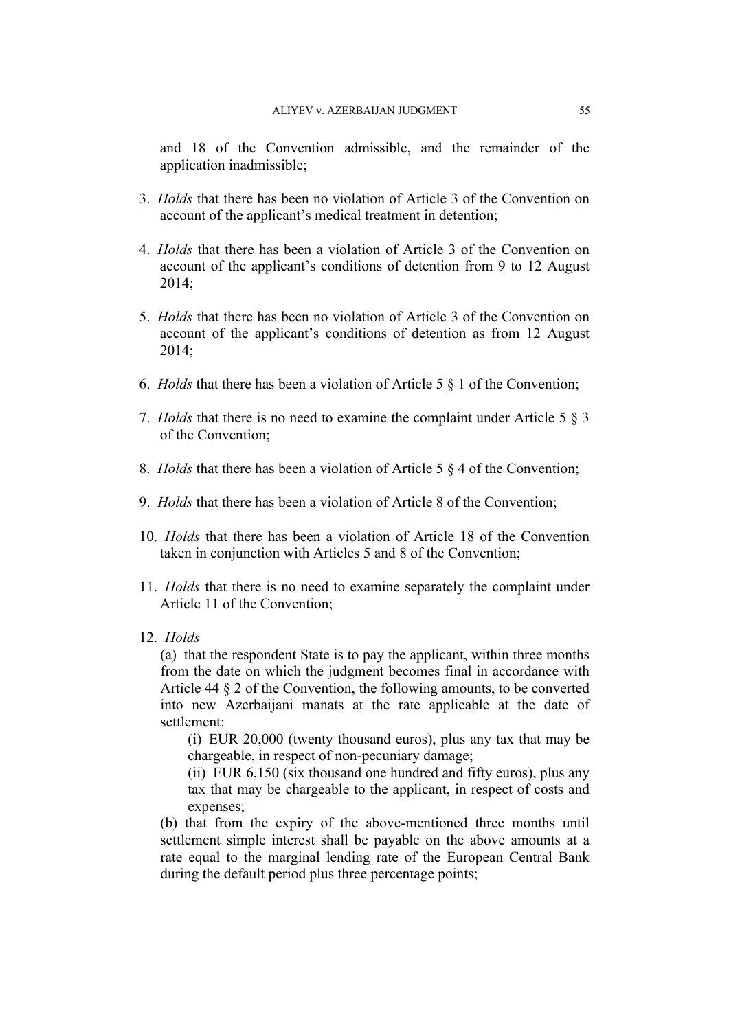and 18 of the Convention admissible, and the remainder of the application inadmissible;

3. *Holds* that there has been no violation of Article 3 of the Convention on account of the applicant's medical treatment in detention;

4. *Holds* that there has been a violation of Article 3 of the Convention on account of the applicant's conditions of detention from 9 to 12 August 2014;

5. *Holds* that there has been no violation of Article 3 of the Convention on account of the applicant's conditions of detention as from 12 August 2014;

6. *Holds* that there has been a violation of Article 5 § 1 of the Convention;

7. *Holds* that there is no need to examine the complaint under Article 5 § 3 of the Convention;

8. *Holds* that there has been a violation of Article 5 § 4 of the Convention;

9. *Holds* that there has been a violation of Article 8 of the Convention;

10. *Holds* that there has been a violation of Article 18 of the Convention taken in conjunction with Articles 5 and 8 of the Convention;

11. *Holds* that there is no need to examine separately the complaint under Article 11 of the Convention;

12. *Holds*

(a) that the respondent State is to pay the applicant, within three months from the date on which the judgment becomes final in accordance with Article 44 § 2 of the Convention, the following amounts, to be converted into new Azerbaijani manats at the rate applicable at the date of settlement:

(i) EUR 20,000 (twenty thousand euros), plus any tax that may be chargeable, in respect of non-pecuniary damage;

(ii) EUR 6,150 (six thousand one hundred and fifty euros), plus any tax that may be chargeable to the applicant, in respect of costs and expenses;

(b) that from the expiry of the above-mentioned three months until settlement simple interest shall be payable on the above amounts at a rate equal to the marginal lending rate of the European Central Bank during the default period plus three percentage points;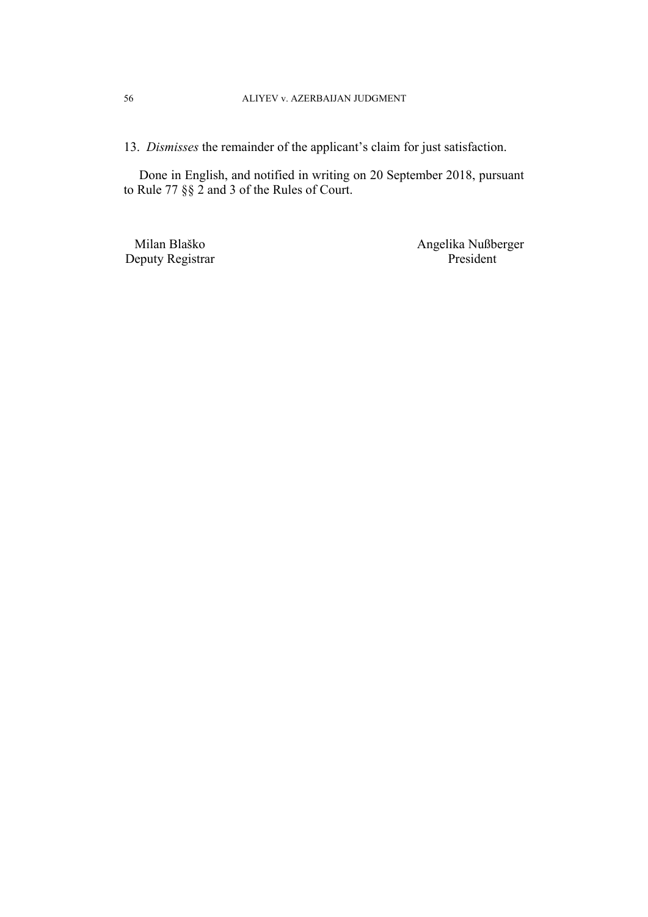13. *Dismisses* the remainder of the applicant's claim for just satisfaction.

Done in English, and notified in writing on 20 September 2018, pursuant to Rule 77 §§ 2 and 3 of the Rules of Court.

| | |
|---|---|
| Milan Blaško<br>Deputy Registrar | Angelika Nußberger<br>President |